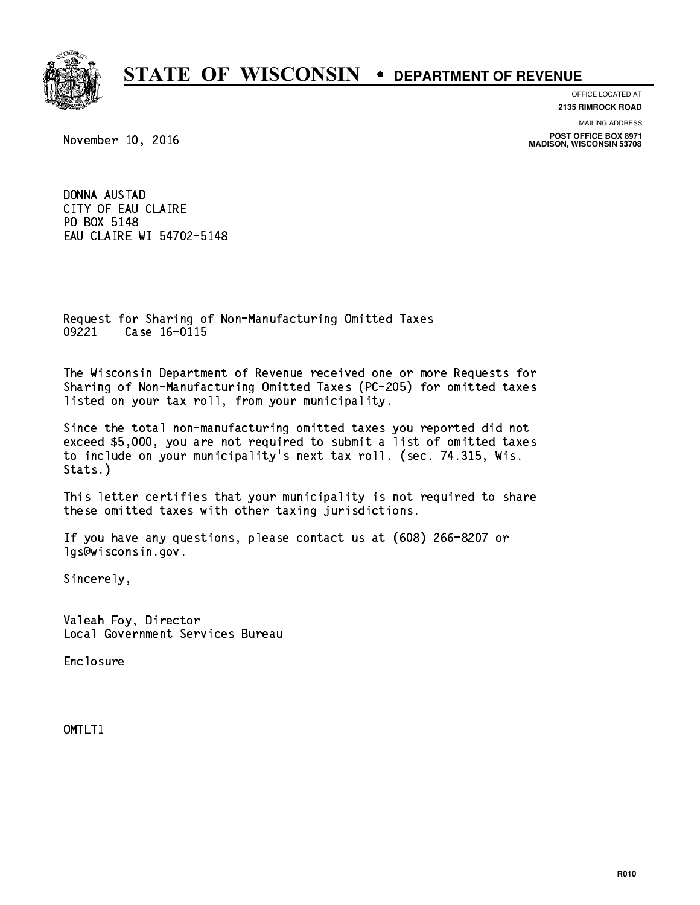# STATE OF WISCONSIN • DEPARTMENT OF REVENUE

OFFICE LOCATED AT
**2135 RIMROCK ROAD**

MAILING ADDRESS
**POST OFFICE BOX 8971**
**MADISON, WISCONSIN 53708**

November 10, 2016

DONNA AUSTAD
CITY OF EAU CLAIRE
PO BOX 5148
EAU CLAIRE WI 54702-5148

Request for Sharing of Non-Manufacturing Omitted Taxes
09221 Case 16-0115

The Wisconsin Department of Revenue received one or more Requests for Sharing of Non-Manufacturing Omitted Taxes (PC-205) for omitted taxes listed on your tax roll, from your municipality.

Since the total non-manufacturing omitted taxes you reported did not exceed $5,000, you are not required to submit a list of omitted taxes to include on your municipality's next tax roll. (sec. 74.315, Wis. Stats.)

This letter certifies that your municipality is not required to share these omitted taxes with other taxing jurisdictions.

If you have any questions, please contact us at (608) 266-8207 or lgs@wisconsin.gov.

Sincerely,

Valeah Foy, Director
Local Government Services Bureau

Enclosure

OMTLT1

R010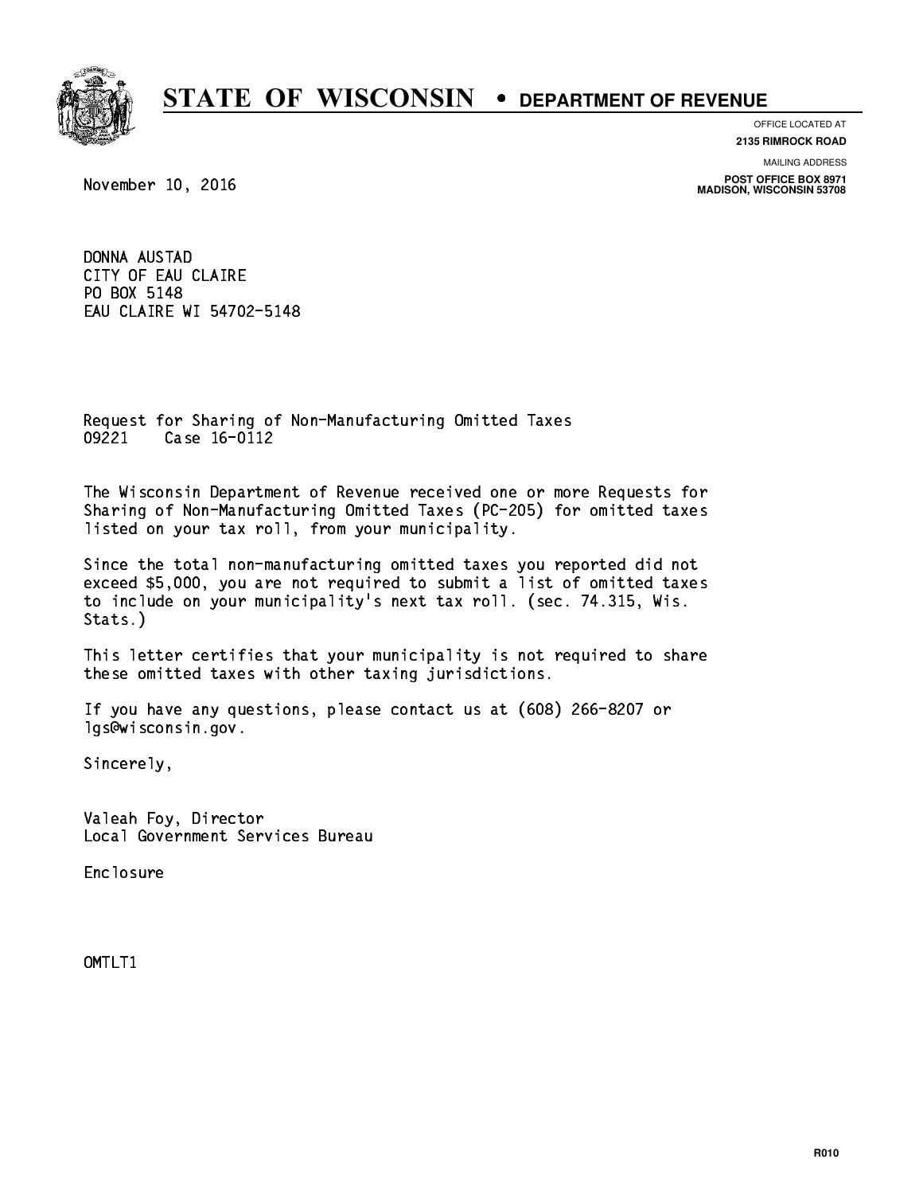# STATE OF WISCONSIN • DEPARTMENT OF REVENUE

OFFICE LOCATED AT
**2135 RIMROCK ROAD**

MAILING ADDRESS
**POST OFFICE BOX 8971**
**MADISON, WISCONSIN 53708**

November 10, 2016

DONNA AUSTAD
CITY OF EAU CLAIRE
PO BOX 5148
EAU CLAIRE WI 54702-5148

Request for Sharing of Non-Manufacturing Omitted Taxes
09221    Case 16-0112

The Wisconsin Department of Revenue received one or more Requests for Sharing of Non-Manufacturing Omitted Taxes (PC-205) for omitted taxes listed on your tax roll, from your municipality.

Since the total non-manufacturing omitted taxes you reported did not exceed $5,000, you are not required to submit a list of omitted taxes to include on your municipality's next tax roll. (sec. 74.315, Wis. Stats.)

This letter certifies that your municipality is not required to share these omitted taxes with other taxing jurisdictions.

If you have any questions, please contact us at (608) 266-8207 or lgs@wisconsin.gov.

Sincerely,

Valeah Foy, Director
Local Government Services Bureau

Enclosure

OMTLT1

R010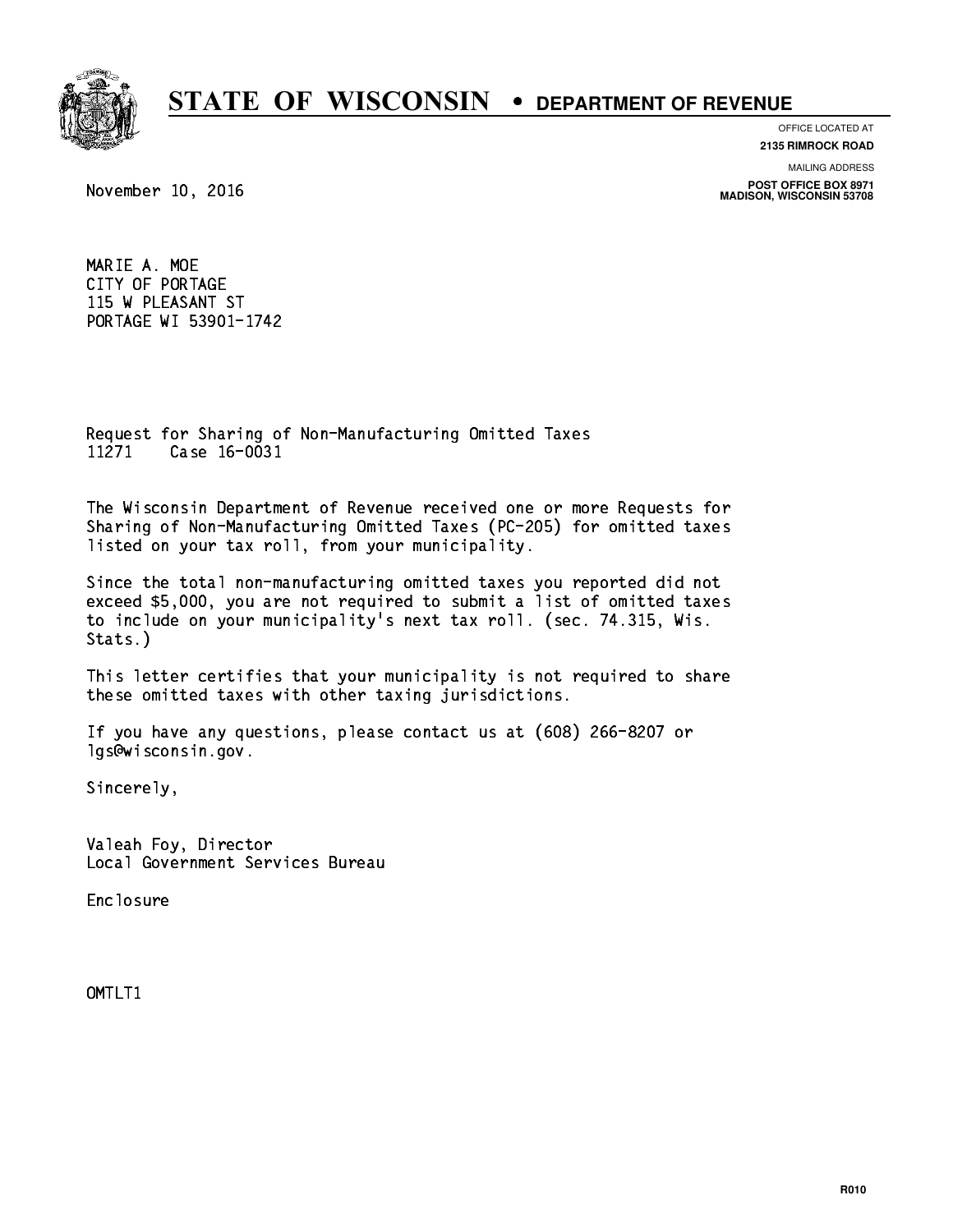# STATE OF WISCONSIN • DEPARTMENT OF REVENUE

OFFICE LOCATED AT
**2135 RIMROCK ROAD**

MAILING ADDRESS
**POST OFFICE BOX 8971**
**MADISON, WISCONSIN 53708**

November 10, 2016

MARIE A. MOE
CITY OF PORTAGE
115 W PLEASANT ST
PORTAGE WI 53901-1742

Request for Sharing of Non-Manufacturing Omitted Taxes
11271 Case 16-0031

The Wisconsin Department of Revenue received one or more Requests for Sharing of Non-Manufacturing Omitted Taxes (PC-205) for omitted taxes listed on your tax roll, from your municipality.

Since the total non-manufacturing omitted taxes you reported did not exceed $5,000, you are not required to submit a list of omitted taxes to include on your municipality's next tax roll. (sec. 74.315, Wis. Stats.)

This letter certifies that your municipality is not required to share these omitted taxes with other taxing jurisdictions.

If you have any questions, please contact us at (608) 266-8207 or lgs@wisconsin.gov.

Sincerely,

Valeah Foy, Director
Local Government Services Bureau

Enclosure

OMTLT1

R010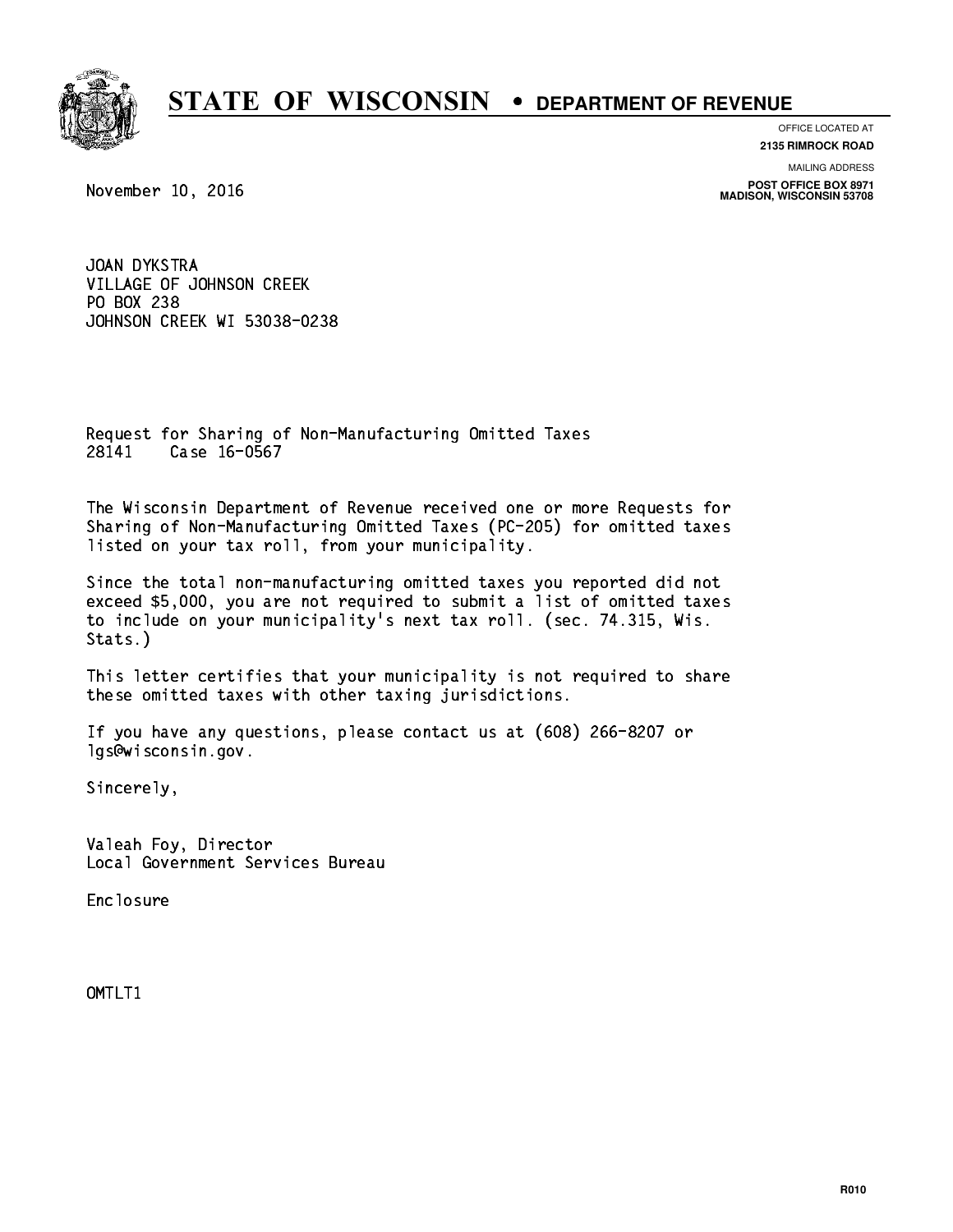# STATE OF WISCONSIN • DEPARTMENT OF REVENUE

OFFICE LOCATED AT
**2135 RIMROCK ROAD**

MAILING ADDRESS
**POST OFFICE BOX 8971**
**MADISON, WISCONSIN 53708**

November 10, 2016

JOAN DYKSTRA
VILLAGE OF JOHNSON CREEK
PO BOX 238
JOHNSON CREEK WI 53038-0238

Request for Sharing of Non-Manufacturing Omitted Taxes
28141 Case 16-0567

The Wisconsin Department of Revenue received one or more Requests for Sharing of Non-Manufacturing Omitted Taxes (PC-205) for omitted taxes listed on your tax roll, from your municipality.

Since the total non-manufacturing omitted taxes you reported did not exceed $5,000, you are not required to submit a list of omitted taxes to include on your municipality's next tax roll. (sec. 74.315, Wis. Stats.)

This letter certifies that your municipality is not required to share these omitted taxes with other taxing jurisdictions.

If you have any questions, please contact us at (608) 266-8207 or lgs@wisconsin.gov.

Sincerely,

Valeah Foy, Director
Local Government Services Bureau

Enclosure

OMTLT1

R010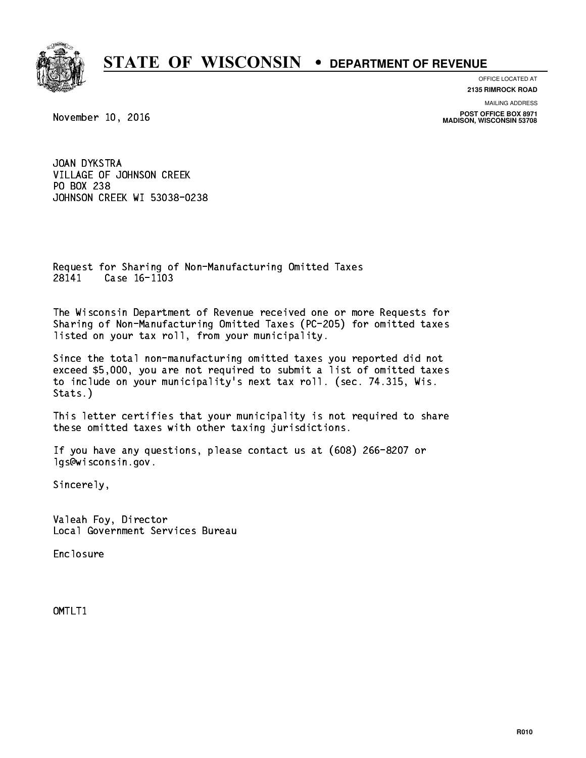# STATE OF WISCONSIN • DEPARTMENT OF REVENUE

OFFICE LOCATED AT
**2135 RIMROCK ROAD**

MAILING ADDRESS
**POST OFFICE BOX 8971**
**MADISON, WISCONSIN 53708**

November 10, 2016

JOAN DYKSTRA
VILLAGE OF JOHNSON CREEK
PO BOX 238
JOHNSON CREEK WI 53038-0238

Request for Sharing of Non-Manufacturing Omitted Taxes
28141 Case 16-1103

The Wisconsin Department of Revenue received one or more Requests for Sharing of Non-Manufacturing Omitted Taxes (PC-205) for omitted taxes listed on your tax roll, from your municipality.

Since the total non-manufacturing omitted taxes you reported did not exceed $5,000, you are not required to submit a list of omitted taxes to include on your municipality's next tax roll. (sec. 74.315, Wis. Stats.)

This letter certifies that your municipality is not required to share these omitted taxes with other taxing jurisdictions.

If you have any questions, please contact us at (608) 266-8207 or lgs@wisconsin.gov.

Sincerely,

Valeah Foy, Director
Local Government Services Bureau

Enclosure

OMTLT1

R010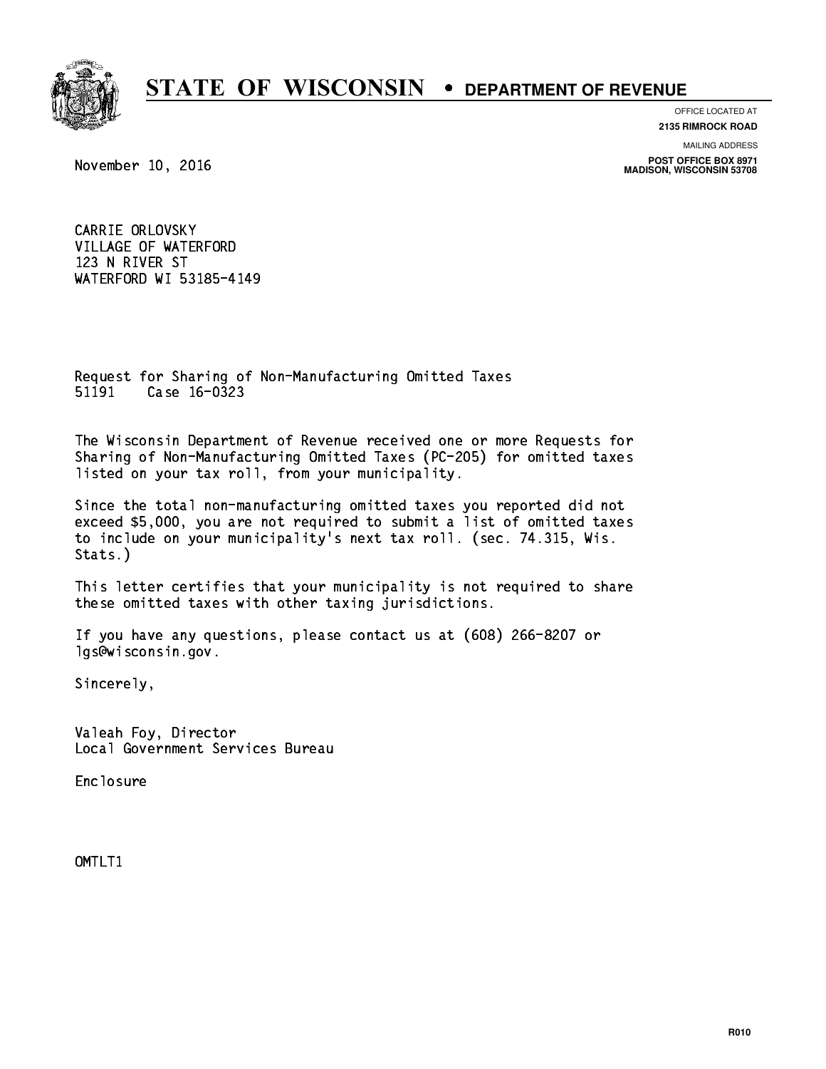# STATE OF WISCONSIN • DEPARTMENT OF REVENUE

OFFICE LOCATED AT
**2135 RIMROCK ROAD**

MAILING ADDRESS
**POST OFFICE BOX 8971**
**MADISON, WISCONSIN 53708**

November 10, 2016

CARRIE ORLOVSKY
VILLAGE OF WATERFORD
123 N RIVER ST
WATERFORD WI 53185-4149

Request for Sharing of Non-Manufacturing Omitted Taxes
51191 Case 16-0323

The Wisconsin Department of Revenue received one or more Requests for Sharing of Non-Manufacturing Omitted Taxes (PC-205) for omitted taxes listed on your tax roll, from your municipality.

Since the total non-manufacturing omitted taxes you reported did not exceed $5,000, you are not required to submit a list of omitted taxes to include on your municipality's next tax roll. (sec. 74.315, Wis. Stats.)

This letter certifies that your municipality is not required to share these omitted taxes with other taxing jurisdictions.

If you have any questions, please contact us at (608) 266-8207 or lgs@wisconsin.gov.

Sincerely,

Valeah Foy, Director
Local Government Services Bureau

Enclosure

OMTLT1

R010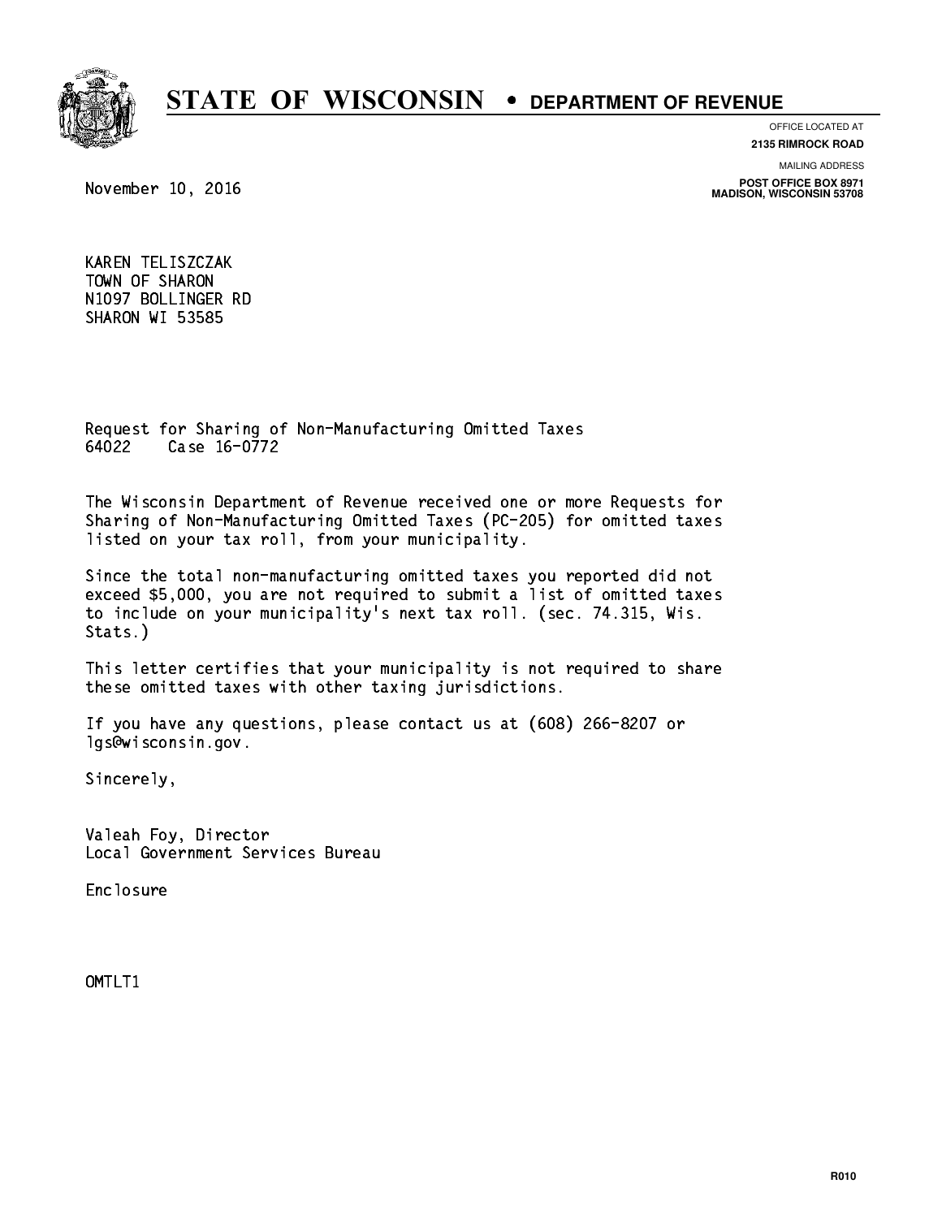# STATE OF WISCONSIN • DEPARTMENT OF REVENUE

OFFICE LOCATED AT
**2135 RIMROCK ROAD**

MAILING ADDRESS
**POST OFFICE BOX 8971**
**MADISON, WISCONSIN 53708**

November 10, 2016

KAREN TELISZCZAK
TOWN OF SHARON
N1097 BOLLINGER RD
SHARON WI 53585

Request for Sharing of Non-Manufacturing Omitted Taxes
64022 Case 16-0772

The Wisconsin Department of Revenue received one or more Requests for Sharing of Non-Manufacturing Omitted Taxes (PC-205) for omitted taxes listed on your tax roll, from your municipality.

Since the total non-manufacturing omitted taxes you reported did not exceed $5,000, you are not required to submit a list of omitted taxes to include on your municipality's next tax roll. (sec. 74.315, Wis. Stats.)

This letter certifies that your municipality is not required to share these omitted taxes with other taxing jurisdictions.

If you have any questions, please contact us at (608) 266-8207 or lgs@wisconsin.gov.

Sincerely,

Valeah Foy, Director
Local Government Services Bureau

Enclosure

OMTLT1

R010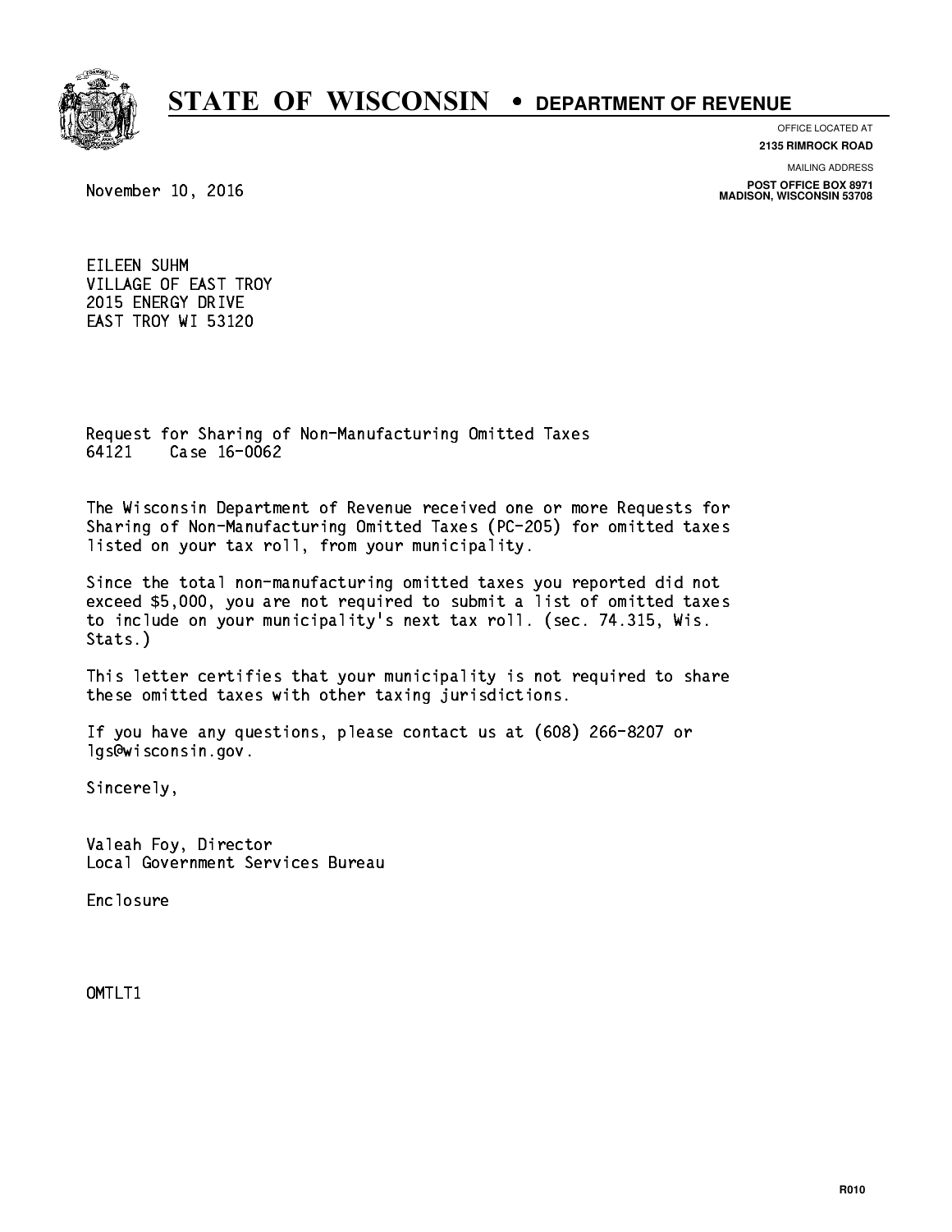# STATE OF WISCONSIN • DEPARTMENT OF REVENUE

OFFICE LOCATED AT
**2135 RIMROCK ROAD**

MAILING ADDRESS
**POST OFFICE BOX 8971**
**MADISON, WISCONSIN 53708**

November 10, 2016

EILEEN SUHM
VILLAGE OF EAST TROY
2015 ENERGY DRIVE
EAST TROY WI 53120

Request for Sharing of Non-Manufacturing Omitted Taxes
64121 Case 16-0062

The Wisconsin Department of Revenue received one or more Requests for Sharing of Non-Manufacturing Omitted Taxes (PC-205) for omitted taxes listed on your tax roll, from your municipality.

Since the total non-manufacturing omitted taxes you reported did not exceed $5,000, you are not required to submit a list of omitted taxes to include on your municipality's next tax roll. (sec. 74.315, Wis. Stats.)

This letter certifies that your municipality is not required to share these omitted taxes with other taxing jurisdictions.

If you have any questions, please contact us at (608) 266-8207 or lgs@wisconsin.gov.

Sincerely,

Valeah Foy, Director
Local Government Services Bureau

Enclosure

OMTLT1

R010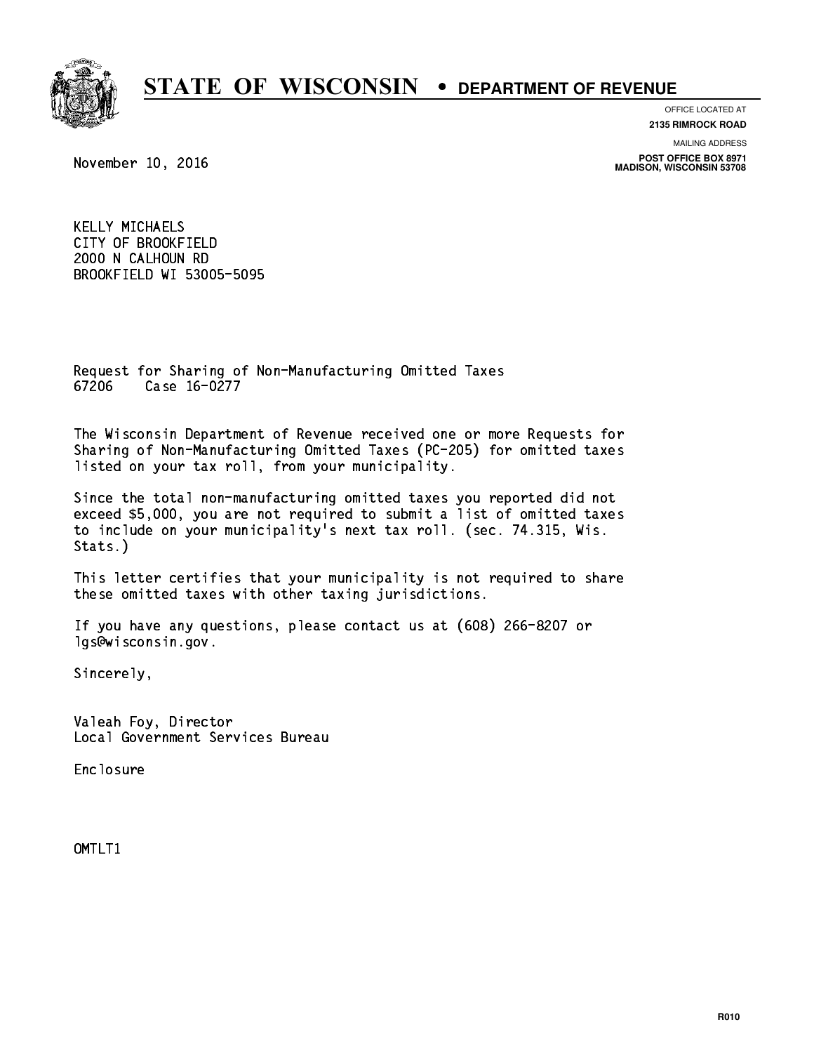# STATE OF WISCONSIN • DEPARTMENT OF REVENUE

OFFICE LOCATED AT
**2135 RIMROCK ROAD**

MAILING ADDRESS
**POST OFFICE BOX 8971**
**MADISON, WISCONSIN 53708**

November 10, 2016

KELLY MICHAELS
CITY OF BROOKFIELD
2000 N CALHOUN RD
BROOKFIELD WI 53005-5095

Request for Sharing of Non-Manufacturing Omitted Taxes
67206 Case 16-0277

The Wisconsin Department of Revenue received one or more Requests for Sharing of Non-Manufacturing Omitted Taxes (PC-205) for omitted taxes listed on your tax roll, from your municipality.

Since the total non-manufacturing omitted taxes you reported did not exceed $5,000, you are not required to submit a list of omitted taxes to include on your municipality's next tax roll. (sec. 74.315, Wis. Stats.)

This letter certifies that your municipality is not required to share these omitted taxes with other taxing jurisdictions.

If you have any questions, please contact us at (608) 266-8207 or lgs@wisconsin.gov.

Sincerely,

Valeah Foy, Director
Local Government Services Bureau

Enclosure

OMTLT1

R010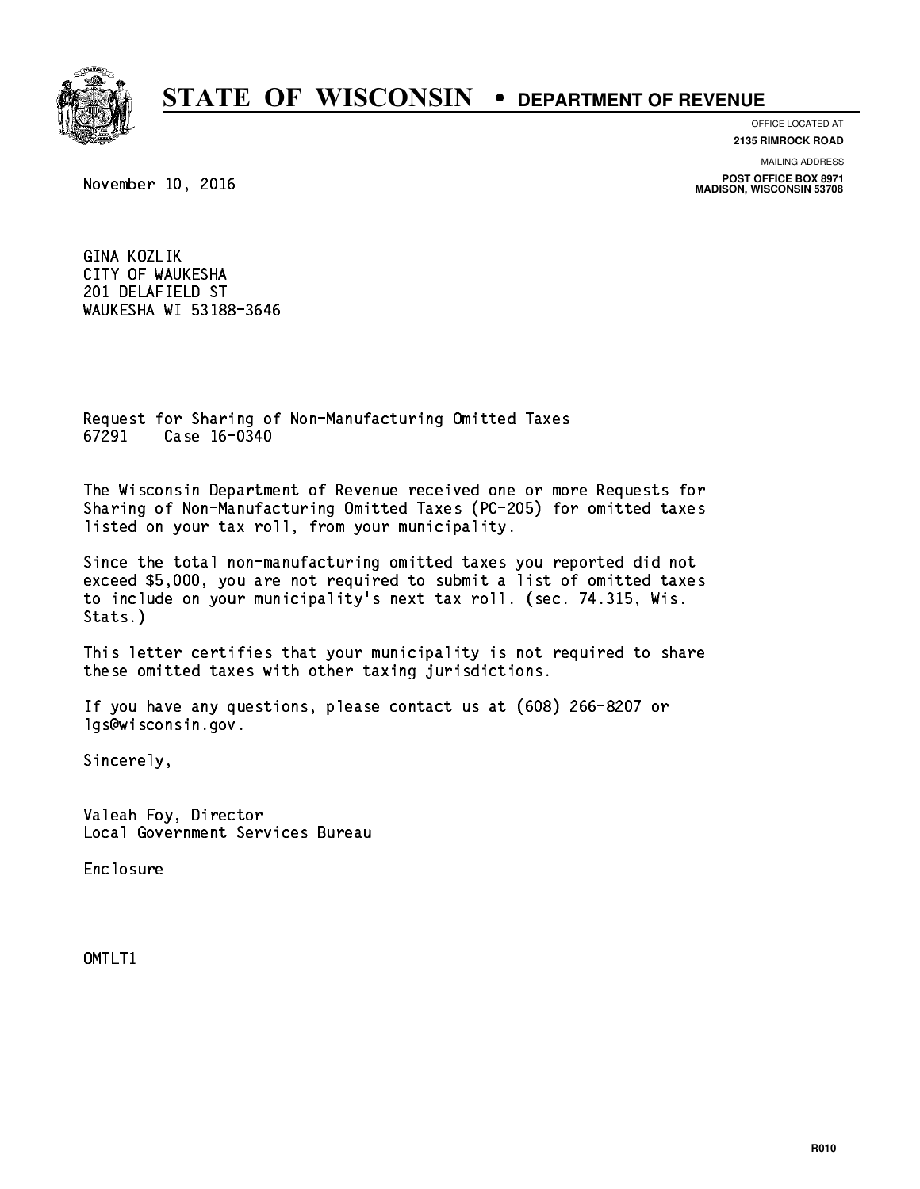# STATE OF WISCONSIN • DEPARTMENT OF REVENUE

OFFICE LOCATED AT
**2135 RIMROCK ROAD**

MAILING ADDRESS
**POST OFFICE BOX 8971**
**MADISON, WISCONSIN 53708**

November 10, 2016

GINA KOZLIK
CITY OF WAUKESHA
201 DELAFIELD ST
WAUKESHA WI 53188-3646

Request for Sharing of Non-Manufacturing Omitted Taxes
67291 Case 16-0340

The Wisconsin Department of Revenue received one or more Requests for Sharing of Non-Manufacturing Omitted Taxes (PC-205) for omitted taxes listed on your tax roll, from your municipality.

Since the total non-manufacturing omitted taxes you reported did not exceed $5,000, you are not required to submit a list of omitted taxes to include on your municipality's next tax roll. (sec. 74.315, Wis. Stats.)

This letter certifies that your municipality is not required to share these omitted taxes with other taxing jurisdictions.

If you have any questions, please contact us at (608) 266-8207 or lgs@wisconsin.gov.

Sincerely,

Valeah Foy, Director
Local Government Services Bureau

Enclosure

OMTLT1

R010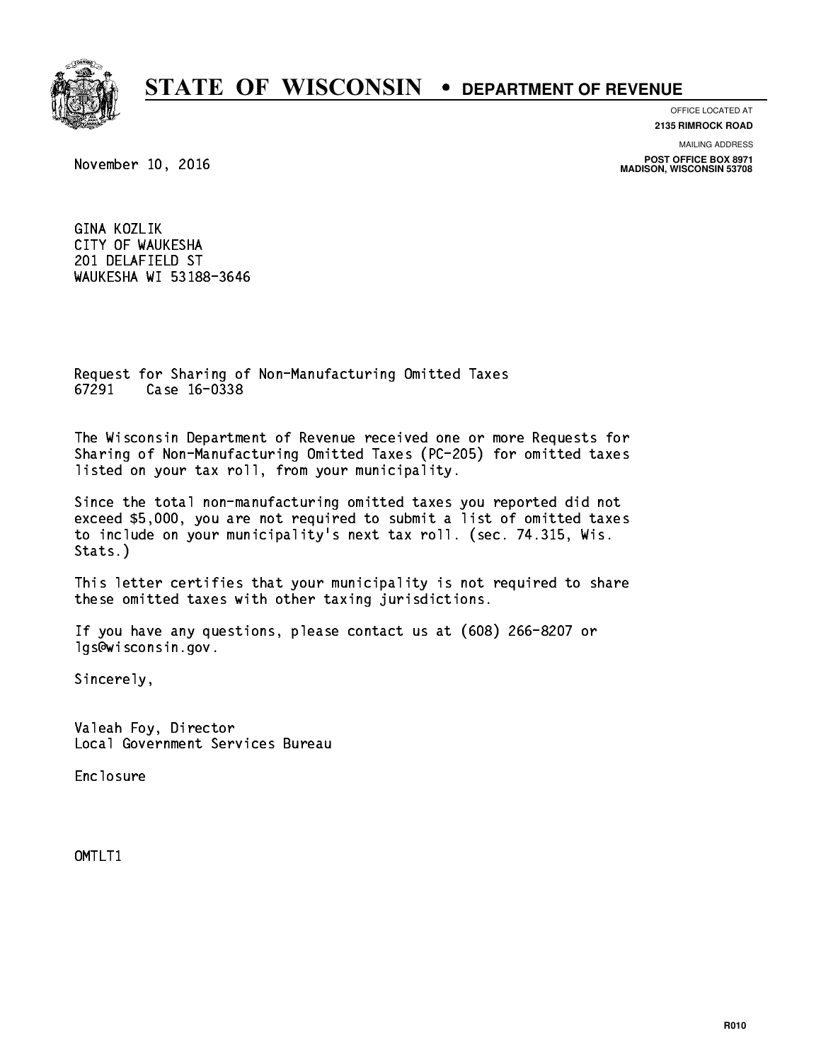# STATE OF WISCONSIN • DEPARTMENT OF REVENUE

OFFICE LOCATED AT
**2135 RIMROCK ROAD**

MAILING ADDRESS
**POST OFFICE BOX 8971**
**MADISON, WISCONSIN 53708**

November 10, 2016

GINA KOZLIK
CITY OF WAUKESHA
201 DELAFIELD ST
WAUKESHA WI 53188-3646

Request for Sharing of Non-Manufacturing Omitted Taxes
67291    Case 16-0338

The Wisconsin Department of Revenue received one or more Requests for Sharing of Non-Manufacturing Omitted Taxes (PC-205) for omitted taxes listed on your tax roll, from your municipality.

Since the total non-manufacturing omitted taxes you reported did not exceed $5,000, you are not required to submit a list of omitted taxes to include on your municipality's next tax roll. (sec. 74.315, Wis. Stats.)

This letter certifies that your municipality is not required to share these omitted taxes with other taxing jurisdictions.

If you have any questions, please contact us at (608) 266-8207 or lgs@wisconsin.gov.

Sincerely,

Valeah Foy, Director
Local Government Services Bureau

Enclosure

OMTLT1

R010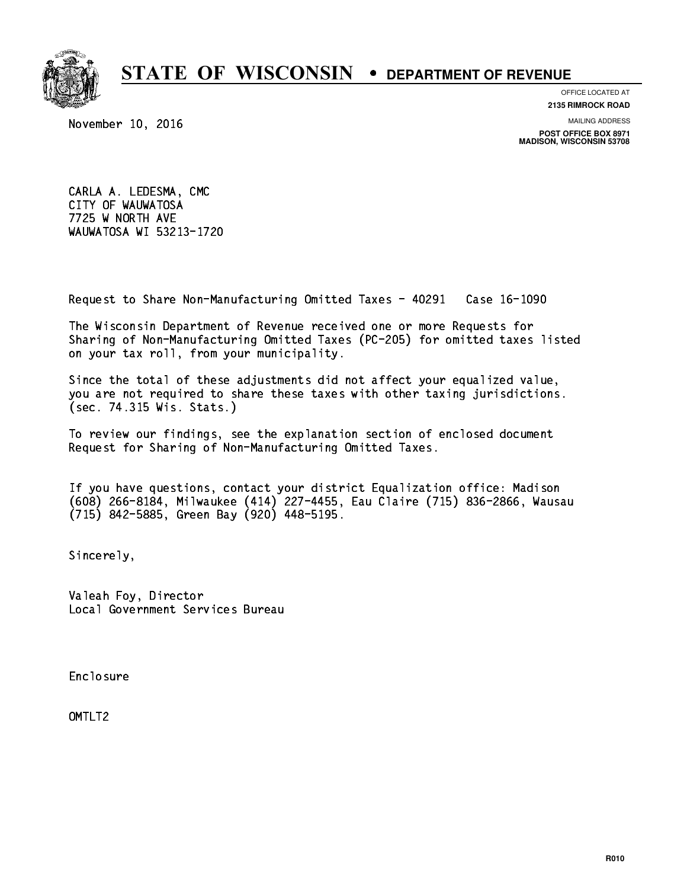# STATE OF WISCONSIN • DEPARTMENT OF REVENUE

OFFICE LOCATED AT
**2135 RIMROCK ROAD**

MAILING ADDRESS
**POST OFFICE BOX 8971**
**MADISON, WISCONSIN 53708**

November 10, 2016

CARLA A. LEDESMA, CMC
CITY OF WAUWATOSA
7725 W NORTH AVE
WAUWATOSA WI 53213-1720

Request to Share Non-Manufacturing Omitted Taxes - 40291   Case 16-1090

The Wisconsin Department of Revenue received one or more Requests for Sharing of Non-Manufacturing Omitted Taxes (PC-205) for omitted taxes listed on your tax roll, from your municipality.

Since the total of these adjustments did not affect your equalized value, you are not required to share these taxes with other taxing jurisdictions. (sec. 74.315 Wis. Stats.)

To review our findings, see the explanation section of enclosed document Request for Sharing of Non-Manufacturing Omitted Taxes.

If you have questions, contact your district Equalization office: Madison (608) 266-8184, Milwaukee (414) 227-4455, Eau Claire (715) 836-2866, Wausau (715) 842-5885, Green Bay (920) 448-5195.

Sincerely,

Valeah Foy, Director
Local Government Services Bureau

Enclosure

OMTLT2

R010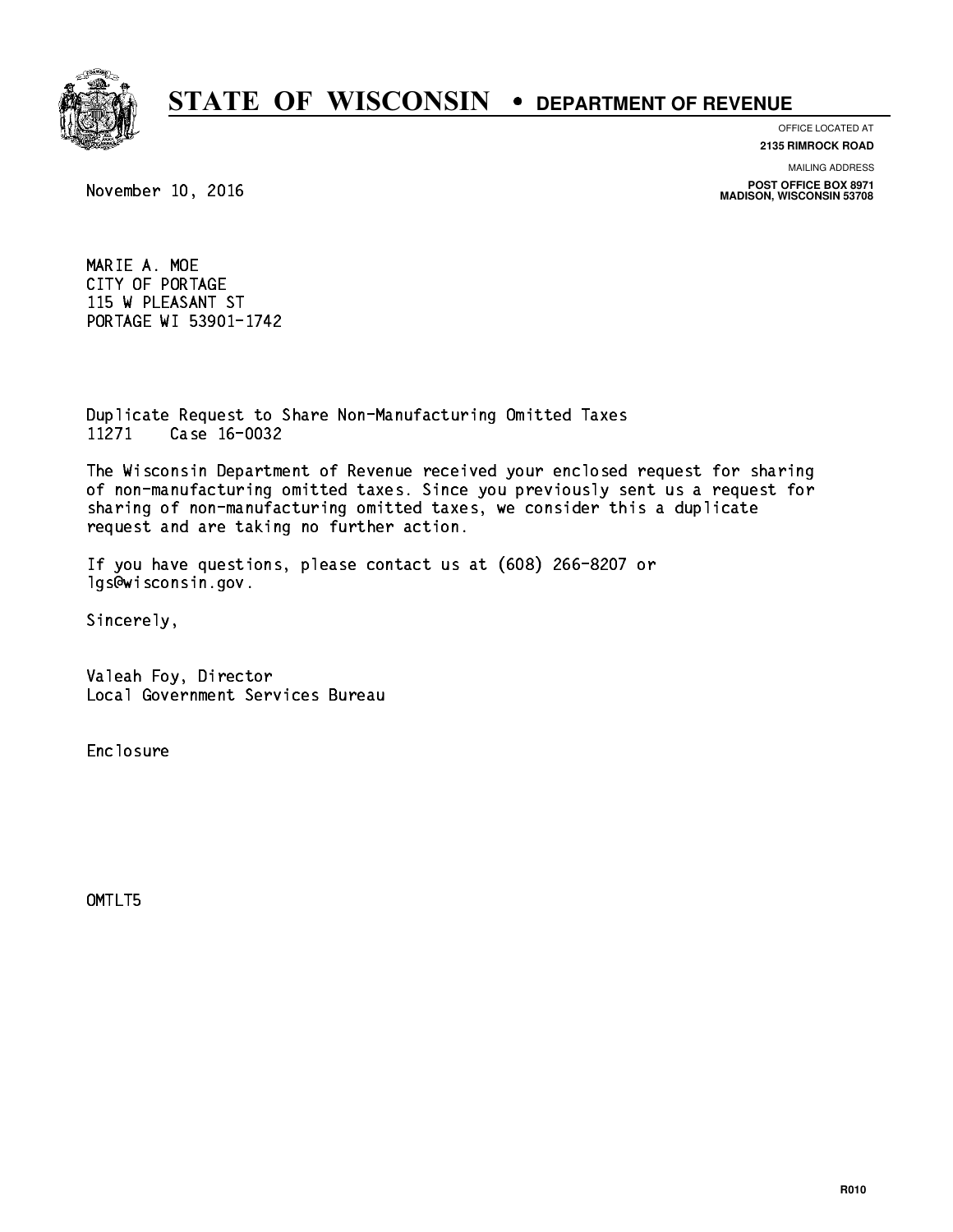# STATE OF WISCONSIN • DEPARTMENT OF REVENUE

OFFICE LOCATED AT
**2135 RIMROCK ROAD**

MAILING ADDRESS
**POST OFFICE BOX 8971**
**MADISON, WISCONSIN 53708**

November 10, 2016

MARIE A. MOE
CITY OF PORTAGE
115 W PLEASANT ST
PORTAGE WI 53901-1742

Duplicate Request to Share Non-Manufacturing Omitted Taxes
11271    Case 16-0032

The Wisconsin Department of Revenue received your enclosed request for sharing of non-manufacturing omitted taxes. Since you previously sent us a request for sharing of non-manufacturing omitted taxes, we consider this a duplicate request and are taking no further action.

If you have questions, please contact us at (608) 266-8207 or lgs@wisconsin.gov.

Sincerely,

Valeah Foy, Director
Local Government Services Bureau

Enclosure

OMTLT5

R010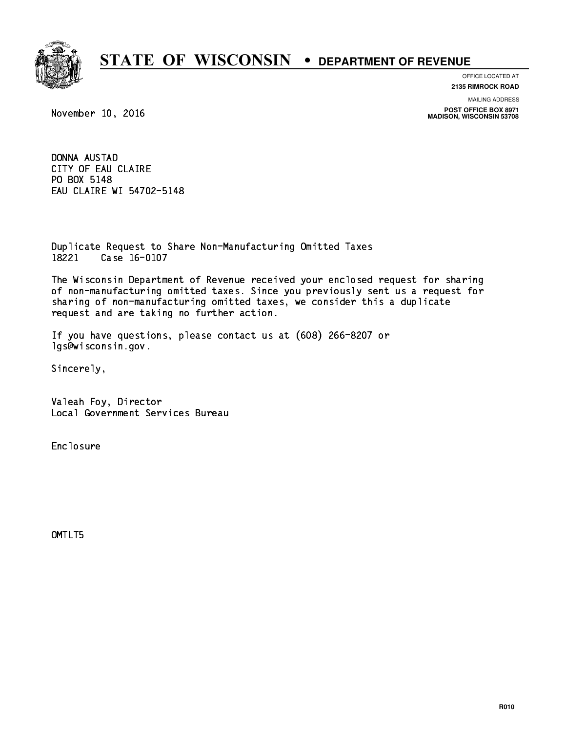# STATE OF WISCONSIN • DEPARTMENT OF REVENUE

OFFICE LOCATED AT
**2135 RIMROCK ROAD**

MAILING ADDRESS
**POST OFFICE BOX 8971**
**MADISON, WISCONSIN 53708**

November 10, 2016

DONNA AUSTAD
CITY OF EAU CLAIRE
PO BOX 5148
EAU CLAIRE WI 54702-5148

Duplicate Request to Share Non-Manufacturing Omitted Taxes
18221 Case 16-0107

The Wisconsin Department of Revenue received your enclosed request for sharing of non-manufacturing omitted taxes. Since you previously sent us a request for sharing of non-manufacturing omitted taxes, we consider this a duplicate request and are taking no further action.

If you have questions, please contact us at (608) 266-8207 or lgs@wisconsin.gov.

Sincerely,

Valeah Foy, Director
Local Government Services Bureau

Enclosure

OMTLT5

R010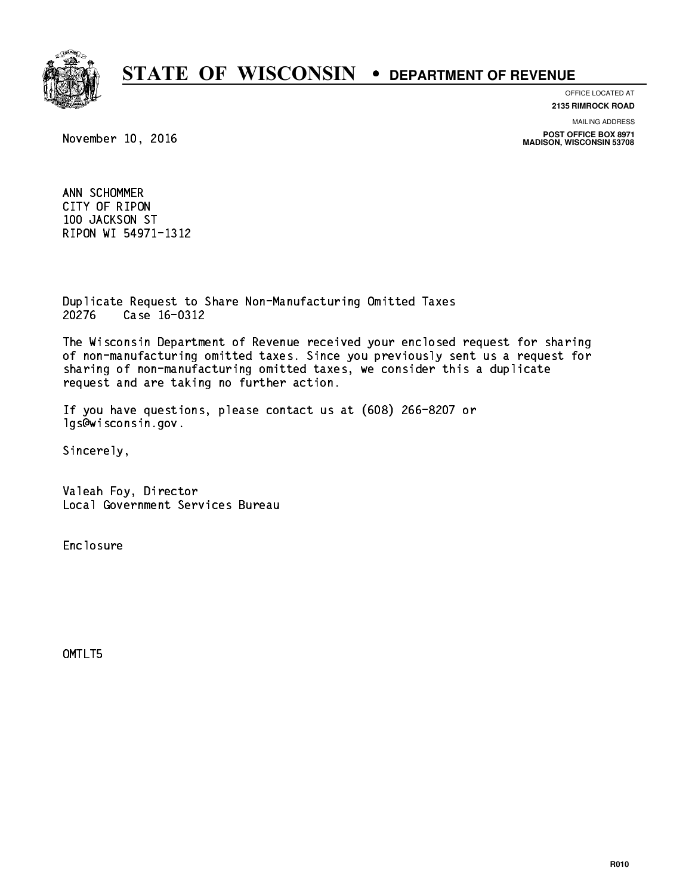# STATE OF WISCONSIN • DEPARTMENT OF REVENUE

OFFICE LOCATED AT
**2135 RIMROCK ROAD**

MAILING ADDRESS
**POST OFFICE BOX 8971**
**MADISON, WISCONSIN 53708**

November 10, 2016

ANN SCHOMMER
CITY OF RIPON
100 JACKSON ST
RIPON WI 54971-1312

Duplicate Request to Share Non-Manufacturing Omitted Taxes
20276 Case 16-0312

The Wisconsin Department of Revenue received your enclosed request for sharing of non-manufacturing omitted taxes. Since you previously sent us a request for sharing of non-manufacturing omitted taxes, we consider this a duplicate request and are taking no further action.

If you have questions, please contact us at (608) 266-8207 or lgs@wisconsin.gov.

Sincerely,

Valeah Foy, Director
Local Government Services Bureau

Enclosure

OMTLT5

R010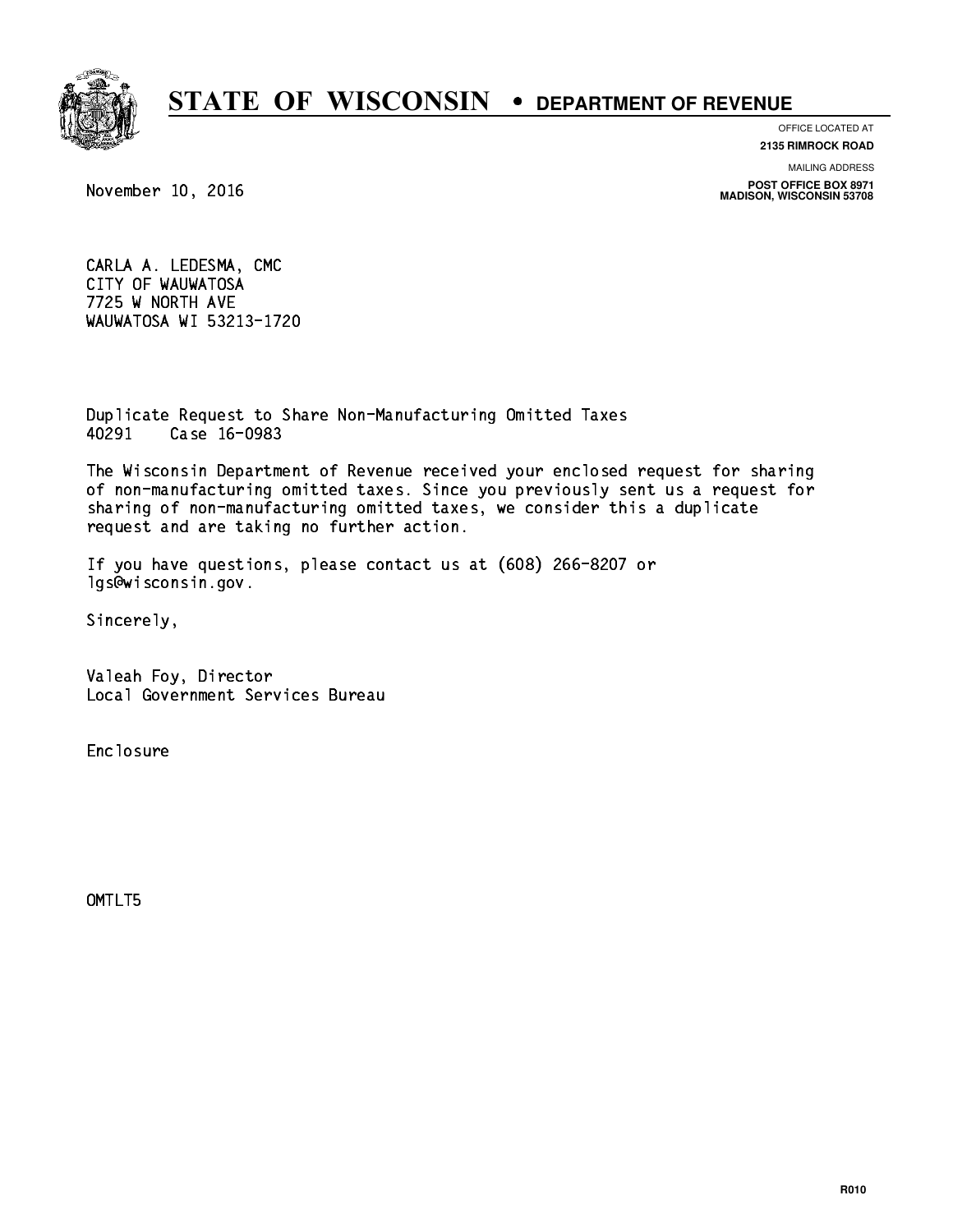# STATE OF WISCONSIN • DEPARTMENT OF REVENUE

OFFICE LOCATED AT
**2135 RIMROCK ROAD**

MAILING ADDRESS
**POST OFFICE BOX 8971**
**MADISON, WISCONSIN 53708**

November 10, 2016

CARLA A. LEDESMA, CMC
CITY OF WAUWATOSA
7725 W NORTH AVE
WAUWATOSA WI 53213-1720

Duplicate Request to Share Non-Manufacturing Omitted Taxes
40291    Case 16-0983

The Wisconsin Department of Revenue received your enclosed request for sharing of non-manufacturing omitted taxes. Since you previously sent us a request for sharing of non-manufacturing omitted taxes, we consider this a duplicate request and are taking no further action.

If you have questions, please contact us at (608) 266-8207 or lgs@wisconsin.gov.

Sincerely,

Valeah Foy, Director
Local Government Services Bureau

Enclosure

OMTLT5

R010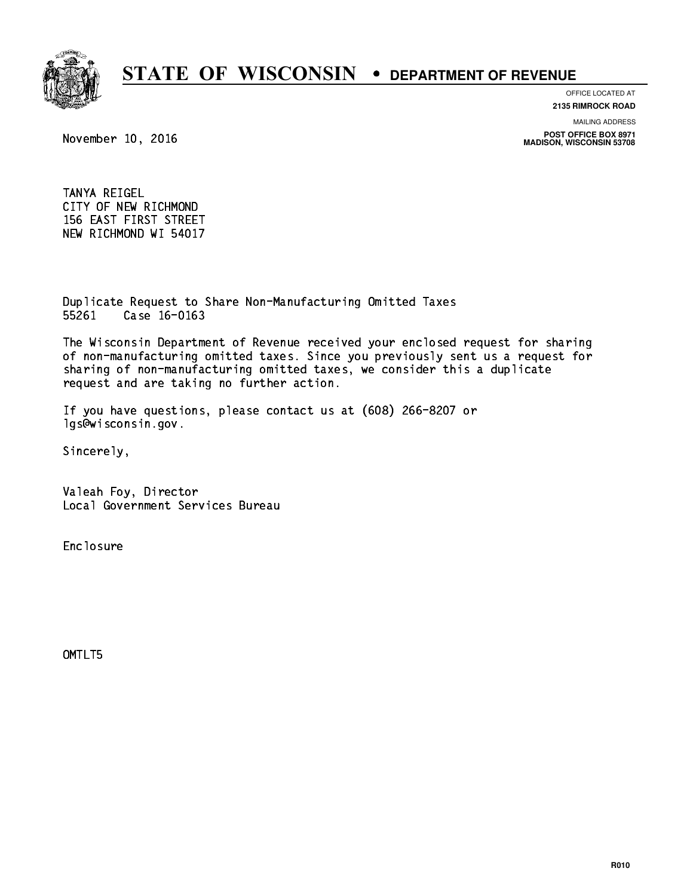# STATE OF WISCONSIN • DEPARTMENT OF REVENUE

OFFICE LOCATED AT
**2135 RIMROCK ROAD**

MAILING ADDRESS
**POST OFFICE BOX 8971**
**MADISON, WISCONSIN 53708**

November 10, 2016

TANYA REIGEL
CITY OF NEW RICHMOND
156 EAST FIRST STREET
NEW RICHMOND WI 54017

Duplicate Request to Share Non-Manufacturing Omitted Taxes
55261 Case 16-0163

The Wisconsin Department of Revenue received your enclosed request for sharing of non-manufacturing omitted taxes. Since you previously sent us a request for sharing of non-manufacturing omitted taxes, we consider this a duplicate request and are taking no further action.

If you have questions, please contact us at (608) 266-8207 or lgs@wisconsin.gov.

Sincerely,

Valeah Foy, Director
Local Government Services Bureau

Enclosure

OMTLT5

R010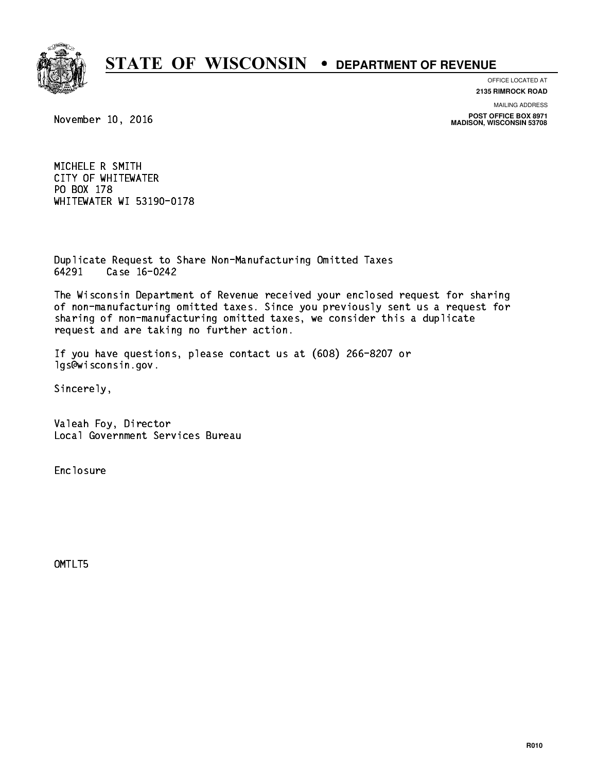# STATE OF WISCONSIN • DEPARTMENT OF REVENUE

OFFICE LOCATED AT
**2135 RIMROCK ROAD**

MAILING ADDRESS
**POST OFFICE BOX 8971**
**MADISON, WISCONSIN 53708**

November 10, 2016

MICHELE R SMITH
CITY OF WHITEWATER
PO BOX 178
WHITEWATER WI 53190-0178

Duplicate Request to Share Non-Manufacturing Omitted Taxes
64291 Case 16-0242

The Wisconsin Department of Revenue received your enclosed request for sharing of non-manufacturing omitted taxes. Since you previously sent us a request for sharing of non-manufacturing omitted taxes, we consider this a duplicate request and are taking no further action.

If you have questions, please contact us at (608) 266-8207 or lgs@wisconsin.gov.

Sincerely,

Valeah Foy, Director
Local Government Services Bureau

Enclosure

OMTLT5

R010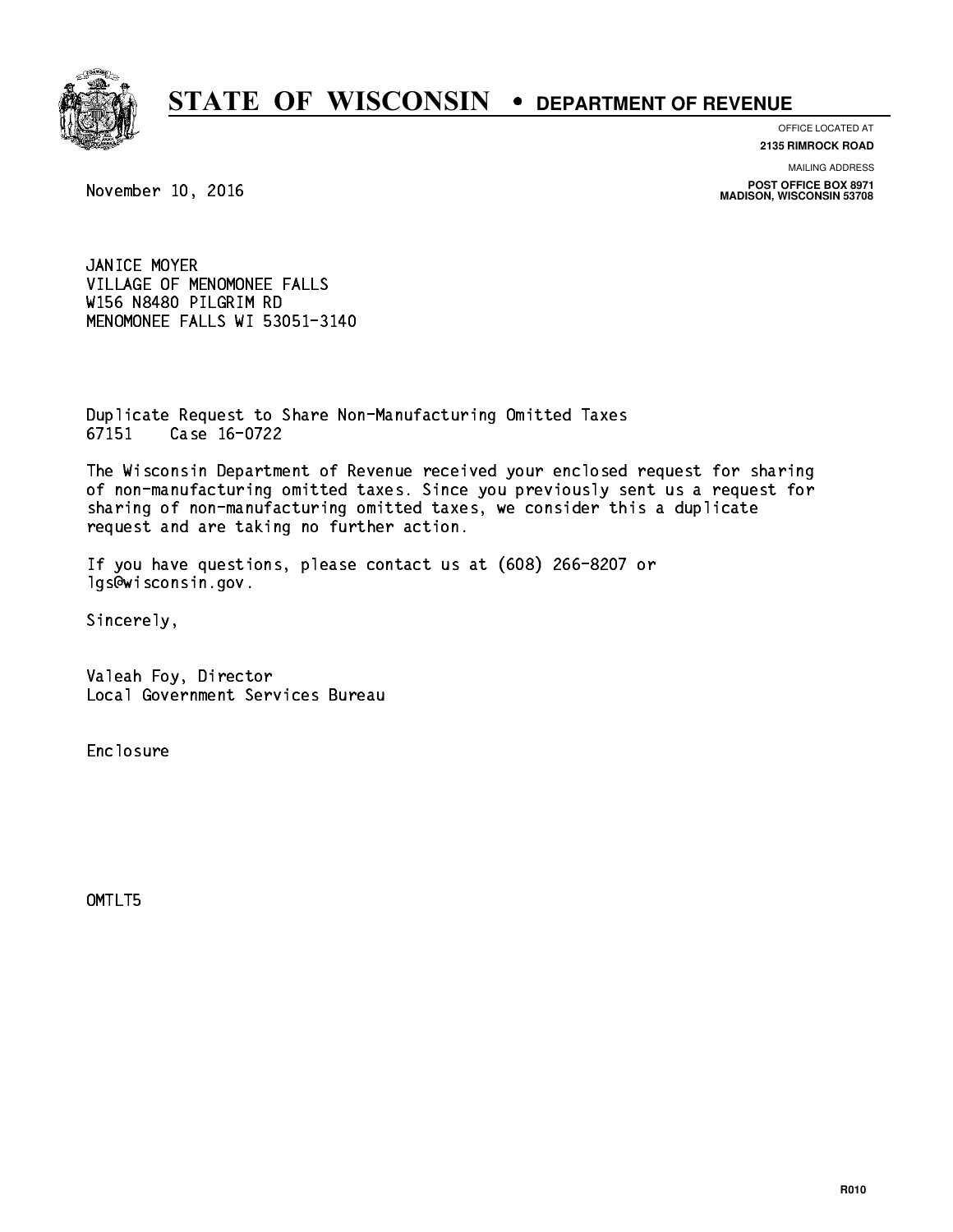# STATE OF WISCONSIN • DEPARTMENT OF REVENUE

OFFICE LOCATED AT
**2135 RIMROCK ROAD**

MAILING ADDRESS
**POST OFFICE BOX 8971**
**MADISON, WISCONSIN 53708**

November 10, 2016

JANICE MOYER
VILLAGE OF MENOMONEE FALLS
W156 N8480 PILGRIM RD
MENOMONEE FALLS WI 53051-3140

Duplicate Request to Share Non-Manufacturing Omitted Taxes
67151 Case 16-0722

The Wisconsin Department of Revenue received your enclosed request for sharing of non-manufacturing omitted taxes. Since you previously sent us a request for sharing of non-manufacturing omitted taxes, we consider this a duplicate request and are taking no further action.

If you have questions, please contact us at (608) 266-8207 or lgs@wisconsin.gov.

Sincerely,

Valeah Foy, Director
Local Government Services Bureau

Enclosure

OMTLT5

R010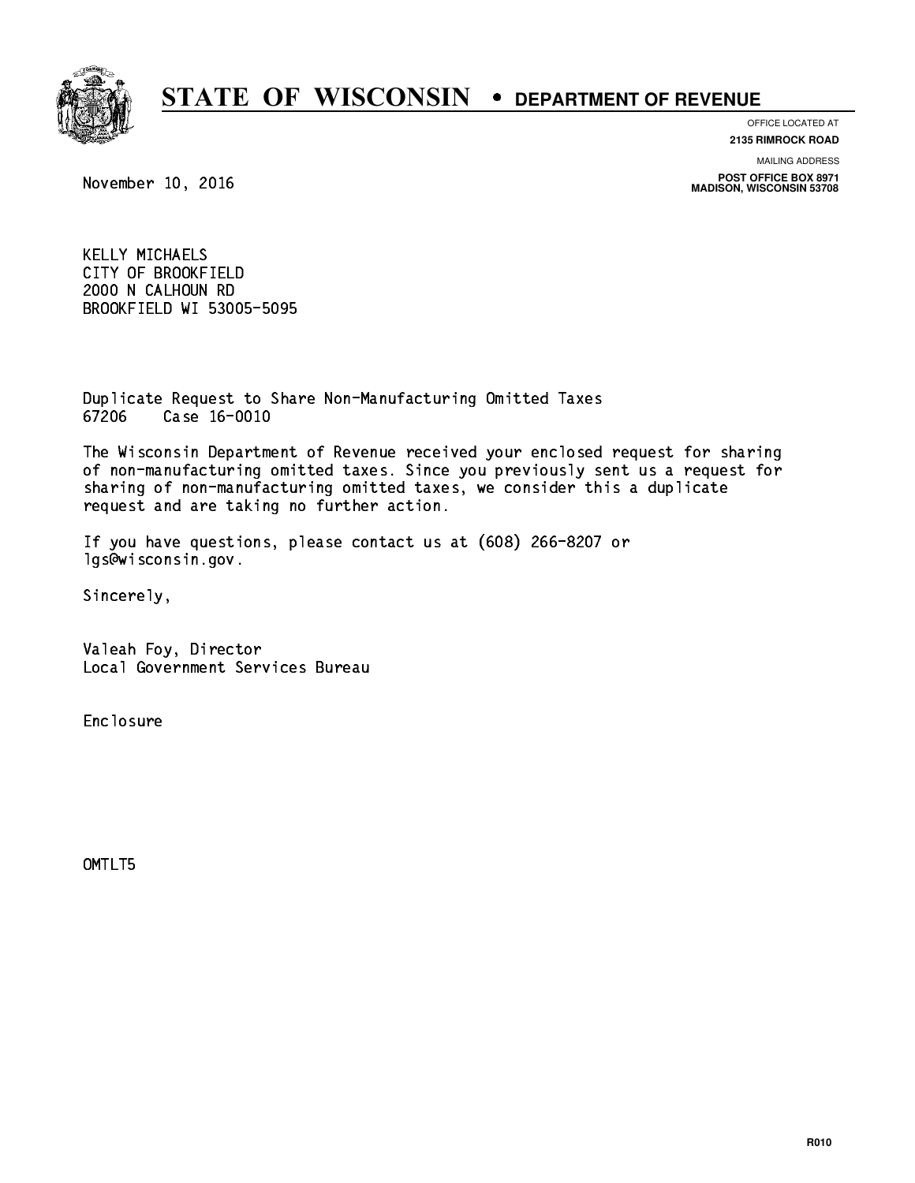# STATE OF WISCONSIN • DEPARTMENT OF REVENUE

OFFICE LOCATED AT
**2135 RIMROCK ROAD**

MAILING ADDRESS
**POST OFFICE BOX 8971**
**MADISON, WISCONSIN 53708**

November 10, 2016

KELLY MICHAELS
CITY OF BROOKFIELD
2000 N CALHOUN RD
BROOKFIELD WI 53005-5095

Duplicate Request to Share Non-Manufacturing Omitted Taxes
67206    Case 16-0010

The Wisconsin Department of Revenue received your enclosed request for sharing of non-manufacturing omitted taxes. Since you previously sent us a request for sharing of non-manufacturing omitted taxes, we consider this a duplicate request and are taking no further action.

If you have questions, please contact us at (608) 266-8207 or lgs@wisconsin.gov.

Sincerely,

Valeah Foy, Director
Local Government Services Bureau

Enclosure

OMTLT5

R010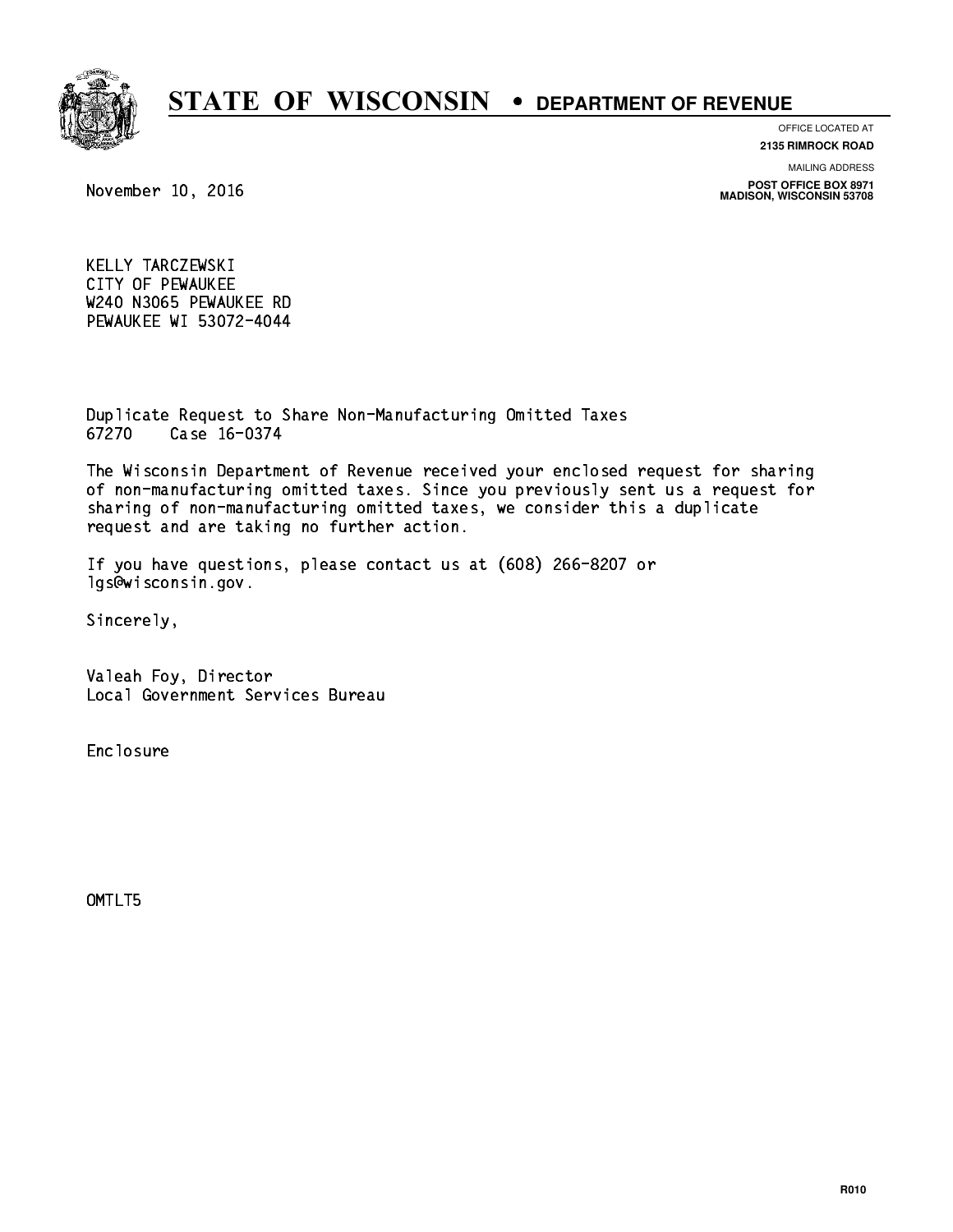# STATE OF WISCONSIN • DEPARTMENT OF REVENUE

OFFICE LOCATED AT
**2135 RIMROCK ROAD**

MAILING ADDRESS
**POST OFFICE BOX 8971**
**MADISON, WISCONSIN 53708**

November 10, 2016

KELLY TARCZEWSKI
CITY OF PEWAUKEE
W240 N3065 PEWAUKEE RD
PEWAUKEE WI 53072-4044

Duplicate Request to Share Non-Manufacturing Omitted Taxes
67270 Case 16-0374

The Wisconsin Department of Revenue received your enclosed request for sharing of non-manufacturing omitted taxes. Since you previously sent us a request for sharing of non-manufacturing omitted taxes, we consider this a duplicate request and are taking no further action.

If you have questions, please contact us at (608) 266-8207 or lgs@wisconsin.gov.

Sincerely,

Valeah Foy, Director
Local Government Services Bureau

Enclosure

OMTLT5

R010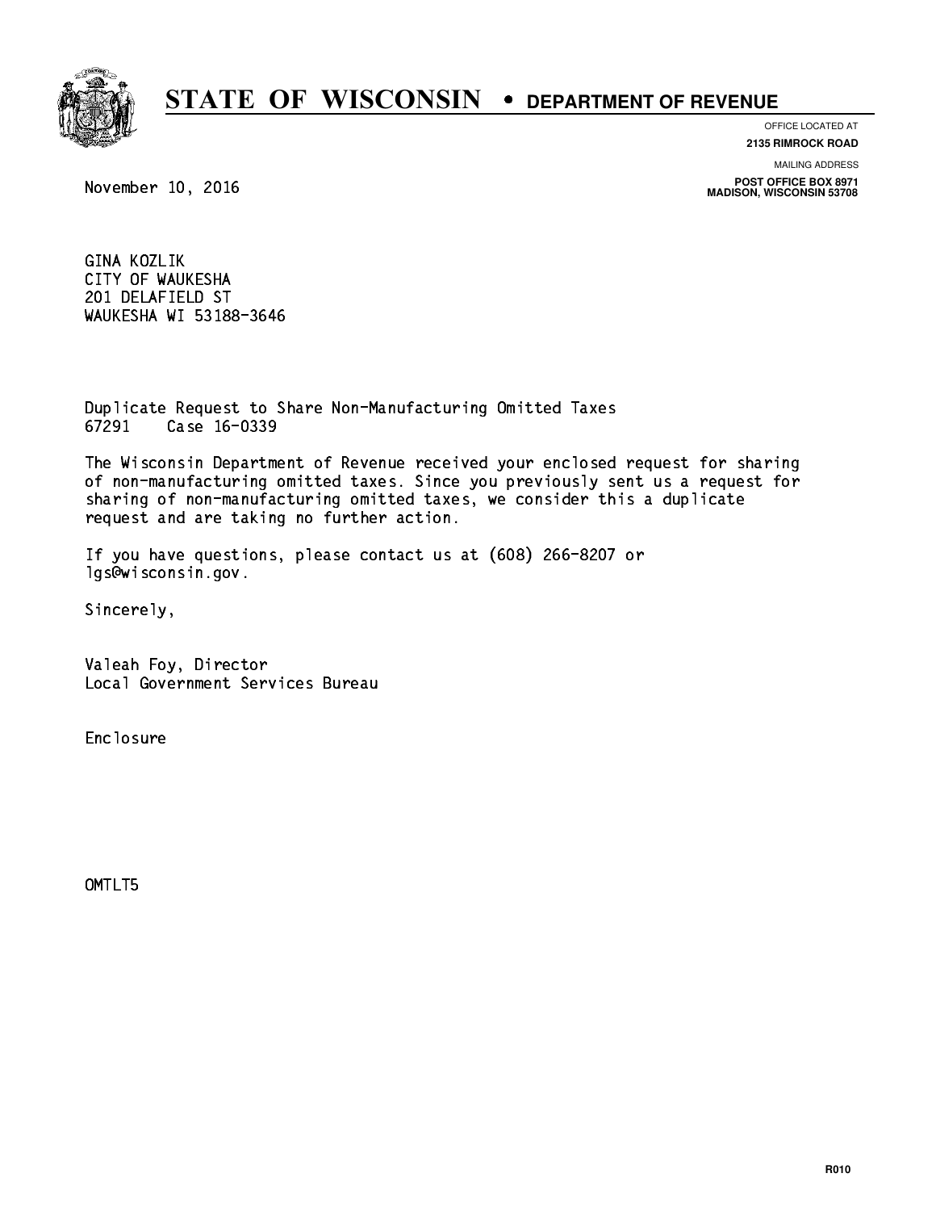# STATE OF WISCONSIN • DEPARTMENT OF REVENUE

OFFICE LOCATED AT
**2135 RIMROCK ROAD**

MAILING ADDRESS
**POST OFFICE BOX 8971**
**MADISON, WISCONSIN 53708**

November 10, 2016

GINA KOZLIK
CITY OF WAUKESHA
201 DELAFIELD ST
WAUKESHA WI 53188-3646

Duplicate Request to Share Non-Manufacturing Omitted Taxes
67291 Case 16-0339

The Wisconsin Department of Revenue received your enclosed request for sharing of non-manufacturing omitted taxes. Since you previously sent us a request for sharing of non-manufacturing omitted taxes, we consider this a duplicate request and are taking no further action.

If you have questions, please contact us at (608) 266-8207 or lgs@wisconsin.gov.

Sincerely,

Valeah Foy, Director
Local Government Services Bureau

Enclosure

OMTLT5

R010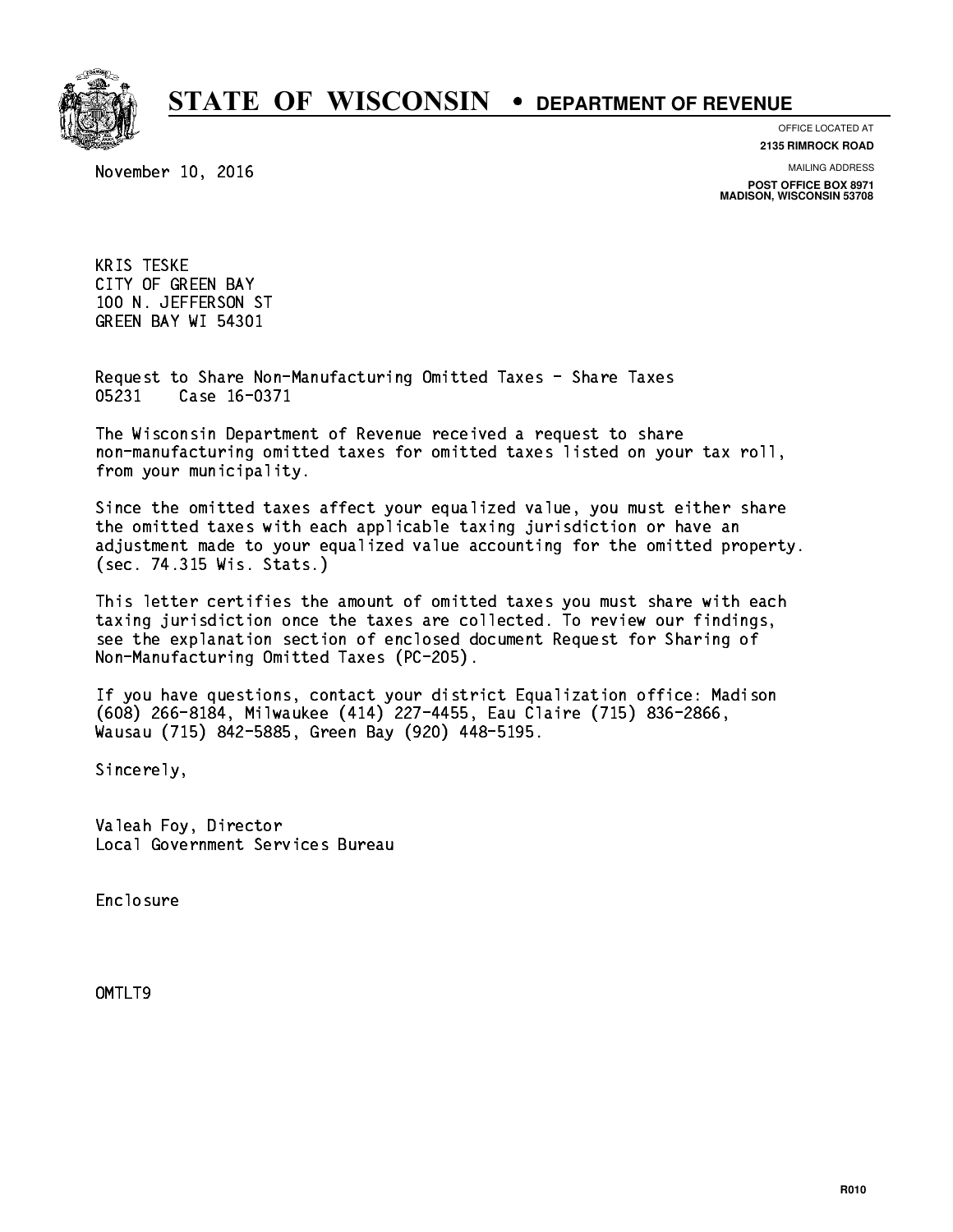# STATE OF WISCONSIN • DEPARTMENT OF REVENUE

OFFICE LOCATED AT
**2135 RIMROCK ROAD**

MAILING ADDRESS
**POST OFFICE BOX 8971**
**MADISON, WISCONSIN 53708**

November 10, 2016

KRIS TESKE
CITY OF GREEN BAY
100 N. JEFFERSON ST
GREEN BAY WI 54301

Request to Share Non-Manufacturing Omitted Taxes - Share Taxes
05231 Case 16-0371

The Wisconsin Department of Revenue received a request to share non-manufacturing omitted taxes for omitted taxes listed on your tax roll, from your municipality.

Since the omitted taxes affect your equalized value, you must either share the omitted taxes with each applicable taxing jurisdiction or have an adjustment made to your equalized value accounting for the omitted property. (sec. 74.315 Wis. Stats.)

This letter certifies the amount of omitted taxes you must share with each taxing jurisdiction once the taxes are collected. To review our findings, see the explanation section of enclosed document Request for Sharing of Non-Manufacturing Omitted Taxes (PC-205).

If you have questions, contact your district Equalization office: Madison (608) 266-8184, Milwaukee (414) 227-4455, Eau Claire (715) 836-2866, Wausau (715) 842-5885, Green Bay (920) 448-5195.

Sincerely,

Valeah Foy, Director
Local Government Services Bureau

Enclosure

OMTLT9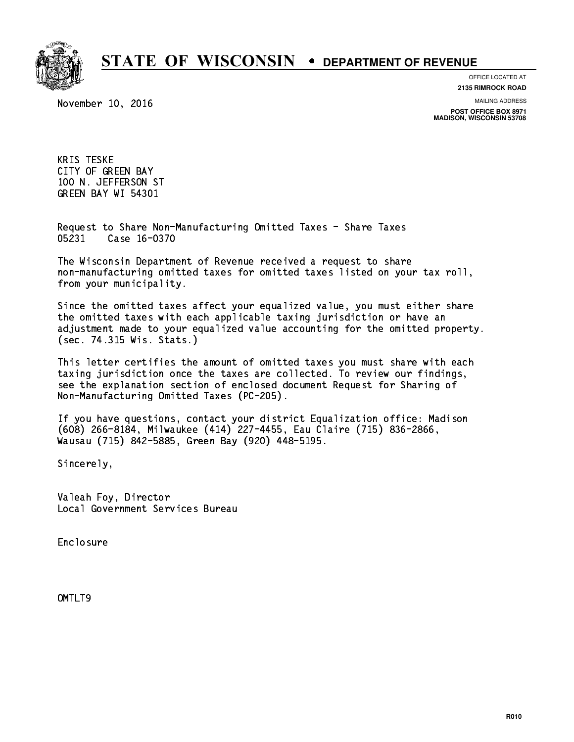# STATE OF WISCONSIN • DEPARTMENT OF REVENUE

OFFICE LOCATED AT
**2135 RIMROCK ROAD**

MAILING ADDRESS
**POST OFFICE BOX 8971**
**MADISON, WISCONSIN 53708**

November 10, 2016

KRIS TESKE
CITY OF GREEN BAY
100 N. JEFFERSON ST
GREEN BAY WI 54301

Request to Share Non-Manufacturing Omitted Taxes - Share Taxes
05231 Case 16-0370

The Wisconsin Department of Revenue received a request to share non-manufacturing omitted taxes for omitted taxes listed on your tax roll, from your municipality.

Since the omitted taxes affect your equalized value, you must either share the omitted taxes with each applicable taxing jurisdiction or have an adjustment made to your equalized value accounting for the omitted property. (sec. 74.315 Wis. Stats.)

This letter certifies the amount of omitted taxes you must share with each taxing jurisdiction once the taxes are collected. To review our findings, see the explanation section of enclosed document Request for Sharing of Non-Manufacturing Omitted Taxes (PC-205).

If you have questions, contact your district Equalization office: Madison (608) 266-8184, Milwaukee (414) 227-4455, Eau Claire (715) 836-2866, Wausau (715) 842-5885, Green Bay (920) 448-5195.

Sincerely,

Valeah Foy, Director
Local Government Services Bureau

Enclosure

OMTLT9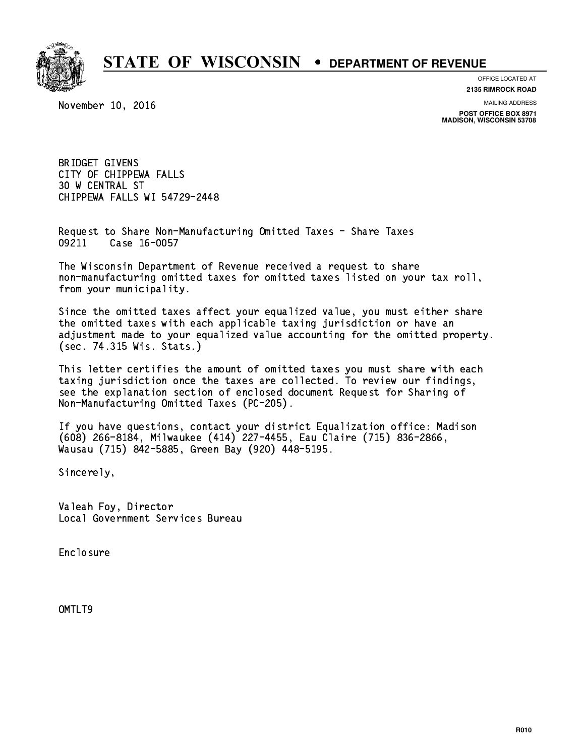# STATE OF WISCONSIN • DEPARTMENT OF REVENUE

OFFICE LOCATED AT
**2135 RIMROCK ROAD**

MAILING ADDRESS
**POST OFFICE BOX 8971**
**MADISON, WISCONSIN 53708**

November 10, 2016

BRIDGET GIVENS
CITY OF CHIPPEWA FALLS
30 W CENTRAL ST
CHIPPEWA FALLS WI 54729-2448

Request to Share Non-Manufacturing Omitted Taxes - Share Taxes
09211 Case 16-0057

The Wisconsin Department of Revenue received a request to share non-manufacturing omitted taxes for omitted taxes listed on your tax roll, from your municipality.

Since the omitted taxes affect your equalized value, you must either share the omitted taxes with each applicable taxing jurisdiction or have an adjustment made to your equalized value accounting for the omitted property. (sec. 74.315 Wis. Stats.)

This letter certifies the amount of omitted taxes you must share with each taxing jurisdiction once the taxes are collected. To review our findings, see the explanation section of enclosed document Request for Sharing of Non-Manufacturing Omitted Taxes (PC-205).

If you have questions, contact your district Equalization office: Madison (608) 266-8184, Milwaukee (414) 227-4455, Eau Claire (715) 836-2866, Wausau (715) 842-5885, Green Bay (920) 448-5195.

Sincerely,

Valeah Foy, Director
Local Government Services Bureau

Enclosure

OMTLT9

R010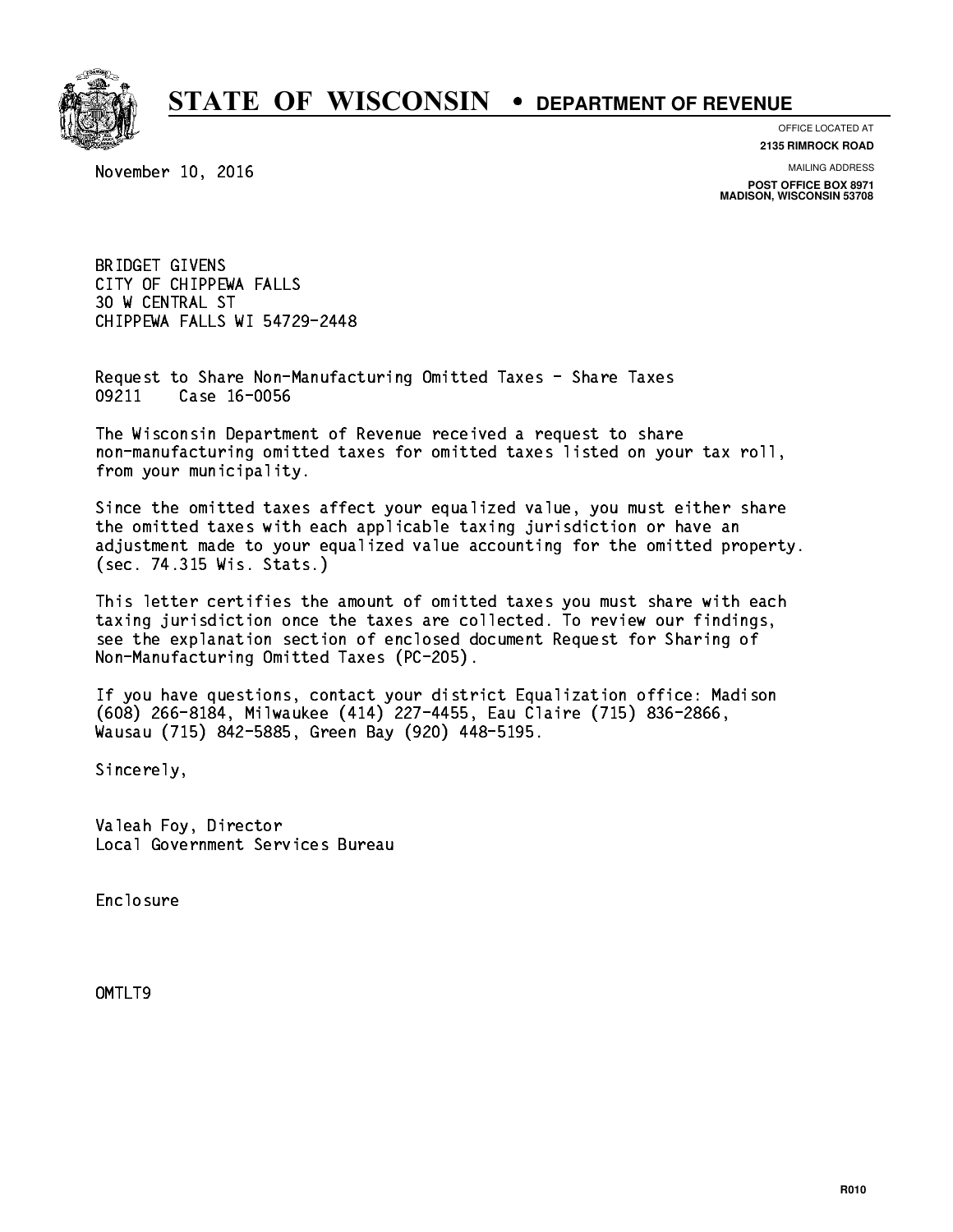# STATE OF WISCONSIN • DEPARTMENT OF REVENUE

OFFICE LOCATED AT
**2135 RIMROCK ROAD**

MAILING ADDRESS
**POST OFFICE BOX 8971**
**MADISON, WISCONSIN 53708**

November 10, 2016

BRIDGET GIVENS
CITY OF CHIPPEWA FALLS
30 W CENTRAL ST
CHIPPEWA FALLS WI 54729-2448

Request to Share Non-Manufacturing Omitted Taxes - Share Taxes
09211 Case 16-0056

The Wisconsin Department of Revenue received a request to share non-manufacturing omitted taxes for omitted taxes listed on your tax roll, from your municipality.

Since the omitted taxes affect your equalized value, you must either share the omitted taxes with each applicable taxing jurisdiction or have an adjustment made to your equalized value accounting for the omitted property. (sec. 74.315 Wis. Stats.)

This letter certifies the amount of omitted taxes you must share with each taxing jurisdiction once the taxes are collected. To review our findings, see the explanation section of enclosed document Request for Sharing of Non-Manufacturing Omitted Taxes (PC-205).

If you have questions, contact your district Equalization office: Madison (608) 266-8184, Milwaukee (414) 227-4455, Eau Claire (715) 836-2866, Wausau (715) 842-5885, Green Bay (920) 448-5195.

Sincerely,

Valeah Foy, Director
Local Government Services Bureau

Enclosure

OMTLT9

R010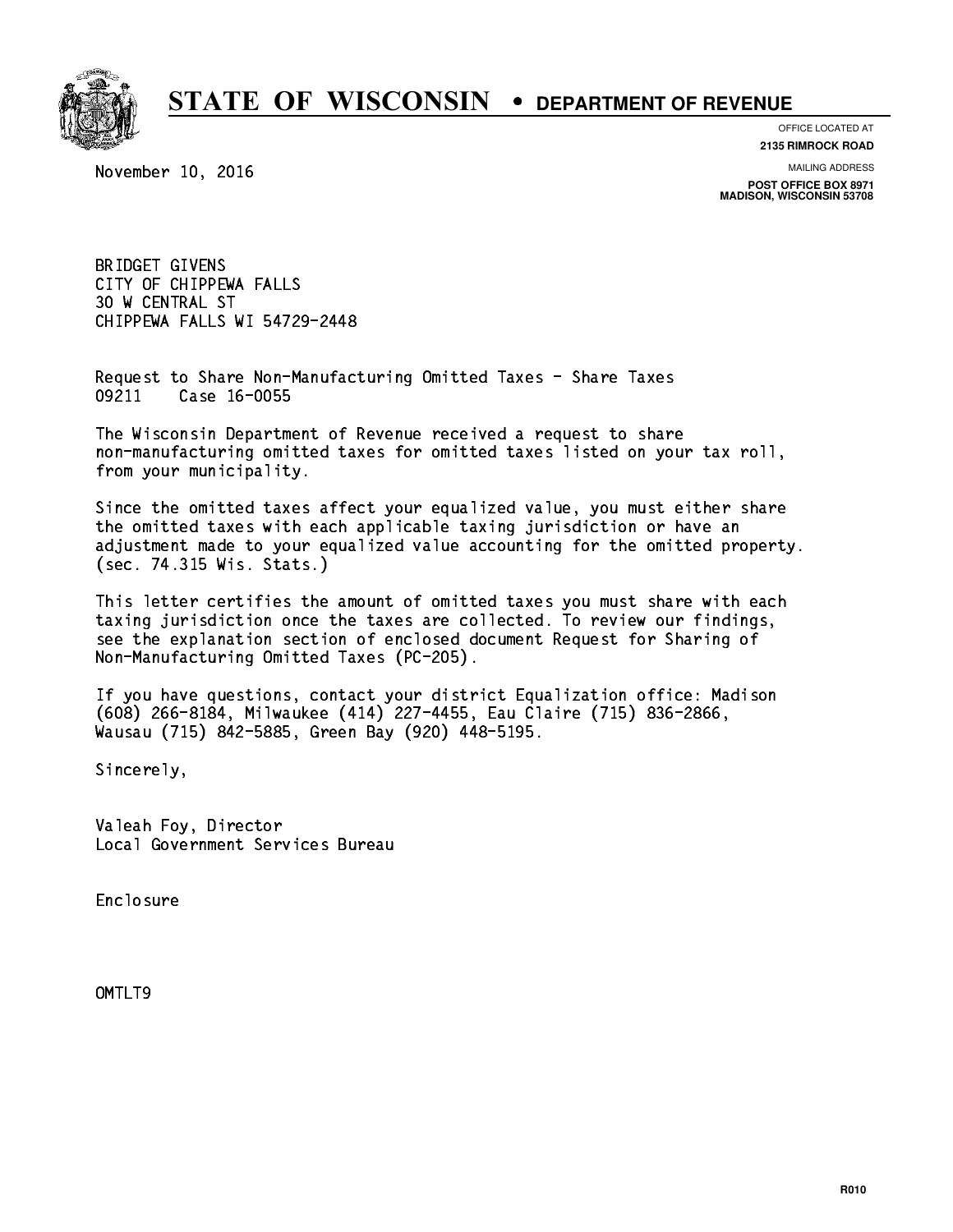# STATE OF WISCONSIN • DEPARTMENT OF REVENUE

OFFICE LOCATED AT
**2135 RIMROCK ROAD**

MAILING ADDRESS
**POST OFFICE BOX 8971**
**MADISON, WISCONSIN 53708**

November 10, 2016

BRIDGET GIVENS
CITY OF CHIPPEWA FALLS
30 W CENTRAL ST
CHIPPEWA FALLS WI 54729-2448

Request to Share Non-Manufacturing Omitted Taxes - Share Taxes
09211 Case 16-0055

The Wisconsin Department of Revenue received a request to share non-manufacturing omitted taxes for omitted taxes listed on your tax roll, from your municipality.

Since the omitted taxes affect your equalized value, you must either share the omitted taxes with each applicable taxing jurisdiction or have an adjustment made to your equalized value accounting for the omitted property. (sec. 74.315 Wis. Stats.)

This letter certifies the amount of omitted taxes you must share with each taxing jurisdiction once the taxes are collected. To review our findings, see the explanation section of enclosed document Request for Sharing of Non-Manufacturing Omitted Taxes (PC-205).

If you have questions, contact your district Equalization office: Madison (608) 266-8184, Milwaukee (414) 227-4455, Eau Claire (715) 836-2866, Wausau (715) 842-5885, Green Bay (920) 448-5195.

Sincerely,

Valeah Foy, Director
Local Government Services Bureau

Enclosure

OMTLT9

R010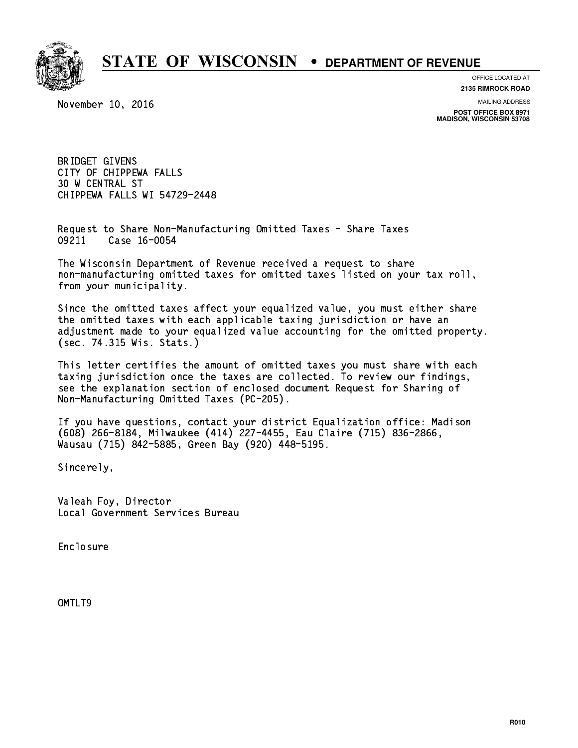# STATE OF WISCONSIN • DEPARTMENT OF REVENUE

OFFICE LOCATED AT
**2135 RIMROCK ROAD**

MAILING ADDRESS
**POST OFFICE BOX 8971**
**MADISON, WISCONSIN 53708**

November 10, 2016

BRIDGET GIVENS
CITY OF CHIPPEWA FALLS
30 W CENTRAL ST
CHIPPEWA FALLS WI 54729-2448

Request to Share Non-Manufacturing Omitted Taxes - Share Taxes
09211 Case 16-0054

The Wisconsin Department of Revenue received a request to share non-manufacturing omitted taxes for omitted taxes listed on your tax roll, from your municipality.

Since the omitted taxes affect your equalized value, you must either share the omitted taxes with each applicable taxing jurisdiction or have an adjustment made to your equalized value accounting for the omitted property. (sec. 74.315 Wis. Stats.)

This letter certifies the amount of omitted taxes you must share with each taxing jurisdiction once the taxes are collected. To review our findings, see the explanation section of enclosed document Request for Sharing of Non-Manufacturing Omitted Taxes (PC-205).

If you have questions, contact your district Equalization office: Madison (608) 266-8184, Milwaukee (414) 227-4455, Eau Claire (715) 836-2866, Wausau (715) 842-5885, Green Bay (920) 448-5195.

Sincerely,

Valeah Foy, Director
Local Government Services Bureau

Enclosure

OMTLT9

R010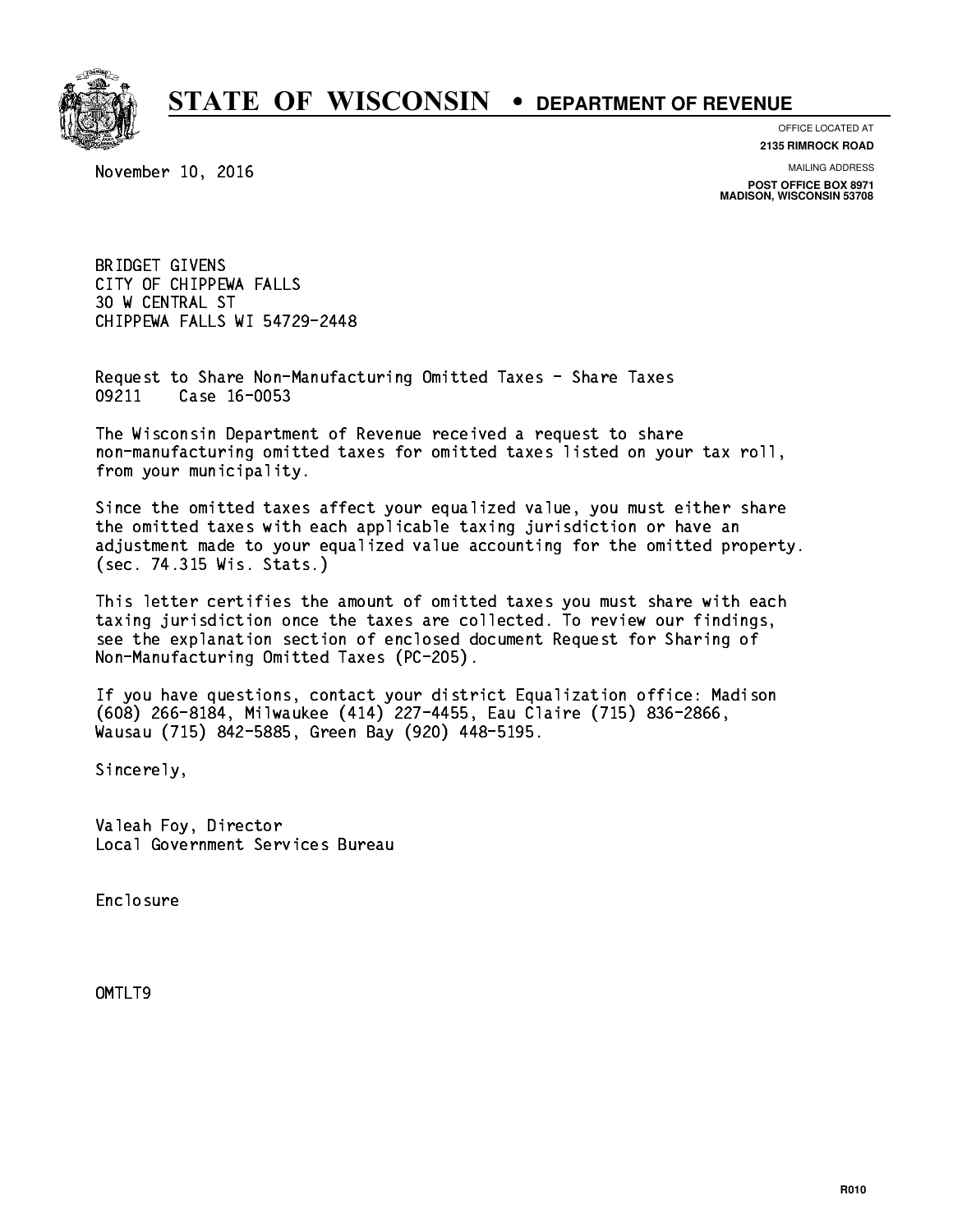# STATE OF WISCONSIN • DEPARTMENT OF REVENUE

OFFICE LOCATED AT
**2135 RIMROCK ROAD**

MAILING ADDRESS
**POST OFFICE BOX 8971**
**MADISON, WISCONSIN 53708**

November 10, 2016

BRIDGET GIVENS
CITY OF CHIPPEWA FALLS
30 W CENTRAL ST
CHIPPEWA FALLS WI 54729-2448

Request to Share Non-Manufacturing Omitted Taxes - Share Taxes
09211 Case 16-0053

The Wisconsin Department of Revenue received a request to share non-manufacturing omitted taxes for omitted taxes listed on your tax roll, from your municipality.

Since the omitted taxes affect your equalized value, you must either share the omitted taxes with each applicable taxing jurisdiction or have an adjustment made to your equalized value accounting for the omitted property. (sec. 74.315 Wis. Stats.)

This letter certifies the amount of omitted taxes you must share with each taxing jurisdiction once the taxes are collected. To review our findings, see the explanation section of enclosed document Request for Sharing of Non-Manufacturing Omitted Taxes (PC-205).

If you have questions, contact your district Equalization office: Madison (608) 266-8184, Milwaukee (414) 227-4455, Eau Claire (715) 836-2866, Wausau (715) 842-5885, Green Bay (920) 448-5195.

Sincerely,

Valeah Foy, Director
Local Government Services Bureau

Enclosure

OMTLT9

R010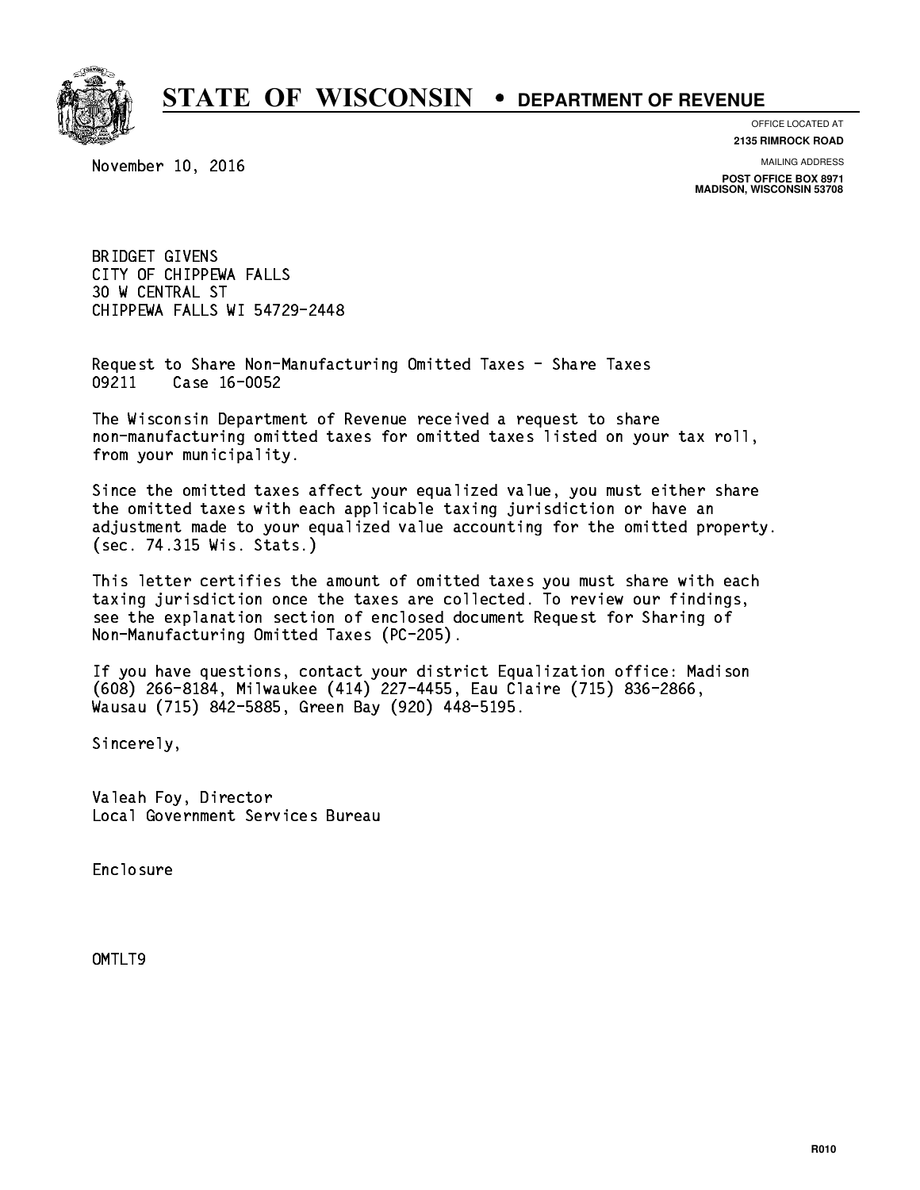# STATE OF WISCONSIN • DEPARTMENT OF REVENUE

OFFICE LOCATED AT
**2135 RIMROCK ROAD**

MAILING ADDRESS
**POST OFFICE BOX 8971**
**MADISON, WISCONSIN 53708**

November 10, 2016

BRIDGET GIVENS
CITY OF CHIPPEWA FALLS
30 W CENTRAL ST
CHIPPEWA FALLS WI 54729-2448

Request to Share Non-Manufacturing Omitted Taxes - Share Taxes
09211 Case 16-0052

The Wisconsin Department of Revenue received a request to share non-manufacturing omitted taxes for omitted taxes listed on your tax roll, from your municipality.

Since the omitted taxes affect your equalized value, you must either share the omitted taxes with each applicable taxing jurisdiction or have an adjustment made to your equalized value accounting for the omitted property. (sec. 74.315 Wis. Stats.)

This letter certifies the amount of omitted taxes you must share with each taxing jurisdiction once the taxes are collected. To review our findings, see the explanation section of enclosed document Request for Sharing of Non-Manufacturing Omitted Taxes (PC-205).

If you have questions, contact your district Equalization office: Madison (608) 266-8184, Milwaukee (414) 227-4455, Eau Claire (715) 836-2866, Wausau (715) 842-5885, Green Bay (920) 448-5195.

Sincerely,

Valeah Foy, Director
Local Government Services Bureau

Enclosure

OMTLT9

R010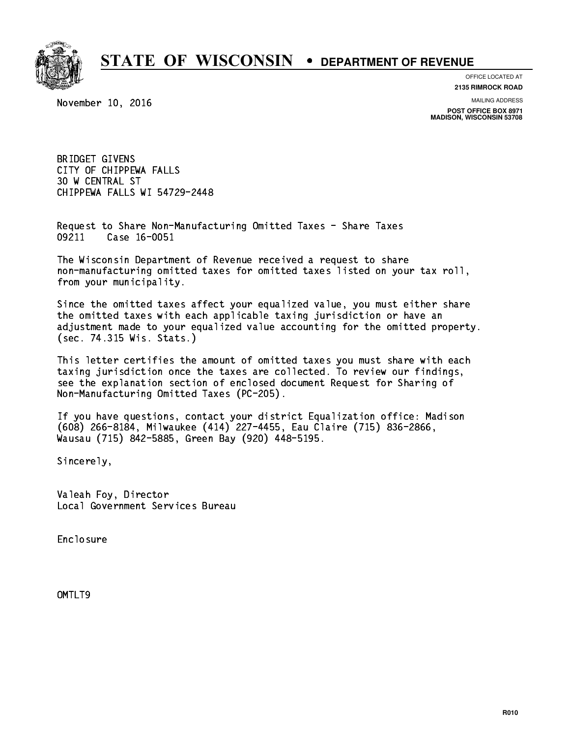# STATE OF WISCONSIN • DEPARTMENT OF REVENUE

OFFICE LOCATED AT
**2135 RIMROCK ROAD**

MAILING ADDRESS
**POST OFFICE BOX 8971**
**MADISON, WISCONSIN 53708**

November 10, 2016

BRIDGET GIVENS
CITY OF CHIPPEWA FALLS
30 W CENTRAL ST
CHIPPEWA FALLS WI 54729-2448

Request to Share Non-Manufacturing Omitted Taxes - Share Taxes
09211 Case 16-0051

The Wisconsin Department of Revenue received a request to share non-manufacturing omitted taxes for omitted taxes listed on your tax roll, from your municipality.

Since the omitted taxes affect your equalized value, you must either share the omitted taxes with each applicable taxing jurisdiction or have an adjustment made to your equalized value accounting for the omitted property. (sec. 74.315 Wis. Stats.)

This letter certifies the amount of omitted taxes you must share with each taxing jurisdiction once the taxes are collected. To review our findings, see the explanation section of enclosed document Request for Sharing of Non-Manufacturing Omitted Taxes (PC-205).

If you have questions, contact your district Equalization office: Madison (608) 266-8184, Milwaukee (414) 227-4455, Eau Claire (715) 836-2866, Wausau (715) 842-5885, Green Bay (920) 448-5195.

Sincerely,

Valeah Foy, Director
Local Government Services Bureau

Enclosure

OMTLT9

R010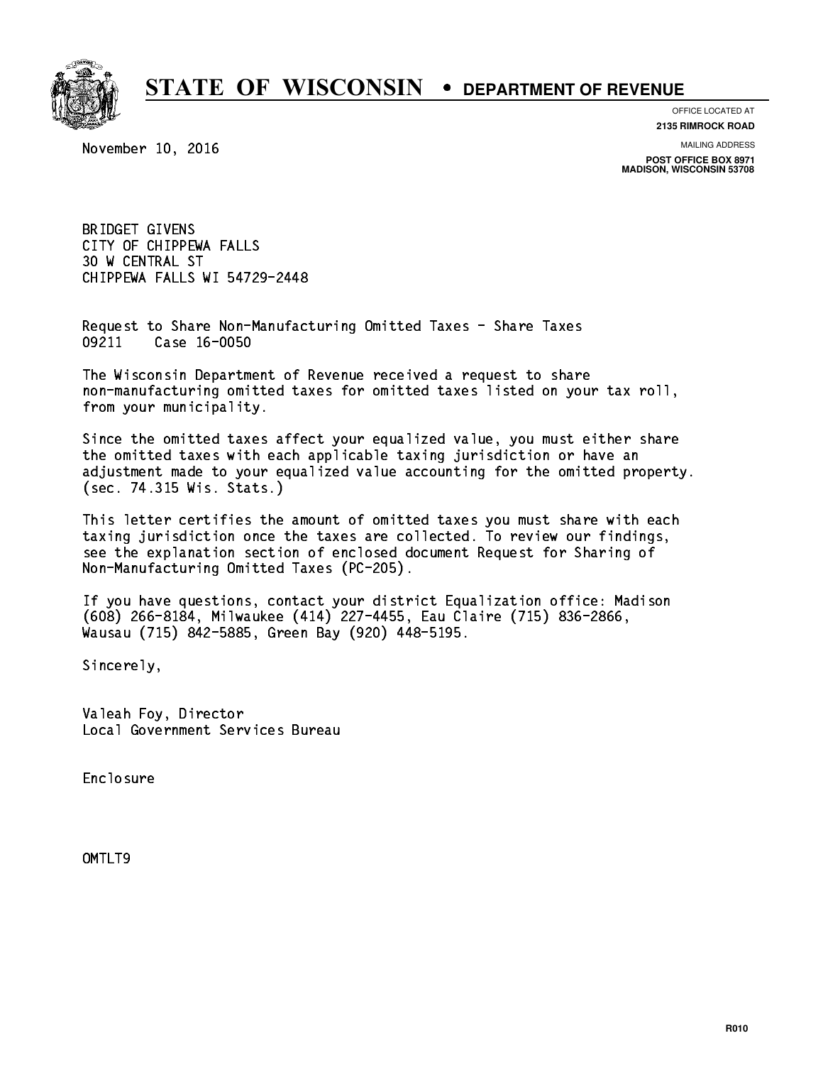# STATE OF WISCONSIN • DEPARTMENT OF REVENUE

OFFICE LOCATED AT
**2135 RIMROCK ROAD**

MAILING ADDRESS
**POST OFFICE BOX 8971**
**MADISON, WISCONSIN 53708**

November 10, 2016

BRIDGET GIVENS
CITY OF CHIPPEWA FALLS
30 W CENTRAL ST
CHIPPEWA FALLS WI 54729-2448

Request to Share Non-Manufacturing Omitted Taxes - Share Taxes
09211 Case 16-0050

The Wisconsin Department of Revenue received a request to share non-manufacturing omitted taxes for omitted taxes listed on your tax roll, from your municipality.

Since the omitted taxes affect your equalized value, you must either share the omitted taxes with each applicable taxing jurisdiction or have an adjustment made to your equalized value accounting for the omitted property. (sec. 74.315 Wis. Stats.)

This letter certifies the amount of omitted taxes you must share with each taxing jurisdiction once the taxes are collected. To review our findings, see the explanation section of enclosed document Request for Sharing of Non-Manufacturing Omitted Taxes (PC-205).

If you have questions, contact your district Equalization office: Madison (608) 266-8184, Milwaukee (414) 227-4455, Eau Claire (715) 836-2866, Wausau (715) 842-5885, Green Bay (920) 448-5195.

Sincerely,

Valeah Foy, Director
Local Government Services Bureau

Enclosure

OMTLT9

R010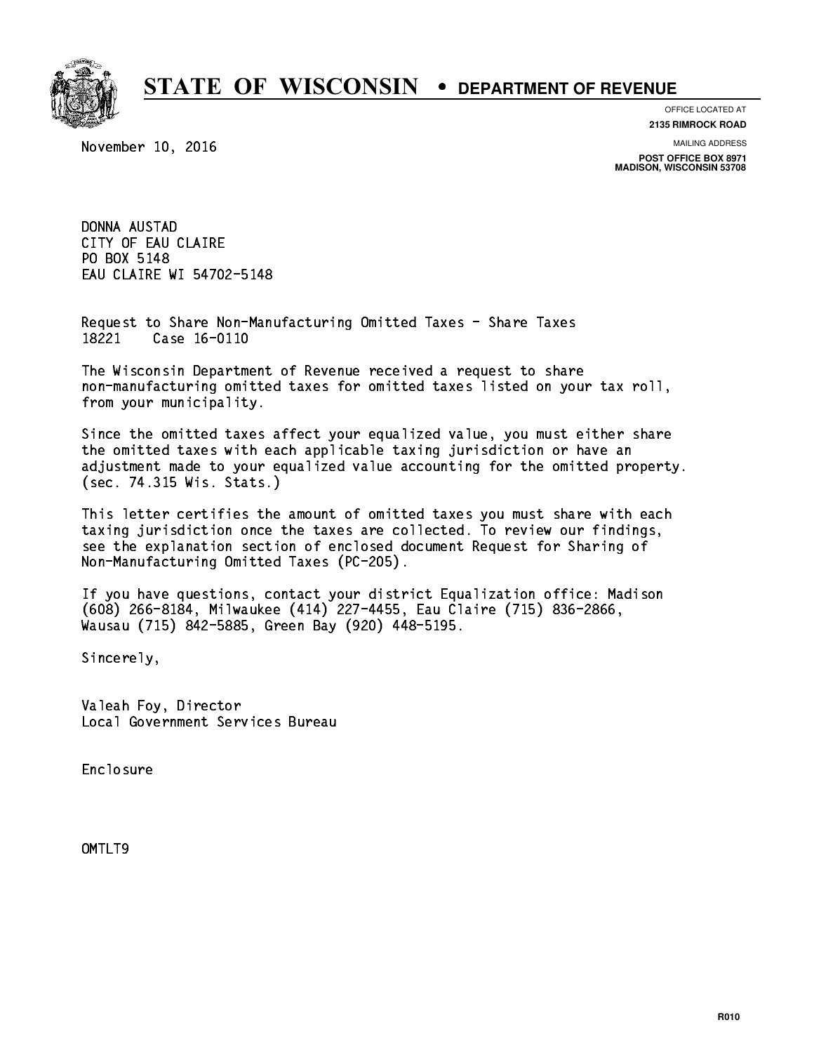# STATE OF WISCONSIN • DEPARTMENT OF REVENUE

OFFICE LOCATED AT
**2135 RIMROCK ROAD**

MAILING ADDRESS
**POST OFFICE BOX 8971**
**MADISON, WISCONSIN 53708**

November 10, 2016

DONNA AUSTAD
CITY OF EAU CLAIRE
PO BOX 5148
EAU CLAIRE WI 54702-5148

Request to Share Non-Manufacturing Omitted Taxes - Share Taxes
18221 Case 16-0110

The Wisconsin Department of Revenue received a request to share non-manufacturing omitted taxes for omitted taxes listed on your tax roll, from your municipality.

Since the omitted taxes affect your equalized value, you must either share the omitted taxes with each applicable taxing jurisdiction or have an adjustment made to your equalized value accounting for the omitted property. (sec. 74.315 Wis. Stats.)

This letter certifies the amount of omitted taxes you must share with each taxing jurisdiction once the taxes are collected. To review our findings, see the explanation section of enclosed document Request for Sharing of Non-Manufacturing Omitted Taxes (PC-205).

If you have questions, contact your district Equalization office: Madison (608) 266-8184, Milwaukee (414) 227-4455, Eau Claire (715) 836-2866, Wausau (715) 842-5885, Green Bay (920) 448-5195.

Sincerely,

Valeah Foy, Director
Local Government Services Bureau

Enclosure

OMTLT9

R010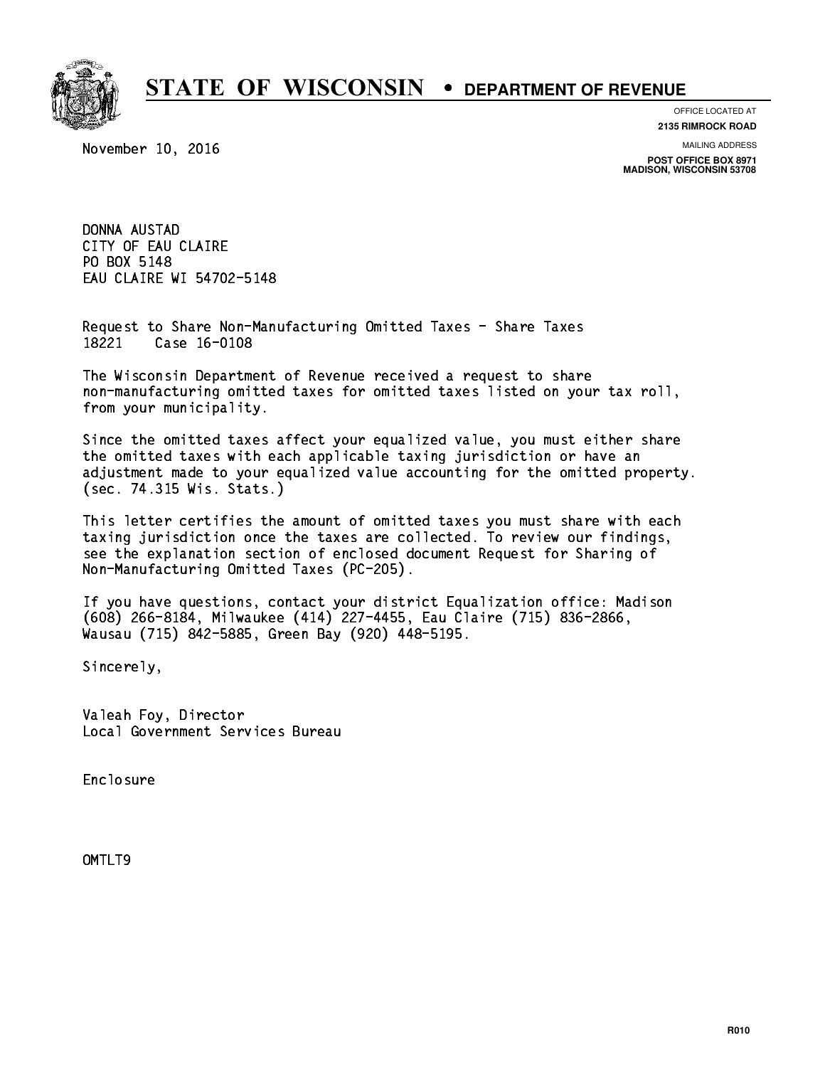# STATE OF WISCONSIN • DEPARTMENT OF REVENUE

OFFICE LOCATED AT
**2135 RIMROCK ROAD**

MAILING ADDRESS
**POST OFFICE BOX 8971**
**MADISON, WISCONSIN 53708**

November 10, 2016

DONNA AUSTAD
CITY OF EAU CLAIRE
PO BOX 5148
EAU CLAIRE WI 54702-5148

Request to Share Non-Manufacturing Omitted Taxes - Share Taxes
18221 Case 16-0108

The Wisconsin Department of Revenue received a request to share non-manufacturing omitted taxes for omitted taxes listed on your tax roll, from your municipality.

Since the omitted taxes affect your equalized value, you must either share the omitted taxes with each applicable taxing jurisdiction or have an adjustment made to your equalized value accounting for the omitted property. (sec. 74.315 Wis. Stats.)

This letter certifies the amount of omitted taxes you must share with each taxing jurisdiction once the taxes are collected. To review our findings, see the explanation section of enclosed document Request for Sharing of Non-Manufacturing Omitted Taxes (PC-205).

If you have questions, contact your district Equalization office: Madison (608) 266-8184, Milwaukee (414) 227-4455, Eau Claire (715) 836-2866, Wausau (715) 842-5885, Green Bay (920) 448-5195.

Sincerely,

Valeah Foy, Director
Local Government Services Bureau

Enclosure

OMTLT9

R010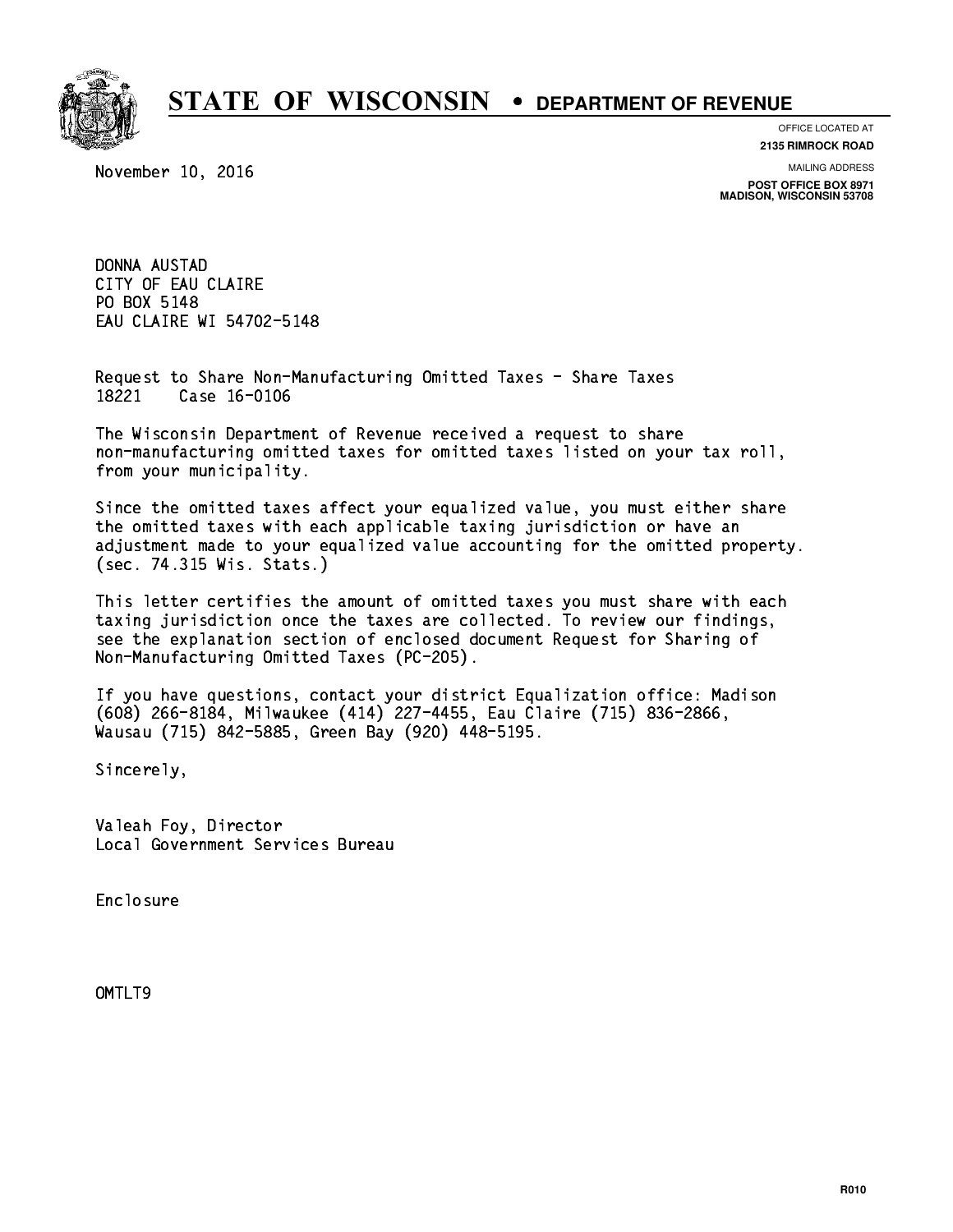# STATE OF WISCONSIN • DEPARTMENT OF REVENUE

OFFICE LOCATED AT
**2135 RIMROCK ROAD**

MAILING ADDRESS
**POST OFFICE BOX 8971**
**MADISON, WISCONSIN 53708**

November 10, 2016

DONNA AUSTAD
CITY OF EAU CLAIRE
PO BOX 5148
EAU CLAIRE WI 54702-5148

Request to Share Non-Manufacturing Omitted Taxes - Share Taxes
18221 Case 16-0106

The Wisconsin Department of Revenue received a request to share non-manufacturing omitted taxes for omitted taxes listed on your tax roll, from your municipality.

Since the omitted taxes affect your equalized value, you must either share the omitted taxes with each applicable taxing jurisdiction or have an adjustment made to your equalized value accounting for the omitted property. (sec. 74.315 Wis. Stats.)

This letter certifies the amount of omitted taxes you must share with each taxing jurisdiction once the taxes are collected. To review our findings, see the explanation section of enclosed document Request for Sharing of Non-Manufacturing Omitted Taxes (PC-205).

If you have questions, contact your district Equalization office: Madison (608) 266-8184, Milwaukee (414) 227-4455, Eau Claire (715) 836-2866, Wausau (715) 842-5885, Green Bay (920) 448-5195.

Sincerely,

Valeah Foy, Director
Local Government Services Bureau

Enclosure

OMTLT9

R010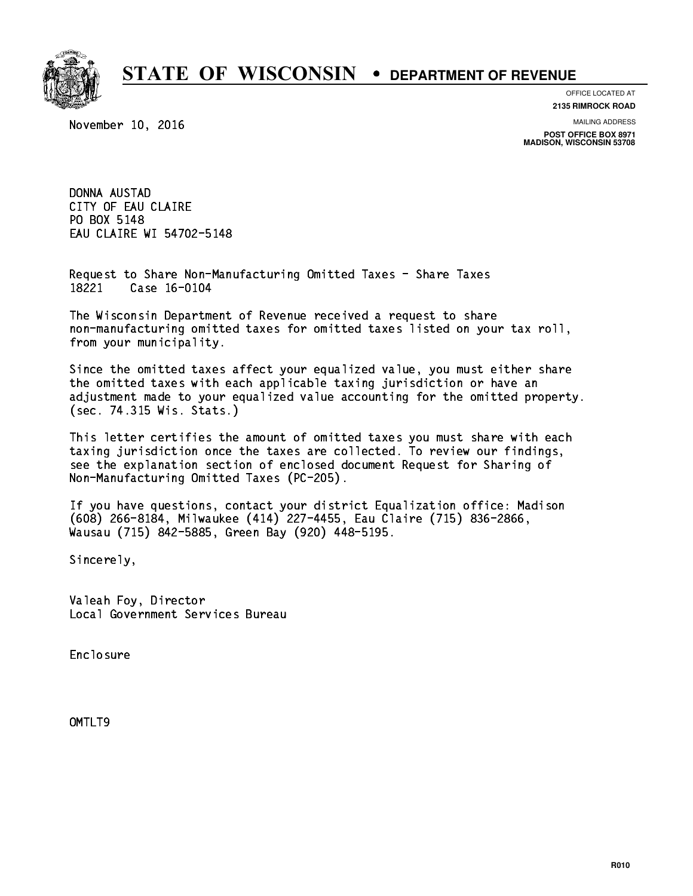# STATE OF WISCONSIN • DEPARTMENT OF REVENUE

OFFICE LOCATED AT
**2135 RIMROCK ROAD**

MAILING ADDRESS
**POST OFFICE BOX 8971**
**MADISON, WISCONSIN 53708**

November 10, 2016

DONNA AUSTAD
CITY OF EAU CLAIRE
PO BOX 5148
EAU CLAIRE WI 54702-5148

Request to Share Non-Manufacturing Omitted Taxes - Share Taxes
18221 Case 16-0104

The Wisconsin Department of Revenue received a request to share non-manufacturing omitted taxes for omitted taxes listed on your tax roll, from your municipality.

Since the omitted taxes affect your equalized value, you must either share the omitted taxes with each applicable taxing jurisdiction or have an adjustment made to your equalized value accounting for the omitted property. (sec. 74.315 Wis. Stats.)

This letter certifies the amount of omitted taxes you must share with each taxing jurisdiction once the taxes are collected. To review our findings, see the explanation section of enclosed document Request for Sharing of Non-Manufacturing Omitted Taxes (PC-205).

If you have questions, contact your district Equalization office: Madison (608) 266-8184, Milwaukee (414) 227-4455, Eau Claire (715) 836-2866, Wausau (715) 842-5885, Green Bay (920) 448-5195.

Sincerely,

Valeah Foy, Director
Local Government Services Bureau

Enclosure

OMTLT9

R010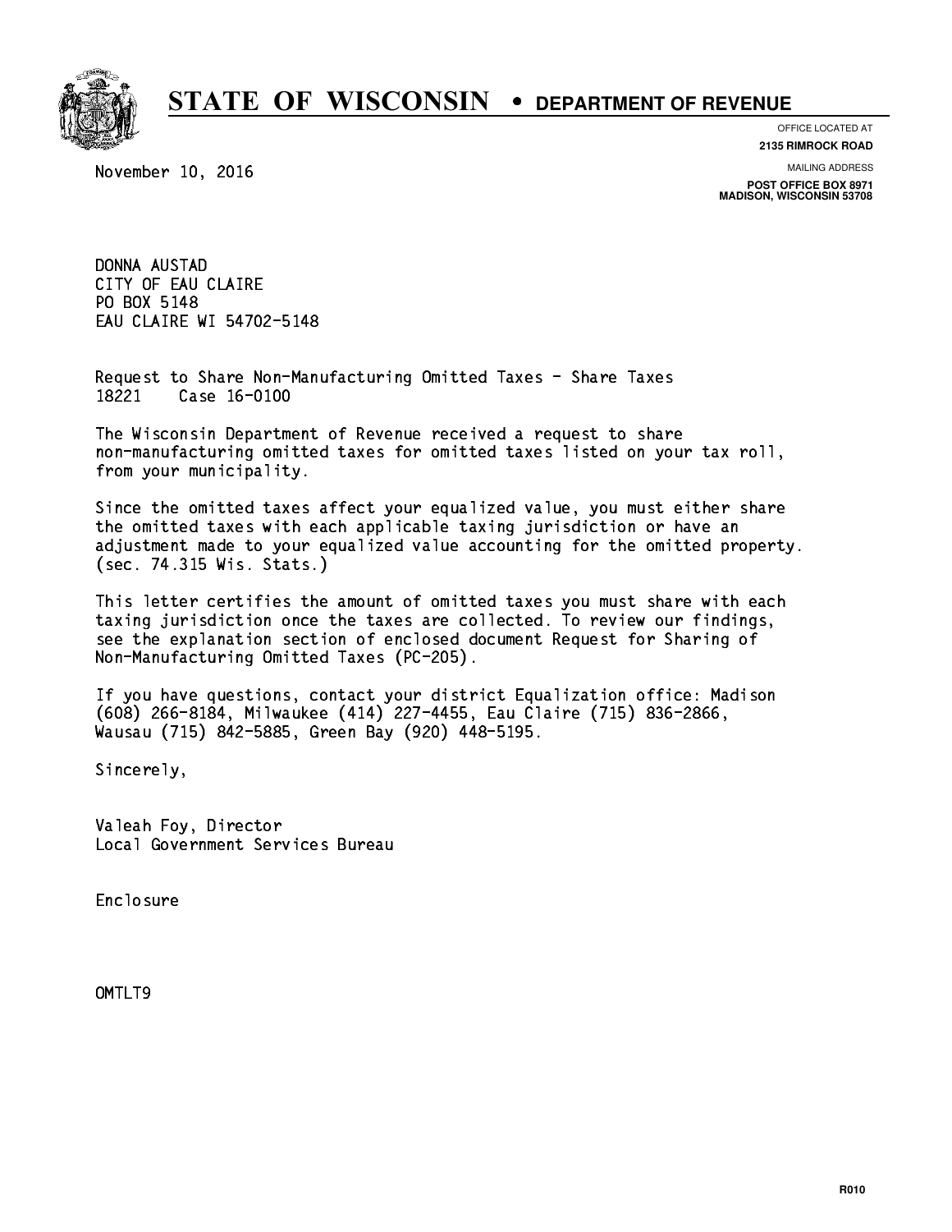# STATE OF WISCONSIN • DEPARTMENT OF REVENUE

OFFICE LOCATED AT
**2135 RIMROCK ROAD**

MAILING ADDRESS
**POST OFFICE BOX 8971**
**MADISON, WISCONSIN 53708**

November 10, 2016

DONNA AUSTAD
CITY OF EAU CLAIRE
PO BOX 5148
EAU CLAIRE WI 54702-5148

Request to Share Non-Manufacturing Omitted Taxes - Share Taxes
18221 Case 16-0100

The Wisconsin Department of Revenue received a request to share non-manufacturing omitted taxes for omitted taxes listed on your tax roll, from your municipality.

Since the omitted taxes affect your equalized value, you must either share the omitted taxes with each applicable taxing jurisdiction or have an adjustment made to your equalized value accounting for the omitted property. (sec. 74.315 Wis. Stats.)

This letter certifies the amount of omitted taxes you must share with each taxing jurisdiction once the taxes are collected. To review our findings, see the explanation section of enclosed document Request for Sharing of Non-Manufacturing Omitted Taxes (PC-205).

If you have questions, contact your district Equalization office: Madison (608) 266-8184, Milwaukee (414) 227-4455, Eau Claire (715) 836-2866, Wausau (715) 842-5885, Green Bay (920) 448-5195.

Sincerely,

Valeah Foy, Director
Local Government Services Bureau

Enclosure

OMTLT9

R010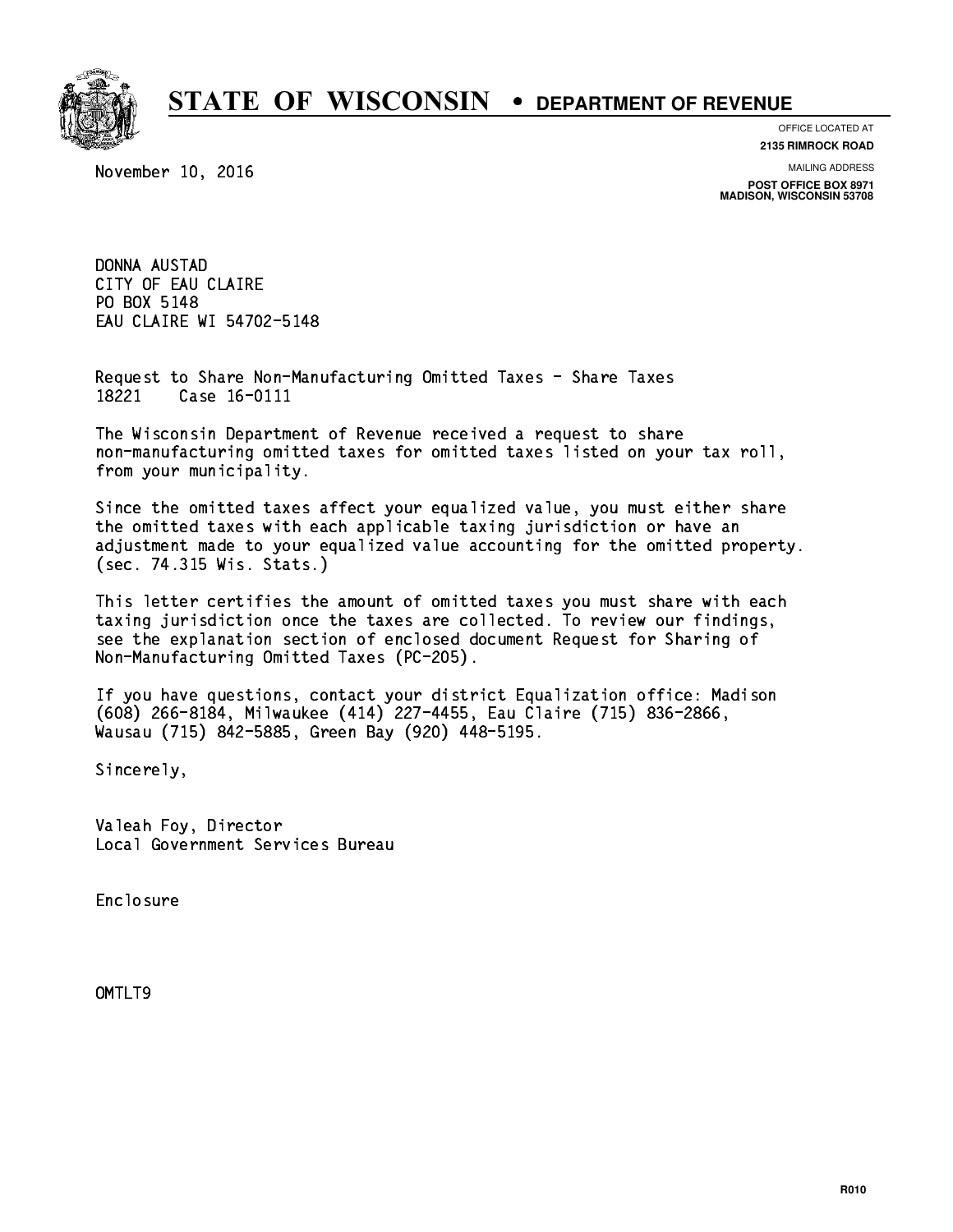# STATE OF WISCONSIN • DEPARTMENT OF REVENUE

OFFICE LOCATED AT
**2135 RIMROCK ROAD**

MAILING ADDRESS
**POST OFFICE BOX 8971**
**MADISON, WISCONSIN 53708**

November 10, 2016

DONNA AUSTAD
CITY OF EAU CLAIRE
PO BOX 5148
EAU CLAIRE WI 54702-5148

Request to Share Non-Manufacturing Omitted Taxes - Share Taxes
18221    Case 16-0111

The Wisconsin Department of Revenue received a request to share non-manufacturing omitted taxes for omitted taxes listed on your tax roll, from your municipality.

Since the omitted taxes affect your equalized value, you must either share the omitted taxes with each applicable taxing jurisdiction or have an adjustment made to your equalized value accounting for the omitted property. (sec. 74.315 Wis. Stats.)

This letter certifies the amount of omitted taxes you must share with each taxing jurisdiction once the taxes are collected. To review our findings, see the explanation section of enclosed document Request for Sharing of Non-Manufacturing Omitted Taxes (PC-205).

If you have questions, contact your district Equalization office: Madison (608) 266-8184, Milwaukee (414) 227-4455, Eau Claire (715) 836-2866, Wausau (715) 842-5885, Green Bay (920) 448-5195.

Sincerely,

Valeah Foy, Director
Local Government Services Bureau

Enclosure

OMTLT9

R010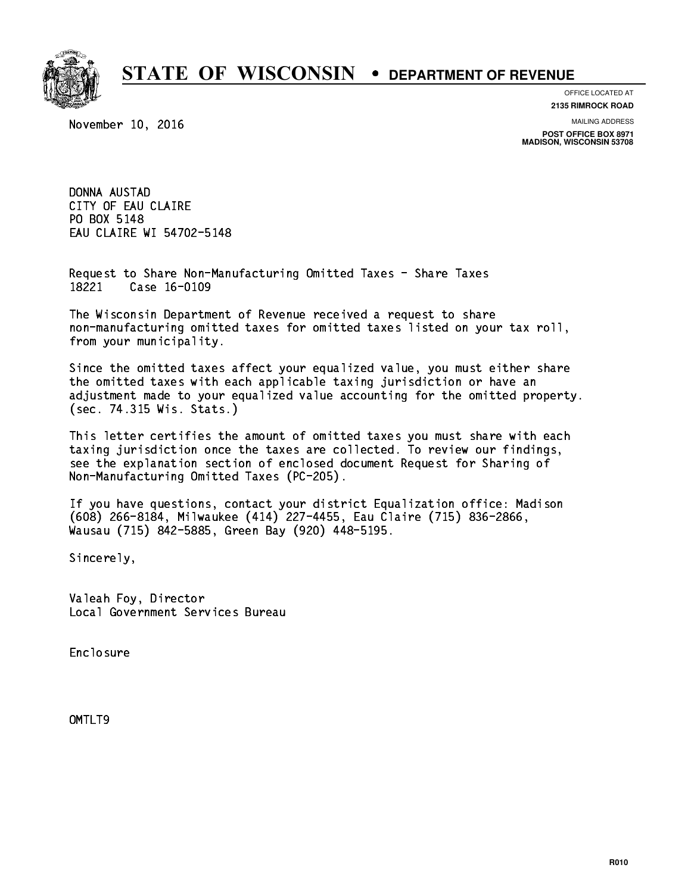# STATE OF WISCONSIN • DEPARTMENT OF REVENUE

OFFICE LOCATED AT
**2135 RIMROCK ROAD**

MAILING ADDRESS
**POST OFFICE BOX 8971**
**MADISON, WISCONSIN 53708**

November 10, 2016

DONNA AUSTAD
CITY OF EAU CLAIRE
PO BOX 5148
EAU CLAIRE WI 54702-5148

Request to Share Non-Manufacturing Omitted Taxes - Share Taxes
18221 Case 16-0109

The Wisconsin Department of Revenue received a request to share non-manufacturing omitted taxes for omitted taxes listed on your tax roll, from your municipality.

Since the omitted taxes affect your equalized value, you must either share the omitted taxes with each applicable taxing jurisdiction or have an adjustment made to your equalized value accounting for the omitted property. (sec. 74.315 Wis. Stats.)

This letter certifies the amount of omitted taxes you must share with each taxing jurisdiction once the taxes are collected. To review our findings, see the explanation section of enclosed document Request for Sharing of Non-Manufacturing Omitted Taxes (PC-205).

If you have questions, contact your district Equalization office: Madison (608) 266-8184, Milwaukee (414) 227-4455, Eau Claire (715) 836-2866, Wausau (715) 842-5885, Green Bay (920) 448-5195.

Sincerely,

Valeah Foy, Director
Local Government Services Bureau

Enclosure

OMTLT9

R010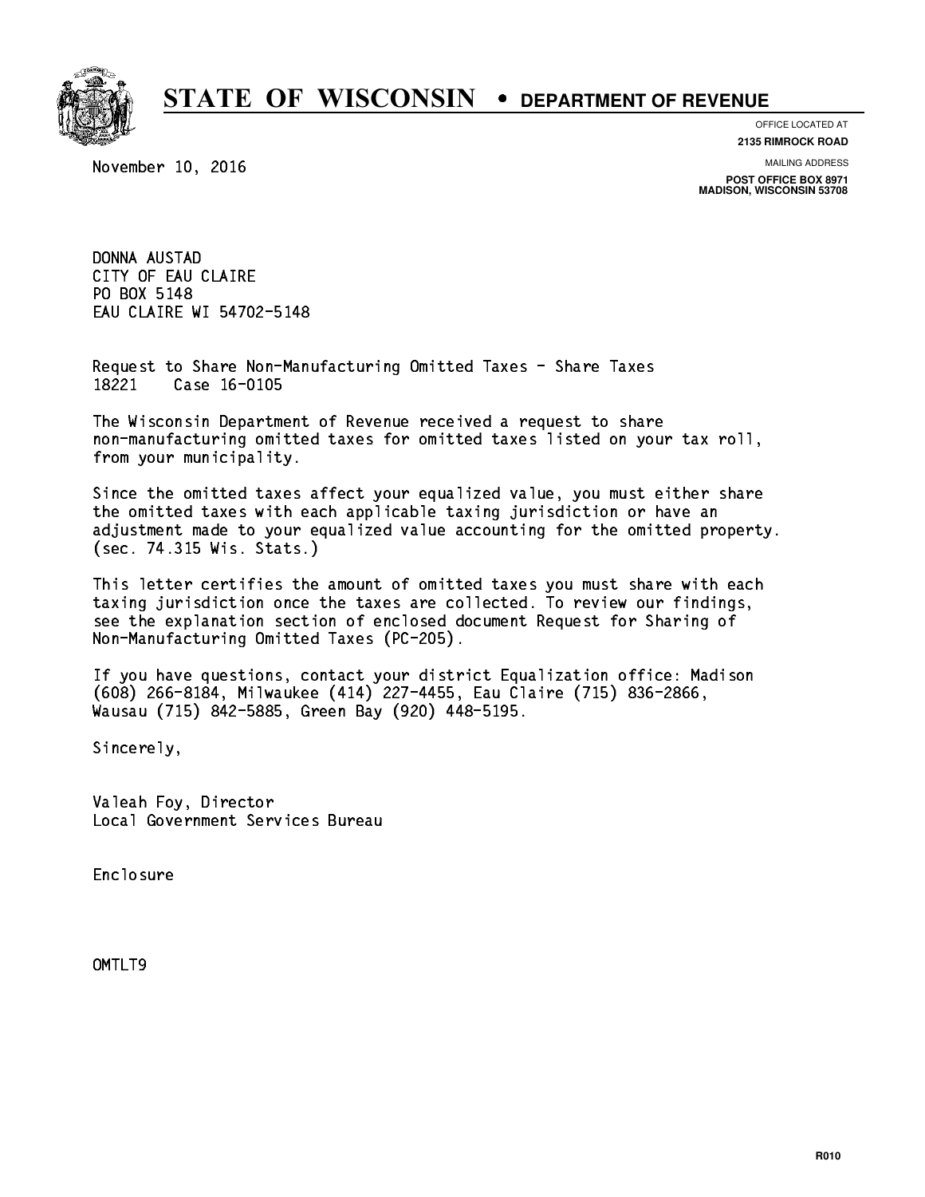# STATE OF WISCONSIN • DEPARTMENT OF REVENUE

OFFICE LOCATED AT
**2135 RIMROCK ROAD**

MAILING ADDRESS
**POST OFFICE BOX 8971**
**MADISON, WISCONSIN 53708**

November 10, 2016

DONNA AUSTAD
CITY OF EAU CLAIRE
PO BOX 5148
EAU CLAIRE WI 54702-5148

Request to Share Non-Manufacturing Omitted Taxes - Share Taxes
18221    Case 16-0105

The Wisconsin Department of Revenue received a request to share non-manufacturing omitted taxes for omitted taxes listed on your tax roll, from your municipality.

Since the omitted taxes affect your equalized value, you must either share the omitted taxes with each applicable taxing jurisdiction or have an adjustment made to your equalized value accounting for the omitted property. (sec. 74.315 Wis. Stats.)

This letter certifies the amount of omitted taxes you must share with each taxing jurisdiction once the taxes are collected. To review our findings, see the explanation section of enclosed document Request for Sharing of Non-Manufacturing Omitted Taxes (PC-205).

If you have questions, contact your district Equalization office: Madison (608) 266-8184, Milwaukee (414) 227-4455, Eau Claire (715) 836-2866, Wausau (715) 842-5885, Green Bay (920) 448-5195.

Sincerely,

Valeah Foy, Director
Local Government Services Bureau

Enclosure

OMTLT9

R010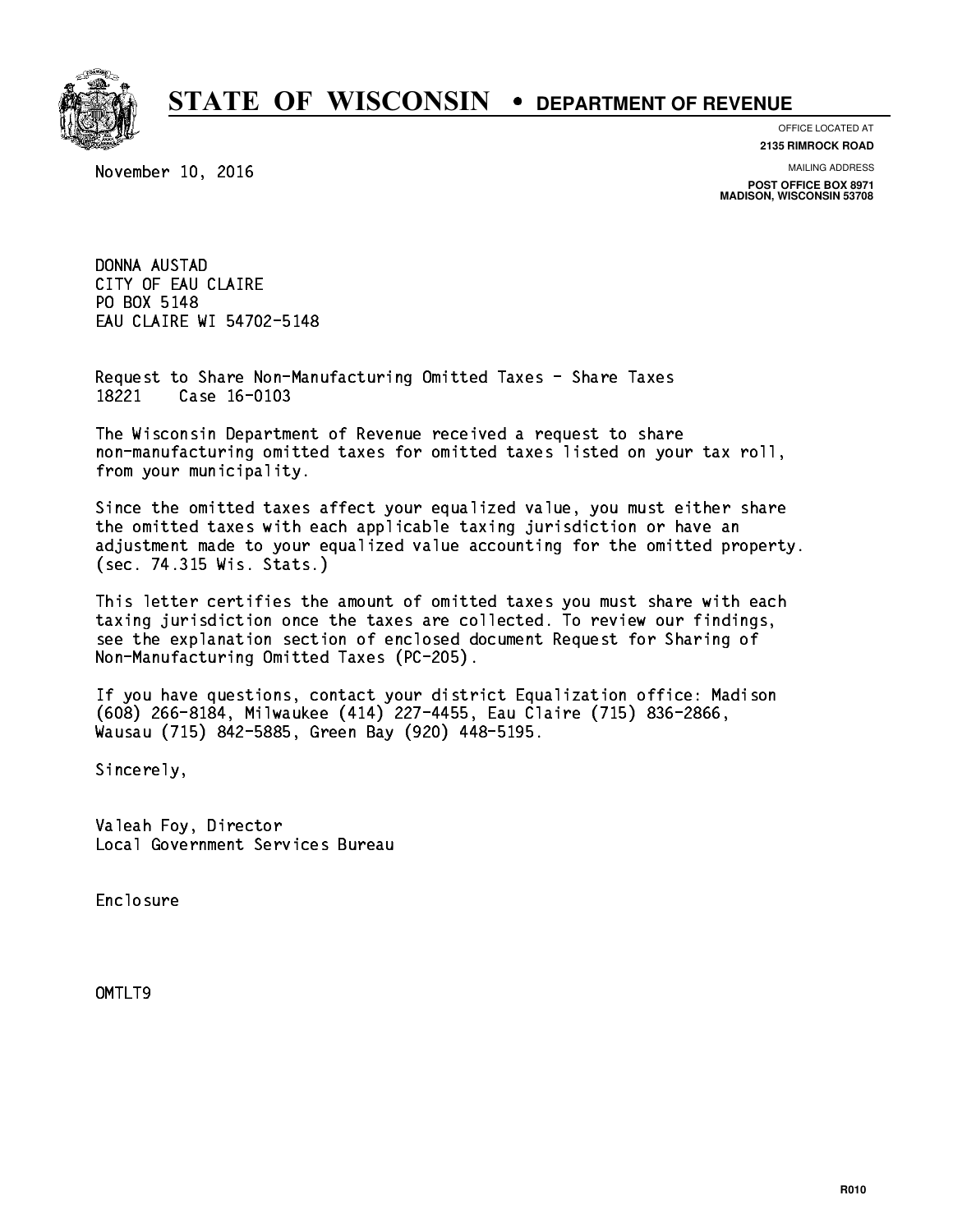# STATE OF WISCONSIN • DEPARTMENT OF REVENUE

OFFICE LOCATED AT
**2135 RIMROCK ROAD**

MAILING ADDRESS
**POST OFFICE BOX 8971**
**MADISON, WISCONSIN 53708**

November 10, 2016

DONNA AUSTAD
CITY OF EAU CLAIRE
PO BOX 5148
EAU CLAIRE WI 54702-5148

Request to Share Non-Manufacturing Omitted Taxes - Share Taxes
18221     Case 16-0103

The Wisconsin Department of Revenue received a request to share non-manufacturing omitted taxes for omitted taxes listed on your tax roll, from your municipality.

Since the omitted taxes affect your equalized value, you must either share the omitted taxes with each applicable taxing jurisdiction or have an adjustment made to your equalized value accounting for the omitted property. (sec. 74.315 Wis. Stats.)

This letter certifies the amount of omitted taxes you must share with each taxing jurisdiction once the taxes are collected. To review our findings, see the explanation section of enclosed document Request for Sharing of Non-Manufacturing Omitted Taxes (PC-205).

If you have questions, contact your district Equalization office: Madison (608) 266-8184, Milwaukee (414) 227-4455, Eau Claire (715) 836-2866, Wausau (715) 842-5885, Green Bay (920) 448-5195.

Sincerely,

Valeah Foy, Director
Local Government Services Bureau

Enclosure

OMTLT9

R010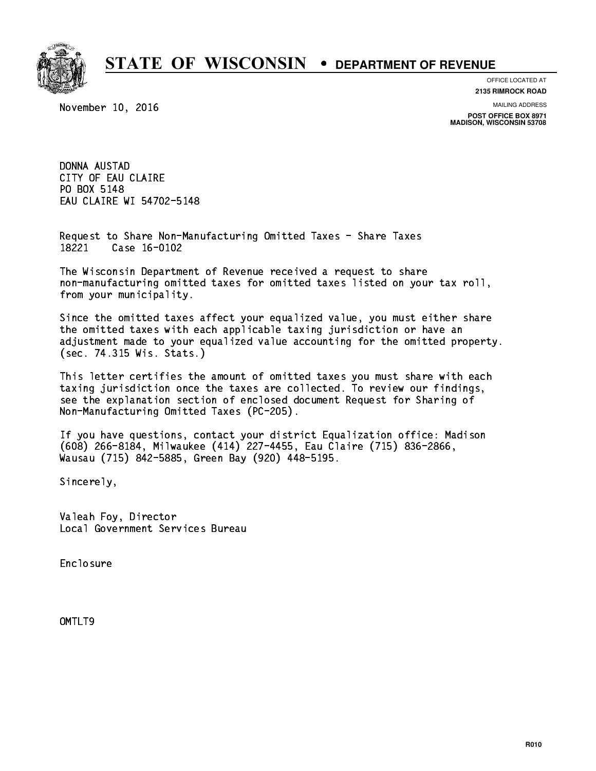# STATE OF WISCONSIN • DEPARTMENT OF REVENUE

OFFICE LOCATED AT
**2135 RIMROCK ROAD**

MAILING ADDRESS
**POST OFFICE BOX 8971**
**MADISON, WISCONSIN 53708**

November 10, 2016

DONNA AUSTAD
CITY OF EAU CLAIRE
PO BOX 5148
EAU CLAIRE WI 54702-5148

Request to Share Non-Manufacturing Omitted Taxes - Share Taxes
18221 Case 16-0102

The Wisconsin Department of Revenue received a request to share non-manufacturing omitted taxes for omitted taxes listed on your tax roll, from your municipality.

Since the omitted taxes affect your equalized value, you must either share the omitted taxes with each applicable taxing jurisdiction or have an adjustment made to your equalized value accounting for the omitted property. (sec. 74.315 Wis. Stats.)

This letter certifies the amount of omitted taxes you must share with each taxing jurisdiction once the taxes are collected. To review our findings, see the explanation section of enclosed document Request for Sharing of Non-Manufacturing Omitted Taxes (PC-205).

If you have questions, contact your district Equalization office: Madison (608) 266-8184, Milwaukee (414) 227-4455, Eau Claire (715) 836-2866, Wausau (715) 842-5885, Green Bay (920) 448-5195.

Sincerely,

Valeah Foy, Director
Local Government Services Bureau

Enclosure

OMTLT9

R010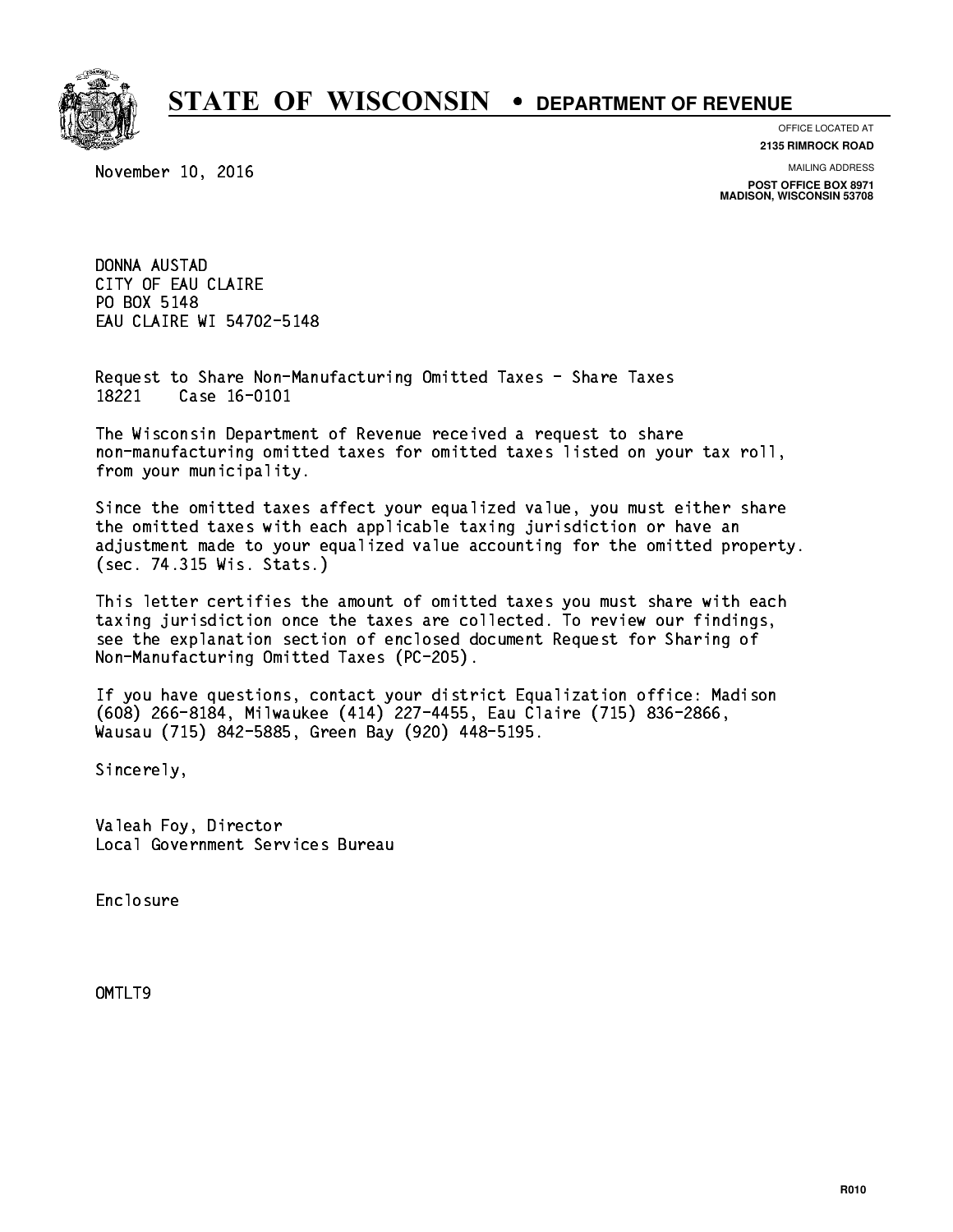# STATE OF WISCONSIN • DEPARTMENT OF REVENUE

OFFICE LOCATED AT
**2135 RIMROCK ROAD**

MAILING ADDRESS
**POST OFFICE BOX 8971**
**MADISON, WISCONSIN 53708**

November 10, 2016

DONNA AUSTAD
CITY OF EAU CLAIRE
PO BOX 5148
EAU CLAIRE WI 54702-5148

Request to Share Non-Manufacturing Omitted Taxes - Share Taxes
18221 Case 16-0101

The Wisconsin Department of Revenue received a request to share non-manufacturing omitted taxes for omitted taxes listed on your tax roll, from your municipality.

Since the omitted taxes affect your equalized value, you must either share the omitted taxes with each applicable taxing jurisdiction or have an adjustment made to your equalized value accounting for the omitted property. (sec. 74.315 Wis. Stats.)

This letter certifies the amount of omitted taxes you must share with each taxing jurisdiction once the taxes are collected. To review our findings, see the explanation section of enclosed document Request for Sharing of Non-Manufacturing Omitted Taxes (PC-205).

If you have questions, contact your district Equalization office: Madison (608) 266-8184, Milwaukee (414) 227-4455, Eau Claire (715) 836-2866, Wausau (715) 842-5885, Green Bay (920) 448-5195.

Sincerely,

Valeah Foy, Director
Local Government Services Bureau

Enclosure

OMTLT9

R010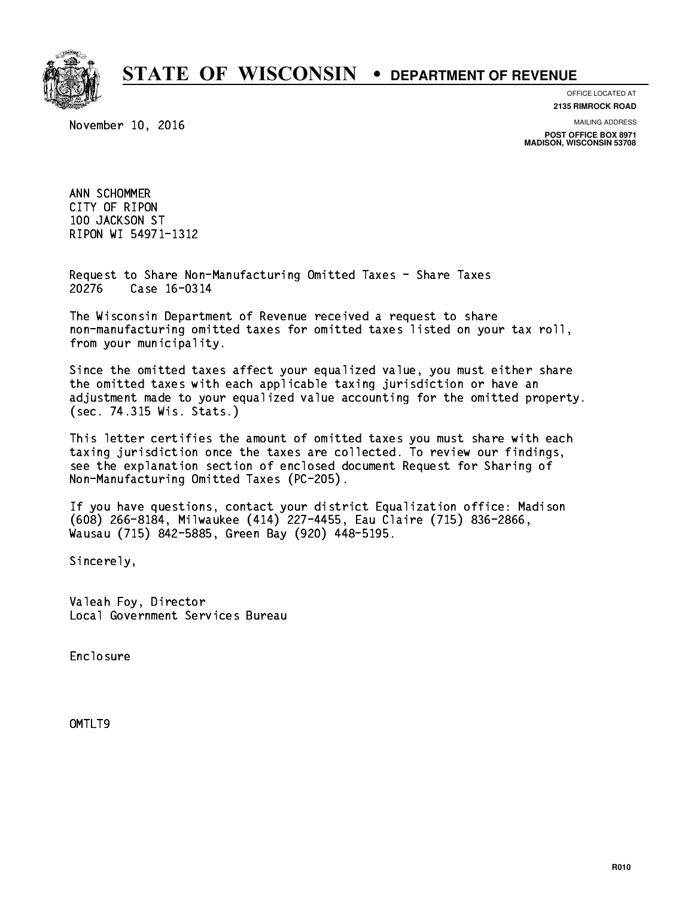# STATE OF WISCONSIN • DEPARTMENT OF REVENUE

OFFICE LOCATED AT
**2135 RIMROCK ROAD**

MAILING ADDRESS
**POST OFFICE BOX 8971**
**MADISON, WISCONSIN 53708**

November 10, 2016

ANN SCHOMMER
CITY OF RIPON
100 JACKSON ST
RIPON WI 54971-1312

Request to Share Non-Manufacturing Omitted Taxes - Share Taxes
20276 Case 16-0314

The Wisconsin Department of Revenue received a request to share non-manufacturing omitted taxes for omitted taxes listed on your tax roll, from your municipality.

Since the omitted taxes affect your equalized value, you must either share the omitted taxes with each applicable taxing jurisdiction or have an adjustment made to your equalized value accounting for the omitted property. (sec. 74.315 Wis. Stats.)

This letter certifies the amount of omitted taxes you must share with each taxing jurisdiction once the taxes are collected. To review our findings, see the explanation section of enclosed document Request for Sharing of Non-Manufacturing Omitted Taxes (PC-205).

If you have questions, contact your district Equalization office: Madison (608) 266-8184, Milwaukee (414) 227-4455, Eau Claire (715) 836-2866, Wausau (715) 842-5885, Green Bay (920) 448-5195.

Sincerely,

Valeah Foy, Director
Local Government Services Bureau

Enclosure

OMTLT9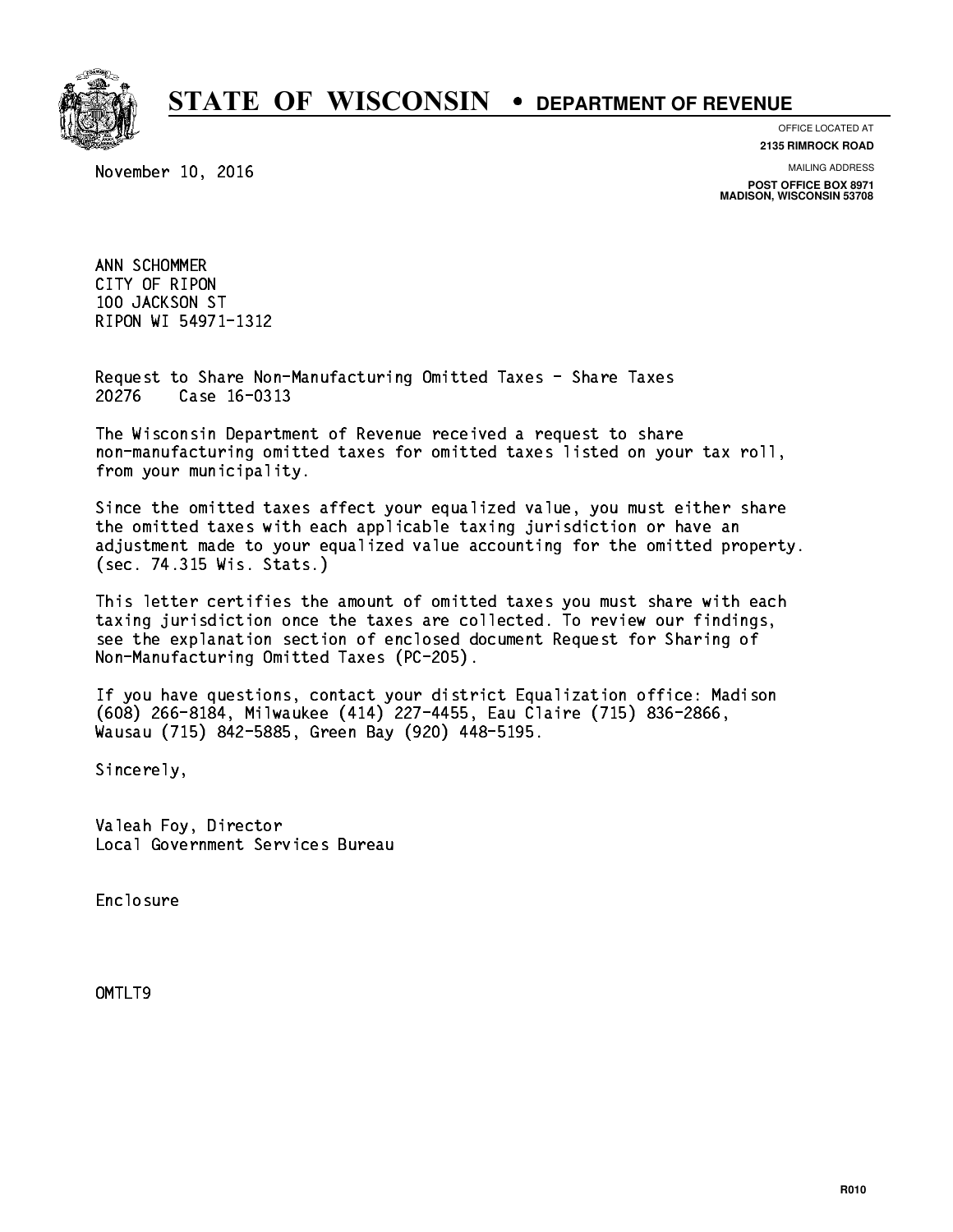# STATE OF WISCONSIN • DEPARTMENT OF REVENUE

OFFICE LOCATED AT
**2135 RIMROCK ROAD**

MAILING ADDRESS
**POST OFFICE BOX 8971**
**MADISON, WISCONSIN 53708**

November 10, 2016

ANN SCHOMMER
CITY OF RIPON
100 JACKSON ST
RIPON WI 54971-1312

Request to Share Non-Manufacturing Omitted Taxes - Share Taxes
20276 Case 16-0313

The Wisconsin Department of Revenue received a request to share non-manufacturing omitted taxes for omitted taxes listed on your tax roll, from your municipality.

Since the omitted taxes affect your equalized value, you must either share the omitted taxes with each applicable taxing jurisdiction or have an adjustment made to your equalized value accounting for the omitted property. (sec. 74.315 Wis. Stats.)

This letter certifies the amount of omitted taxes you must share with each taxing jurisdiction once the taxes are collected. To review our findings, see the explanation section of enclosed document Request for Sharing of Non-Manufacturing Omitted Taxes (PC-205).

If you have questions, contact your district Equalization office: Madison (608) 266-8184, Milwaukee (414) 227-4455, Eau Claire (715) 836-2866, Wausau (715) 842-5885, Green Bay (920) 448-5195.

Sincerely,

Valeah Foy, Director
Local Government Services Bureau

Enclosure

OMTLT9

R010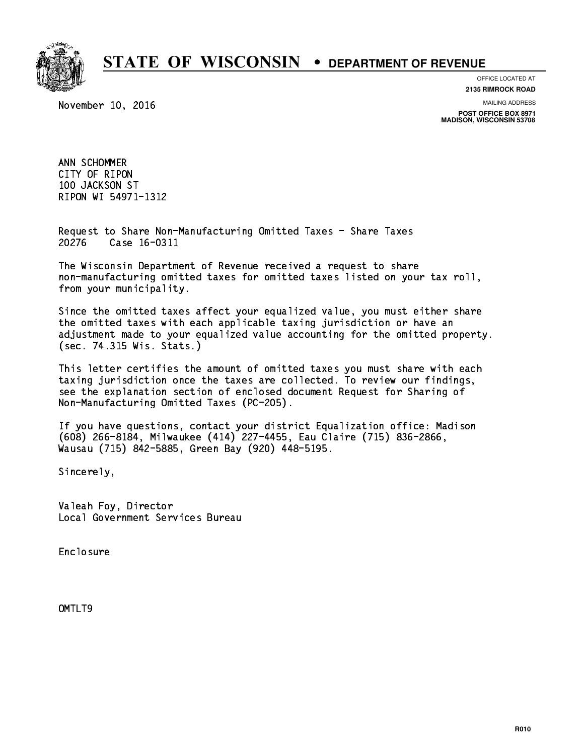# STATE OF WISCONSIN • DEPARTMENT OF REVENUE

OFFICE LOCATED AT
**2135 RIMROCK ROAD**

MAILING ADDRESS
**POST OFFICE BOX 8971**
**MADISON, WISCONSIN 53708**

November 10, 2016

ANN SCHOMMER
CITY OF RIPON
100 JACKSON ST
RIPON WI 54971-1312

Request to Share Non-Manufacturing Omitted Taxes - Share Taxes
20276 Case 16-0311

The Wisconsin Department of Revenue received a request to share non-manufacturing omitted taxes for omitted taxes listed on your tax roll, from your municipality.

Since the omitted taxes affect your equalized value, you must either share the omitted taxes with each applicable taxing jurisdiction or have an adjustment made to your equalized value accounting for the omitted property. (sec. 74.315 Wis. Stats.)

This letter certifies the amount of omitted taxes you must share with each taxing jurisdiction once the taxes are collected. To review our findings, see the explanation section of enclosed document Request for Sharing of Non-Manufacturing Omitted Taxes (PC-205).

If you have questions, contact your district Equalization office: Madison (608) 266-8184, Milwaukee (414) 227-4455, Eau Claire (715) 836-2866, Wausau (715) 842-5885, Green Bay (920) 448-5195.

Sincerely,

Valeah Foy, Director
Local Government Services Bureau

Enclosure

OMTLT9

R010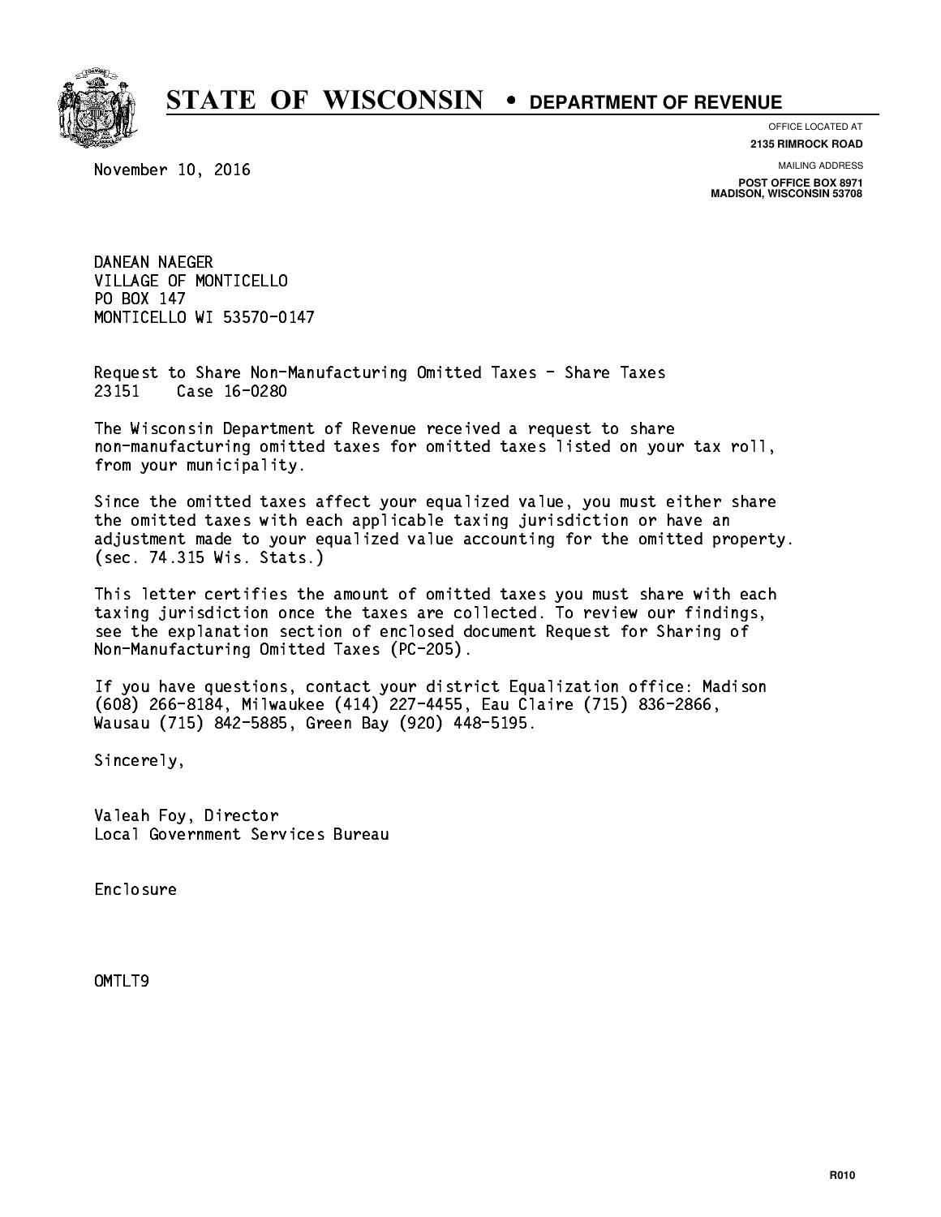# STATE OF WISCONSIN • DEPARTMENT OF REVENUE

OFFICE LOCATED AT
**2135 RIMROCK ROAD**

MAILING ADDRESS
**POST OFFICE BOX 8971**
**MADISON, WISCONSIN 53708**

November 10, 2016

DANEAN NAEGER
VILLAGE OF MONTICELLO
PO BOX 147
MONTICELLO WI 53570-0147

Request to Share Non-Manufacturing Omitted Taxes - Share Taxes
23151 Case 16-0280

The Wisconsin Department of Revenue received a request to share non-manufacturing omitted taxes for omitted taxes listed on your tax roll, from your municipality.

Since the omitted taxes affect your equalized value, you must either share the omitted taxes with each applicable taxing jurisdiction or have an adjustment made to your equalized value accounting for the omitted property. (sec. 74.315 Wis. Stats.)

This letter certifies the amount of omitted taxes you must share with each taxing jurisdiction once the taxes are collected. To review our findings, see the explanation section of enclosed document Request for Sharing of Non-Manufacturing Omitted Taxes (PC-205).

If you have questions, contact your district Equalization office: Madison (608) 266-8184, Milwaukee (414) 227-4455, Eau Claire (715) 836-2866, Wausau (715) 842-5885, Green Bay (920) 448-5195.

Sincerely,

Valeah Foy, Director
Local Government Services Bureau

Enclosure

OMTLT9

R010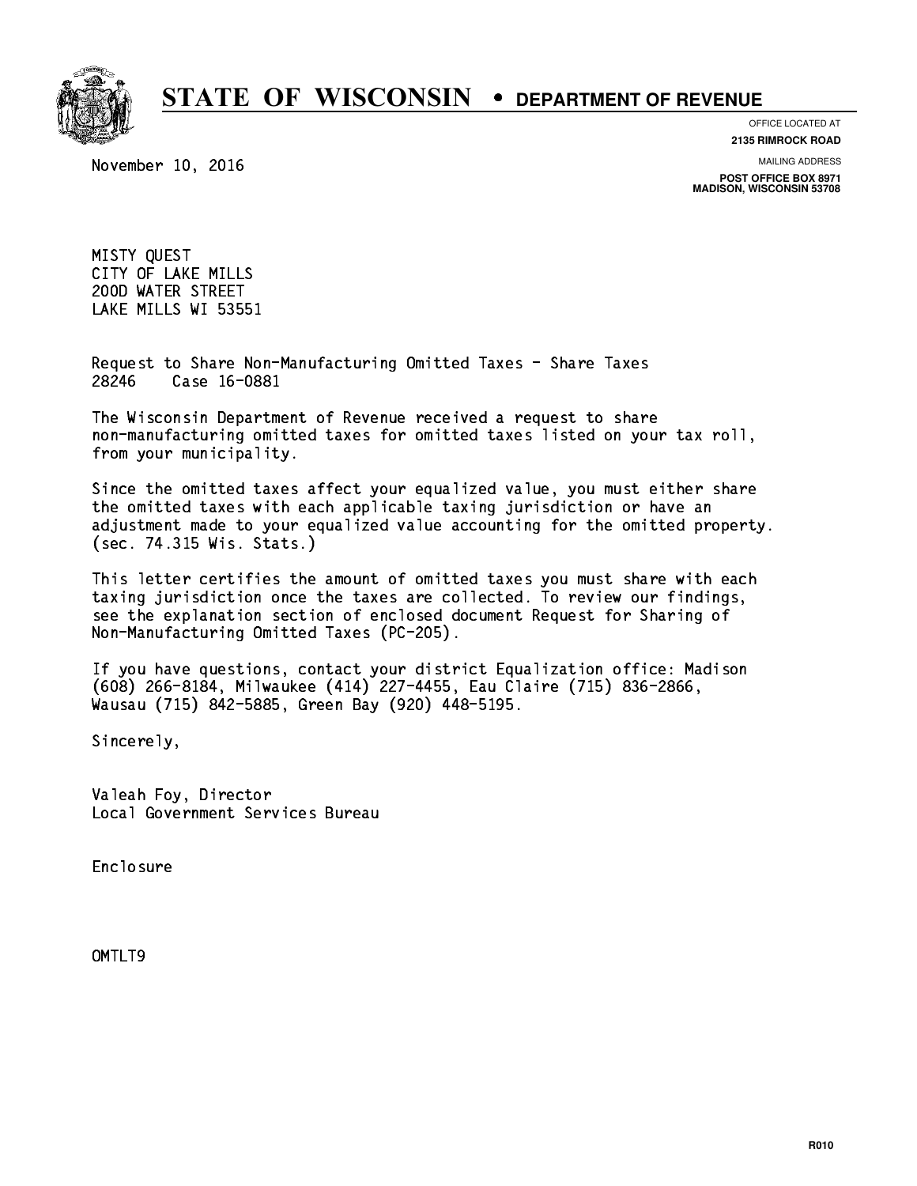# STATE OF WISCONSIN • DEPARTMENT OF REVENUE

OFFICE LOCATED AT
**2135 RIMROCK ROAD**

MAILING ADDRESS
**POST OFFICE BOX 8971**
**MADISON, WISCONSIN 53708**

November 10, 2016

MISTY QUEST
CITY OF LAKE MILLS
200D WATER STREET
LAKE MILLS WI 53551

Request to Share Non-Manufacturing Omitted Taxes - Share Taxes
28246 Case 16-0881

The Wisconsin Department of Revenue received a request to share non-manufacturing omitted taxes for omitted taxes listed on your tax roll, from your municipality.

Since the omitted taxes affect your equalized value, you must either share the omitted taxes with each applicable taxing jurisdiction or have an adjustment made to your equalized value accounting for the omitted property. (sec. 74.315 Wis. Stats.)

This letter certifies the amount of omitted taxes you must share with each taxing jurisdiction once the taxes are collected. To review our findings, see the explanation section of enclosed document Request for Sharing of Non-Manufacturing Omitted Taxes (PC-205).

If you have questions, contact your district Equalization office: Madison (608) 266-8184, Milwaukee (414) 227-4455, Eau Claire (715) 836-2866, Wausau (715) 842-5885, Green Bay (920) 448-5195.

Sincerely,

Valeah Foy, Director
Local Government Services Bureau

Enclosure

OMTLT9

R010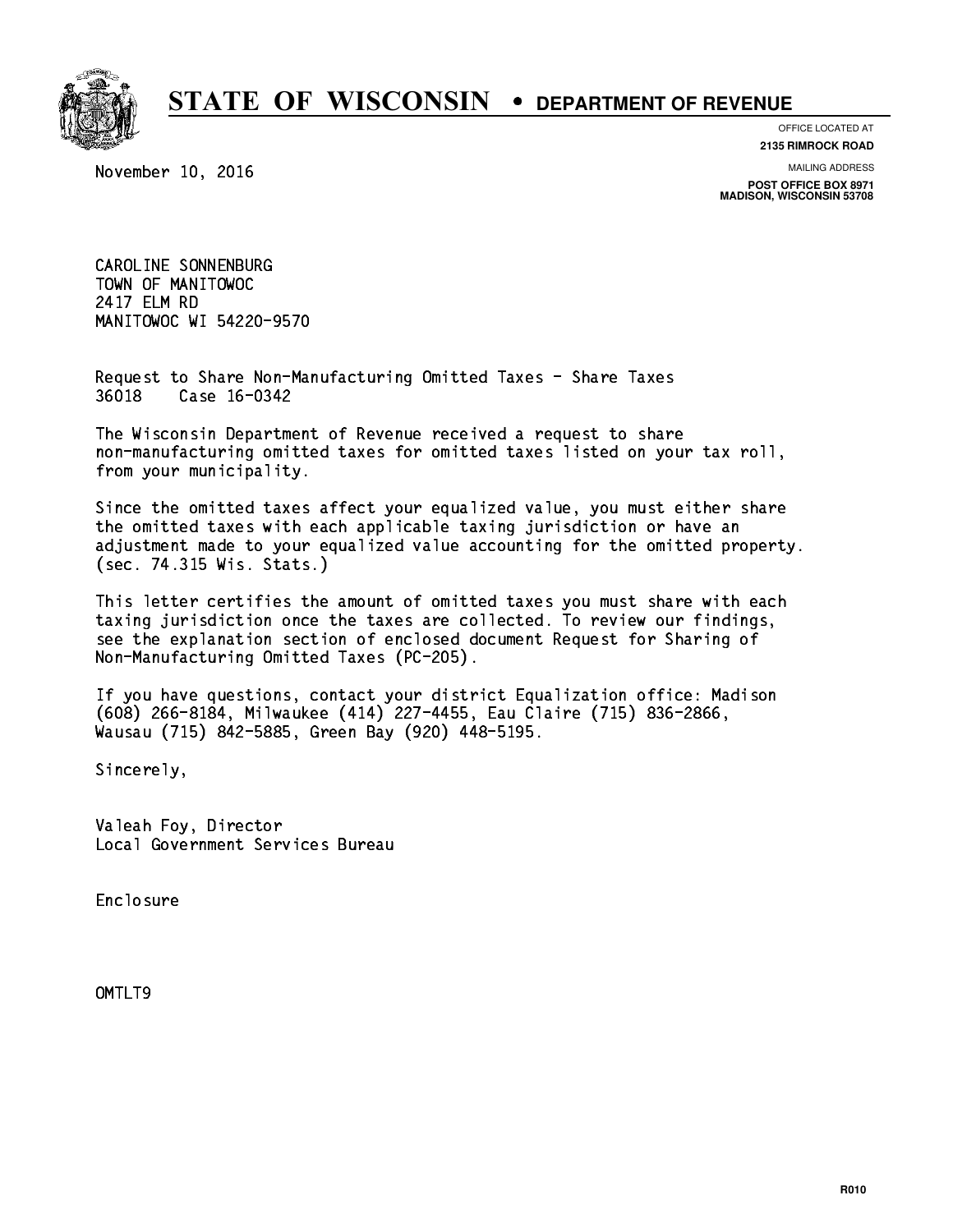# STATE OF WISCONSIN • DEPARTMENT OF REVENUE

OFFICE LOCATED AT
**2135 RIMROCK ROAD**

MAILING ADDRESS
**POST OFFICE BOX 8971**
**MADISON, WISCONSIN 53708**

November 10, 2016

CAROLINE SONNENBURG
TOWN OF MANITOWOC
2417 ELM RD
MANITOWOC WI 54220-9570

Request to Share Non-Manufacturing Omitted Taxes - Share Taxes
36018 Case 16-0342

The Wisconsin Department of Revenue received a request to share non-manufacturing omitted taxes for omitted taxes listed on your tax roll, from your municipality.

Since the omitted taxes affect your equalized value, you must either share the omitted taxes with each applicable taxing jurisdiction or have an adjustment made to your equalized value accounting for the omitted property. (sec. 74.315 Wis. Stats.)

This letter certifies the amount of omitted taxes you must share with each taxing jurisdiction once the taxes are collected. To review our findings, see the explanation section of enclosed document Request for Sharing of Non-Manufacturing Omitted Taxes (PC-205).

If you have questions, contact your district Equalization office: Madison (608) 266-8184, Milwaukee (414) 227-4455, Eau Claire (715) 836-2866, Wausau (715) 842-5885, Green Bay (920) 448-5195.

Sincerely,

Valeah Foy, Director
Local Government Services Bureau

Enclosure

OMTLT9

R010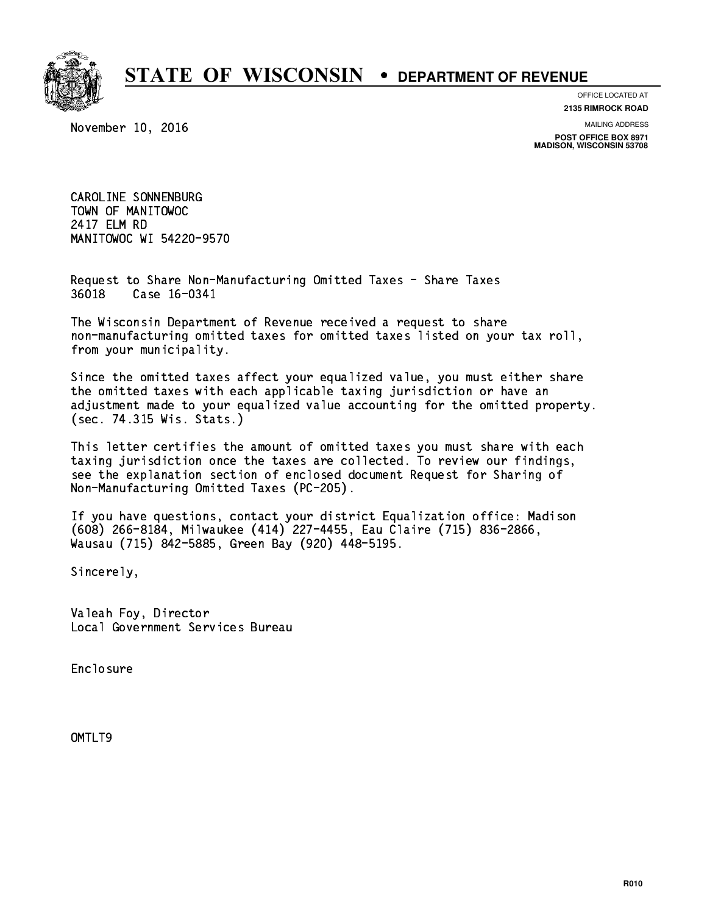# STATE OF WISCONSIN • DEPARTMENT OF REVENUE

OFFICE LOCATED AT
**2135 RIMROCK ROAD**

MAILING ADDRESS
**POST OFFICE BOX 8971**
**MADISON, WISCONSIN 53708**

November 10, 2016

CAROLINE SONNENBURG
TOWN OF MANITOWOC
2417 ELM RD
MANITOWOC WI 54220-9570

Request to Share Non-Manufacturing Omitted Taxes - Share Taxes
36018 Case 16-0341

The Wisconsin Department of Revenue received a request to share non-manufacturing omitted taxes for omitted taxes listed on your tax roll, from your municipality.

Since the omitted taxes affect your equalized value, you must either share the omitted taxes with each applicable taxing jurisdiction or have an adjustment made to your equalized value accounting for the omitted property. (sec. 74.315 Wis. Stats.)

This letter certifies the amount of omitted taxes you must share with each taxing jurisdiction once the taxes are collected. To review our findings, see the explanation section of enclosed document Request for Sharing of Non-Manufacturing Omitted Taxes (PC-205).

If you have questions, contact your district Equalization office: Madison (608) 266-8184, Milwaukee (414) 227-4455, Eau Claire (715) 836-2866, Wausau (715) 842-5885, Green Bay (920) 448-5195.

Sincerely,

Valeah Foy, Director
Local Government Services Bureau

Enclosure

OMTLT9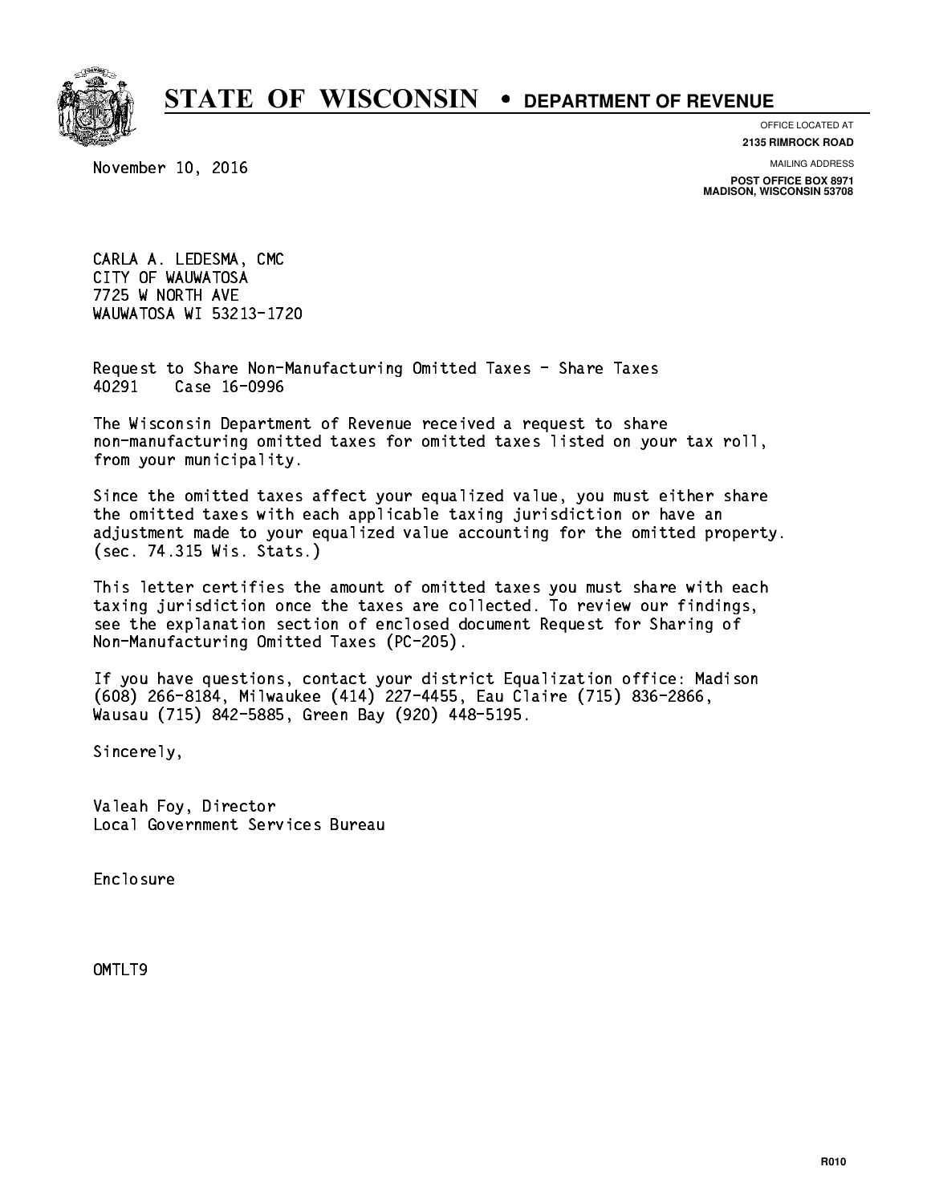# STATE OF WISCONSIN • DEPARTMENT OF REVENUE

OFFICE LOCATED AT
**2135 RIMROCK ROAD**

MAILING ADDRESS
**POST OFFICE BOX 8971**
**MADISON, WISCONSIN 53708**

November 10, 2016

CARLA A. LEDESMA, CMC
CITY OF WAUWATOSA
7725 W NORTH AVE
WAUWATOSA WI 53213-1720

Request to Share Non-Manufacturing Omitted Taxes - Share Taxes
40291 Case 16-0996

The Wisconsin Department of Revenue received a request to share non-manufacturing omitted taxes for omitted taxes listed on your tax roll, from your municipality.

Since the omitted taxes affect your equalized value, you must either share the omitted taxes with each applicable taxing jurisdiction or have an adjustment made to your equalized value accounting for the omitted property. (sec. 74.315 Wis. Stats.)

This letter certifies the amount of omitted taxes you must share with each taxing jurisdiction once the taxes are collected. To review our findings, see the explanation section of enclosed document Request for Sharing of Non-Manufacturing Omitted Taxes (PC-205).

If you have questions, contact your district Equalization office: Madison (608) 266-8184, Milwaukee (414) 227-4455, Eau Claire (715) 836-2866, Wausau (715) 842-5885, Green Bay (920) 448-5195.

Sincerely,

Valeah Foy, Director
Local Government Services Bureau

Enclosure

OMTLT9

R010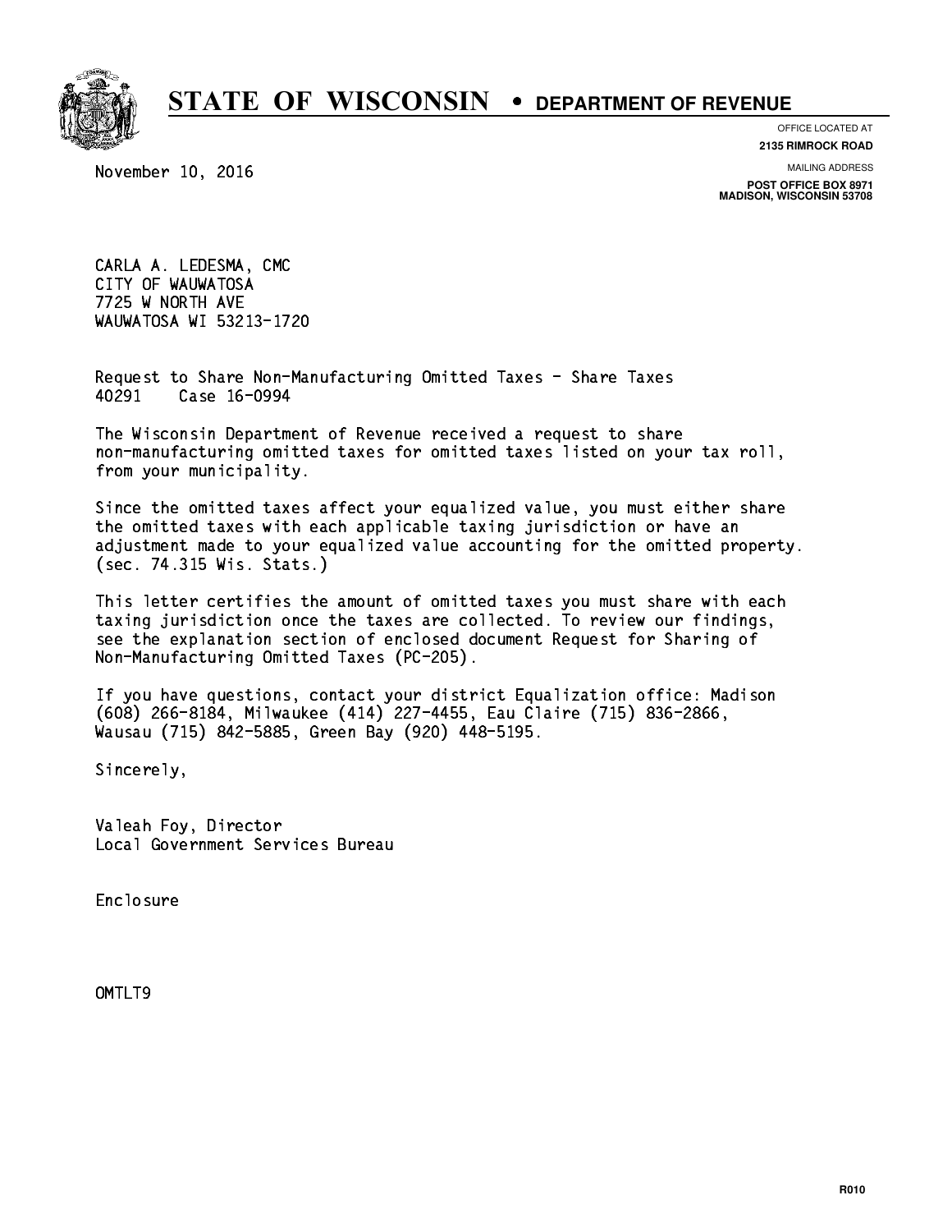# STATE OF WISCONSIN • DEPARTMENT OF REVENUE

OFFICE LOCATED AT
**2135 RIMROCK ROAD**

MAILING ADDRESS
**POST OFFICE BOX 8971**
**MADISON, WISCONSIN 53708**

November 10, 2016

CARLA A. LEDESMA, CMC
CITY OF WAUWATOSA
7725 W NORTH AVE
WAUWATOSA WI 53213-1720

Request to Share Non-Manufacturing Omitted Taxes - Share Taxes
40291 Case 16-0994

The Wisconsin Department of Revenue received a request to share non-manufacturing omitted taxes for omitted taxes listed on your tax roll, from your municipality.

Since the omitted taxes affect your equalized value, you must either share the omitted taxes with each applicable taxing jurisdiction or have an adjustment made to your equalized value accounting for the omitted property. (sec. 74.315 Wis. Stats.)

This letter certifies the amount of omitted taxes you must share with each taxing jurisdiction once the taxes are collected. To review our findings, see the explanation section of enclosed document Request for Sharing of Non-Manufacturing Omitted Taxes (PC-205).

If you have questions, contact your district Equalization office: Madison (608) 266-8184, Milwaukee (414) 227-4455, Eau Claire (715) 836-2866, Wausau (715) 842-5885, Green Bay (920) 448-5195.

Sincerely,

Valeah Foy, Director
Local Government Services Bureau

Enclosure

OMTLT9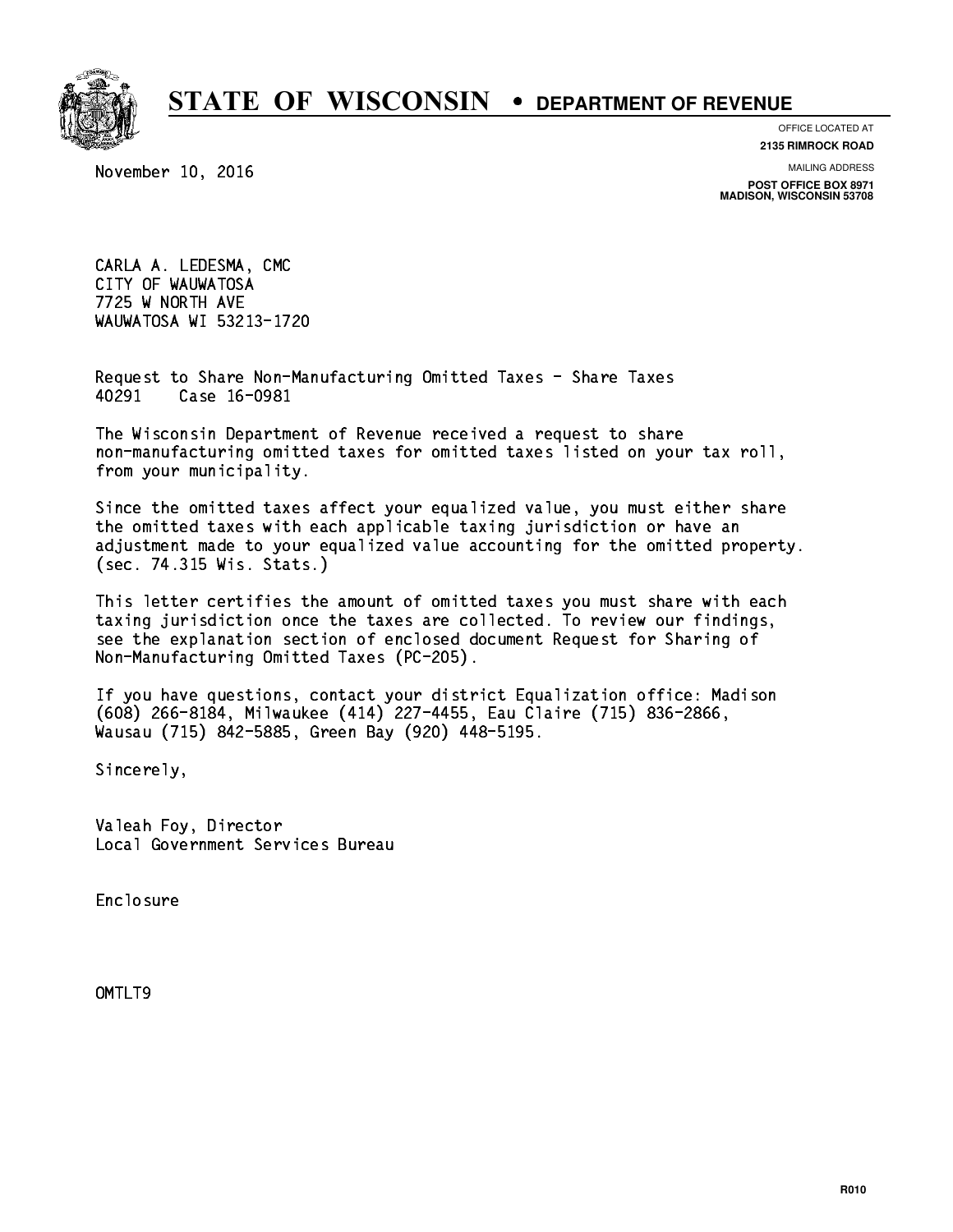# STATE OF WISCONSIN • DEPARTMENT OF REVENUE

OFFICE LOCATED AT
**2135 RIMROCK ROAD**

MAILING ADDRESS
**POST OFFICE BOX 8971**
**MADISON, WISCONSIN 53708**

November 10, 2016

CARLA A. LEDESMA, CMC
CITY OF WAUWATOSA
7725 W NORTH AVE
WAUWATOSA WI 53213-1720

Request to Share Non-Manufacturing Omitted Taxes - Share Taxes
40291 Case 16-0981

The Wisconsin Department of Revenue received a request to share non-manufacturing omitted taxes for omitted taxes listed on your tax roll, from your municipality.

Since the omitted taxes affect your equalized value, you must either share the omitted taxes with each applicable taxing jurisdiction or have an adjustment made to your equalized value accounting for the omitted property. (sec. 74.315 Wis. Stats.)

This letter certifies the amount of omitted taxes you must share with each taxing jurisdiction once the taxes are collected. To review our findings, see the explanation section of enclosed document Request for Sharing of Non-Manufacturing Omitted Taxes (PC-205).

If you have questions, contact your district Equalization office: Madison (608) 266-8184, Milwaukee (414) 227-4455, Eau Claire (715) 836-2866, Wausau (715) 842-5885, Green Bay (920) 448-5195.

Sincerely,

Valeah Foy, Director
Local Government Services Bureau

Enclosure

OMTLT9

R010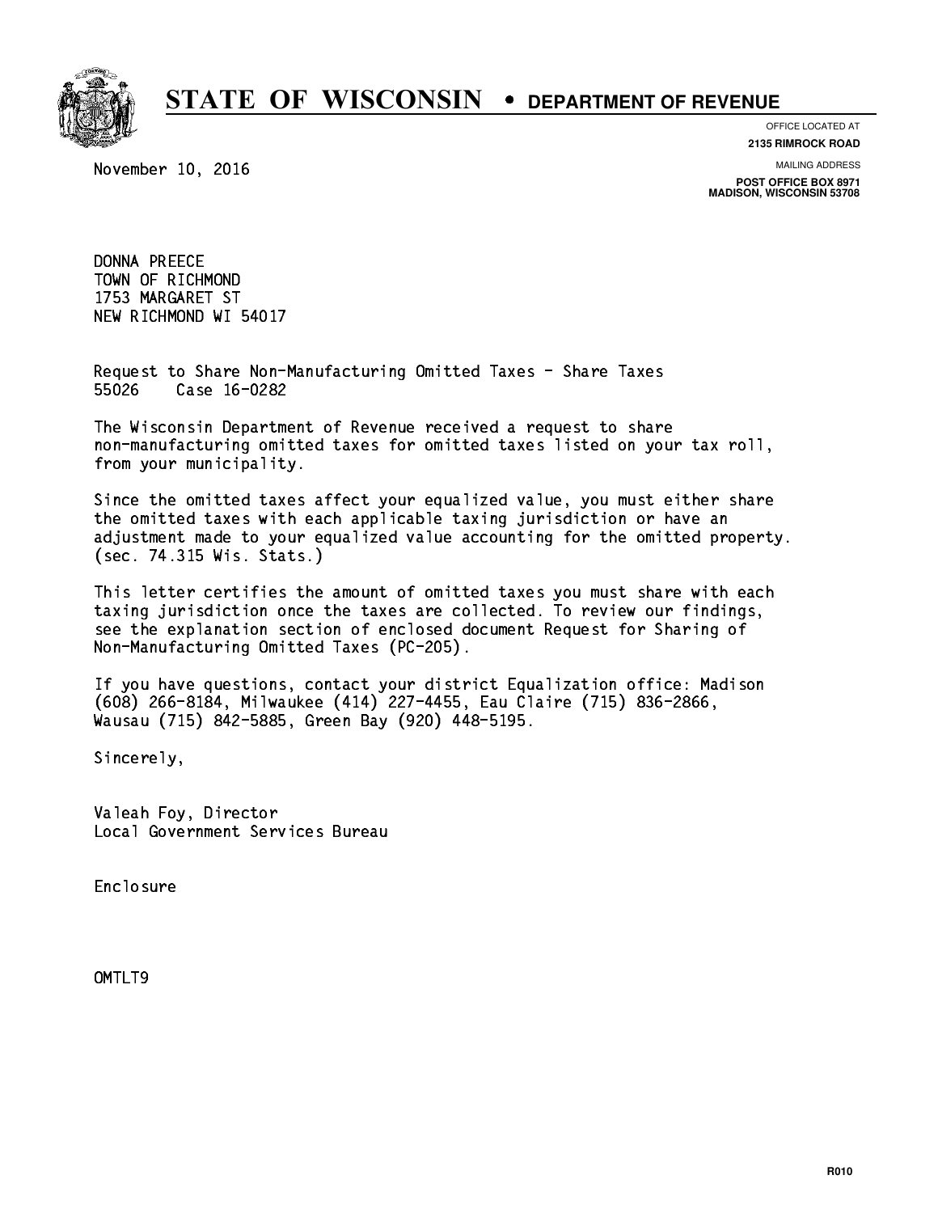# STATE OF WISCONSIN • DEPARTMENT OF REVENUE

OFFICE LOCATED AT
**2135 RIMROCK ROAD**

MAILING ADDRESS
**POST OFFICE BOX 8971**
**MADISON, WISCONSIN 53708**

November 10, 2016

DONNA PREECE
TOWN OF RICHMOND
1753 MARGARET ST
NEW RICHMOND WI 54017

Request to Share Non-Manufacturing Omitted Taxes - Share Taxes
55026 Case 16-0282

The Wisconsin Department of Revenue received a request to share non-manufacturing omitted taxes for omitted taxes listed on your tax roll, from your municipality.

Since the omitted taxes affect your equalized value, you must either share the omitted taxes with each applicable taxing jurisdiction or have an adjustment made to your equalized value accounting for the omitted property. (sec. 74.315 Wis. Stats.)

This letter certifies the amount of omitted taxes you must share with each taxing jurisdiction once the taxes are collected. To review our findings, see the explanation section of enclosed document Request for Sharing of Non-Manufacturing Omitted Taxes (PC-205).

If you have questions, contact your district Equalization office: Madison (608) 266-8184, Milwaukee (414) 227-4455, Eau Claire (715) 836-2866, Wausau (715) 842-5885, Green Bay (920) 448-5195.

Sincerely,

Valeah Foy, Director
Local Government Services Bureau

Enclosure

OMTLT9

R010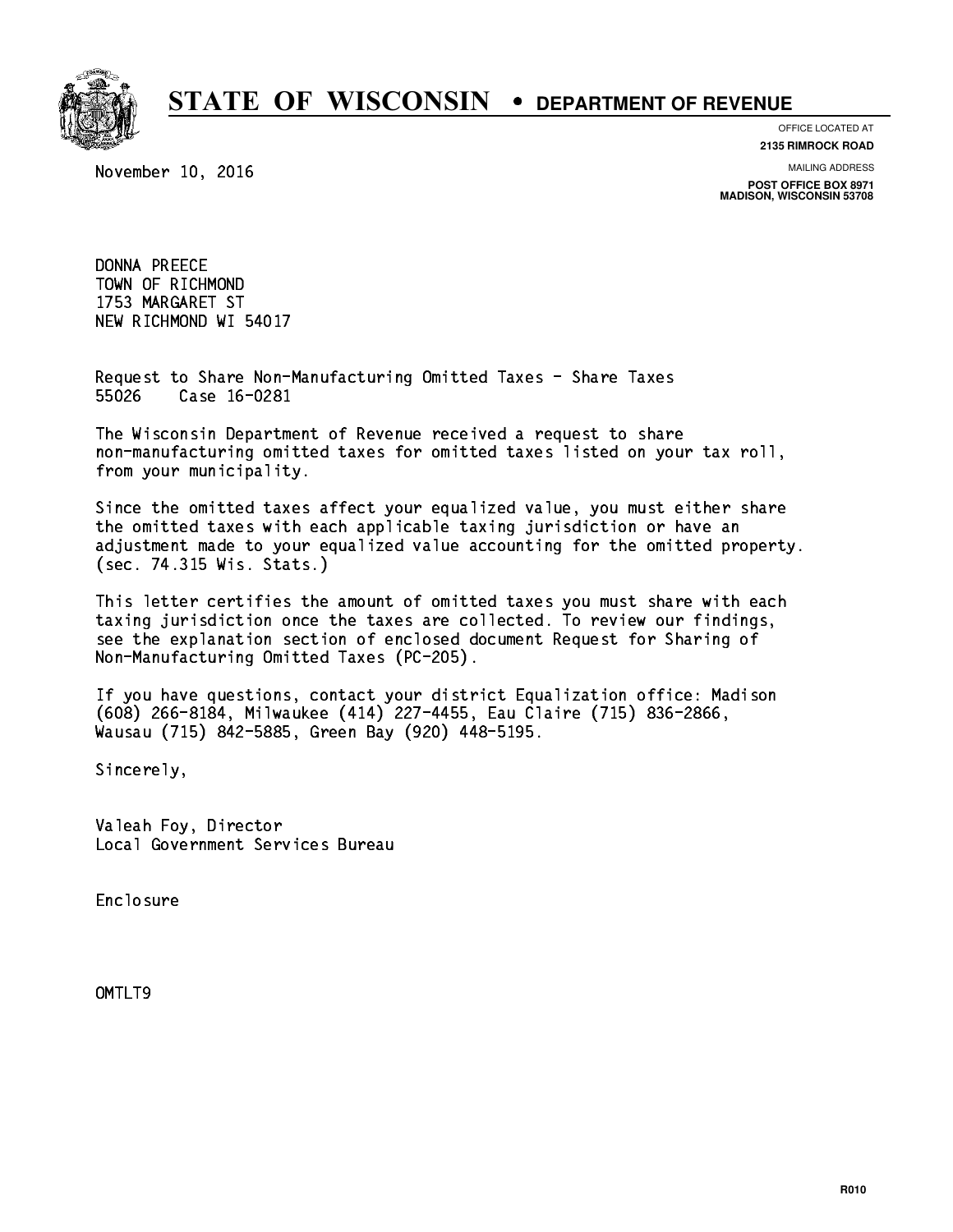# STATE OF WISCONSIN • DEPARTMENT OF REVENUE

OFFICE LOCATED AT
**2135 RIMROCK ROAD**

MAILING ADDRESS
**POST OFFICE BOX 8971**
**MADISON, WISCONSIN 53708**

November 10, 2016

DONNA PREECE
TOWN OF RICHMOND
1753 MARGARET ST
NEW RICHMOND WI 54017

Request to Share Non-Manufacturing Omitted Taxes - Share Taxes
55026 Case 16-0281

The Wisconsin Department of Revenue received a request to share non-manufacturing omitted taxes for omitted taxes listed on your tax roll, from your municipality.

Since the omitted taxes affect your equalized value, you must either share the omitted taxes with each applicable taxing jurisdiction or have an adjustment made to your equalized value accounting for the omitted property. (sec. 74.315 Wis. Stats.)

This letter certifies the amount of omitted taxes you must share with each taxing jurisdiction once the taxes are collected. To review our findings, see the explanation section of enclosed document Request for Sharing of Non-Manufacturing Omitted Taxes (PC-205).

If you have questions, contact your district Equalization office: Madison (608) 266-8184, Milwaukee (414) 227-4455, Eau Claire (715) 836-2866, Wausau (715) 842-5885, Green Bay (920) 448-5195.

Sincerely,

Valeah Foy, Director
Local Government Services Bureau

Enclosure

OMTLT9

R010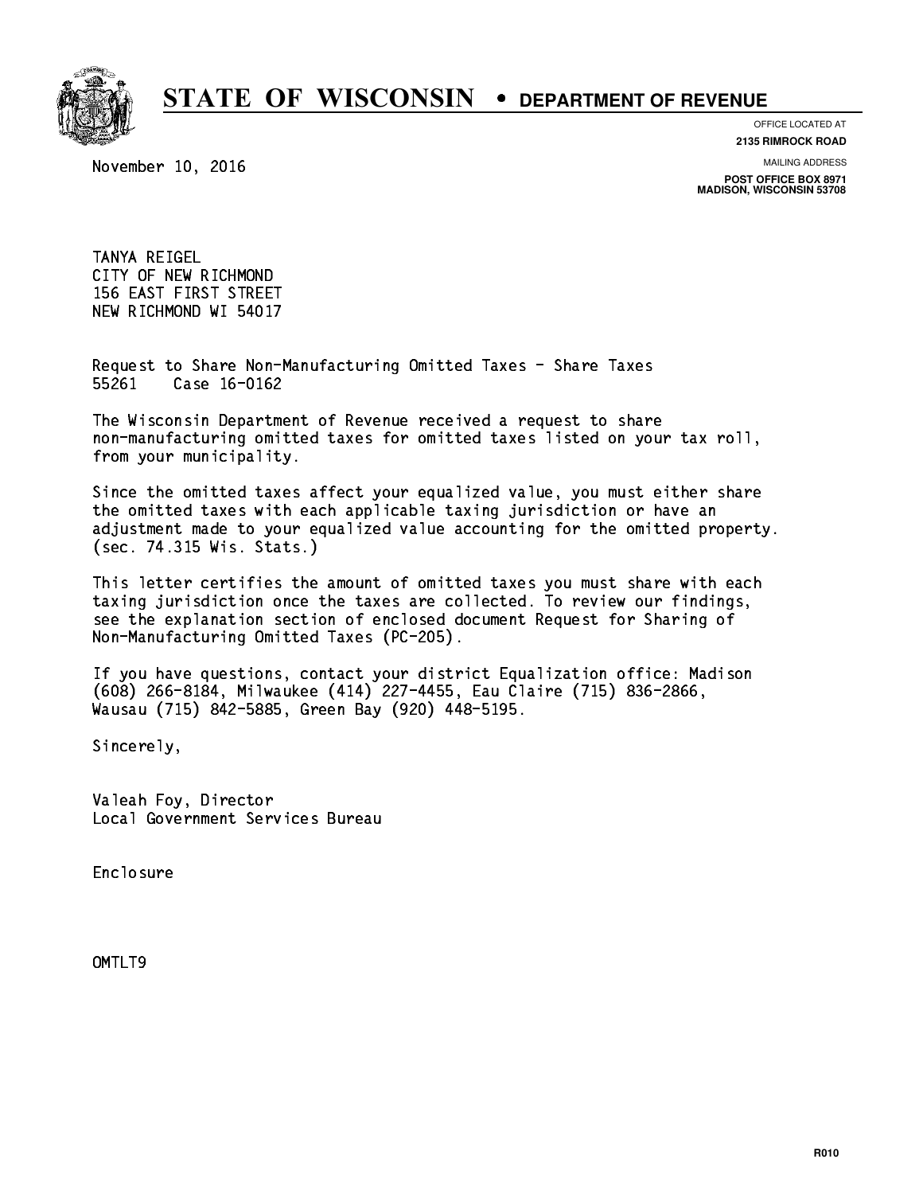# STATE OF WISCONSIN • DEPARTMENT OF REVENUE

OFFICE LOCATED AT
**2135 RIMROCK ROAD**

MAILING ADDRESS
**POST OFFICE BOX 8971**
**MADISON, WISCONSIN 53708**

November 10, 2016

TANYA REIGEL
CITY OF NEW RICHMOND
156 EAST FIRST STREET
NEW RICHMOND WI 54017

Request to Share Non-Manufacturing Omitted Taxes - Share Taxes
55261 Case 16-0162

The Wisconsin Department of Revenue received a request to share non-manufacturing omitted taxes for omitted taxes listed on your tax roll, from your municipality.

Since the omitted taxes affect your equalized value, you must either share the omitted taxes with each applicable taxing jurisdiction or have an adjustment made to your equalized value accounting for the omitted property. (sec. 74.315 Wis. Stats.)

This letter certifies the amount of omitted taxes you must share with each taxing jurisdiction once the taxes are collected. To review our findings, see the explanation section of enclosed document Request for Sharing of Non-Manufacturing Omitted Taxes (PC-205).

If you have questions, contact your district Equalization office: Madison (608) 266-8184, Milwaukee (414) 227-4455, Eau Claire (715) 836-2866, Wausau (715) 842-5885, Green Bay (920) 448-5195.

Sincerely,

Valeah Foy, Director
Local Government Services Bureau

Enclosure

OMTLT9

R010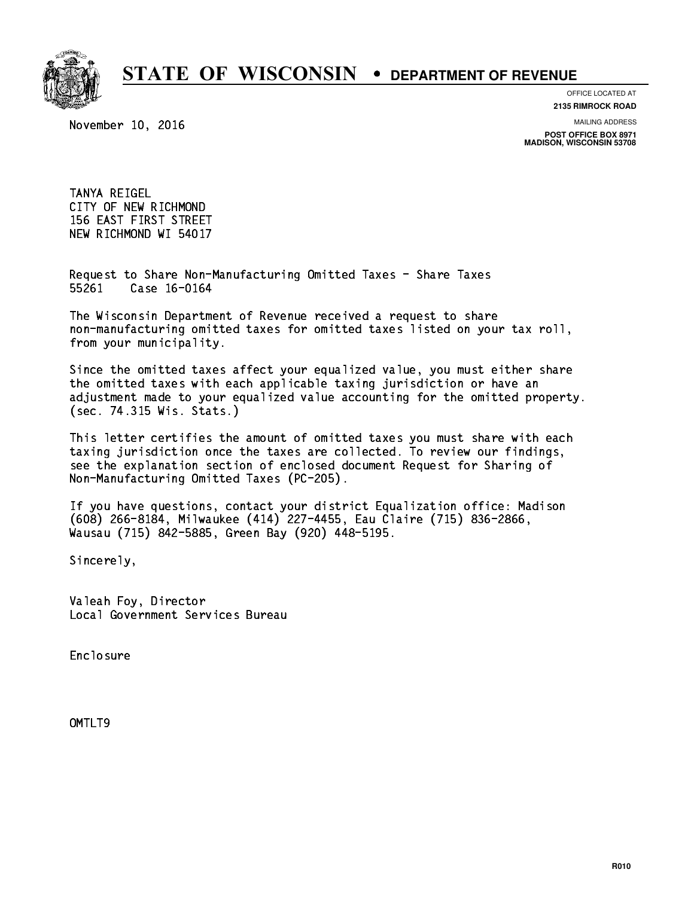# STATE OF WISCONSIN • DEPARTMENT OF REVENUE

OFFICE LOCATED AT
**2135 RIMROCK ROAD**

MAILING ADDRESS
**POST OFFICE BOX 8971**
**MADISON, WISCONSIN 53708**

November 10, 2016

TANYA REIGEL
CITY OF NEW RICHMOND
156 EAST FIRST STREET
NEW RICHMOND WI 54017

Request to Share Non-Manufacturing Omitted Taxes - Share Taxes
55261 Case 16-0164

The Wisconsin Department of Revenue received a request to share non-manufacturing omitted taxes for omitted taxes listed on your tax roll, from your municipality.

Since the omitted taxes affect your equalized value, you must either share the omitted taxes with each applicable taxing jurisdiction or have an adjustment made to your equalized value accounting for the omitted property. (sec. 74.315 Wis. Stats.)

This letter certifies the amount of omitted taxes you must share with each taxing jurisdiction once the taxes are collected. To review our findings, see the explanation section of enclosed document Request for Sharing of Non-Manufacturing Omitted Taxes (PC-205).

If you have questions, contact your district Equalization office: Madison (608) 266-8184, Milwaukee (414) 227-4455, Eau Claire (715) 836-2866, Wausau (715) 842-5885, Green Bay (920) 448-5195.

Sincerely,

Valeah Foy, Director
Local Government Services Bureau

Enclosure

OMTLT9

R010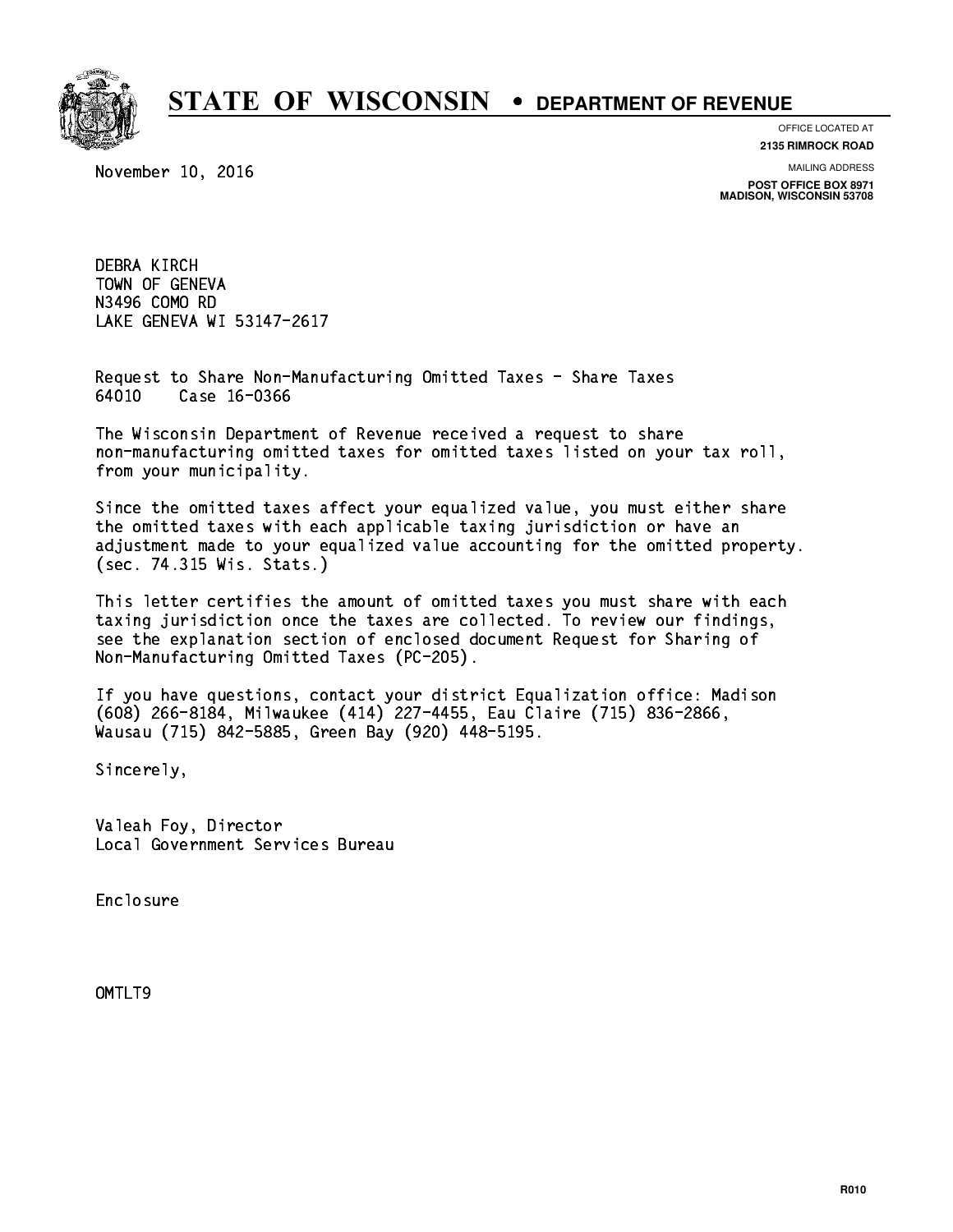# STATE OF WISCONSIN • DEPARTMENT OF REVENUE

OFFICE LOCATED AT
**2135 RIMROCK ROAD**

MAILING ADDRESS
**POST OFFICE BOX 8971**
**MADISON, WISCONSIN 53708**

November 10, 2016

DEBRA KIRCH
TOWN OF GENEVA
N3496 COMO RD
LAKE GENEVA WI 53147-2617

Request to Share Non-Manufacturing Omitted Taxes - Share Taxes
64010 Case 16-0366

The Wisconsin Department of Revenue received a request to share non-manufacturing omitted taxes for omitted taxes listed on your tax roll, from your municipality.

Since the omitted taxes affect your equalized value, you must either share the omitted taxes with each applicable taxing jurisdiction or have an adjustment made to your equalized value accounting for the omitted property. (sec. 74.315 Wis. Stats.)

This letter certifies the amount of omitted taxes you must share with each taxing jurisdiction once the taxes are collected. To review our findings, see the explanation section of enclosed document Request for Sharing of Non-Manufacturing Omitted Taxes (PC-205).

If you have questions, contact your district Equalization office: Madison (608) 266-8184, Milwaukee (414) 227-4455, Eau Claire (715) 836-2866, Wausau (715) 842-5885, Green Bay (920) 448-5195.

Sincerely,

Valeah Foy, Director
Local Government Services Bureau

Enclosure

OMTLT9

R010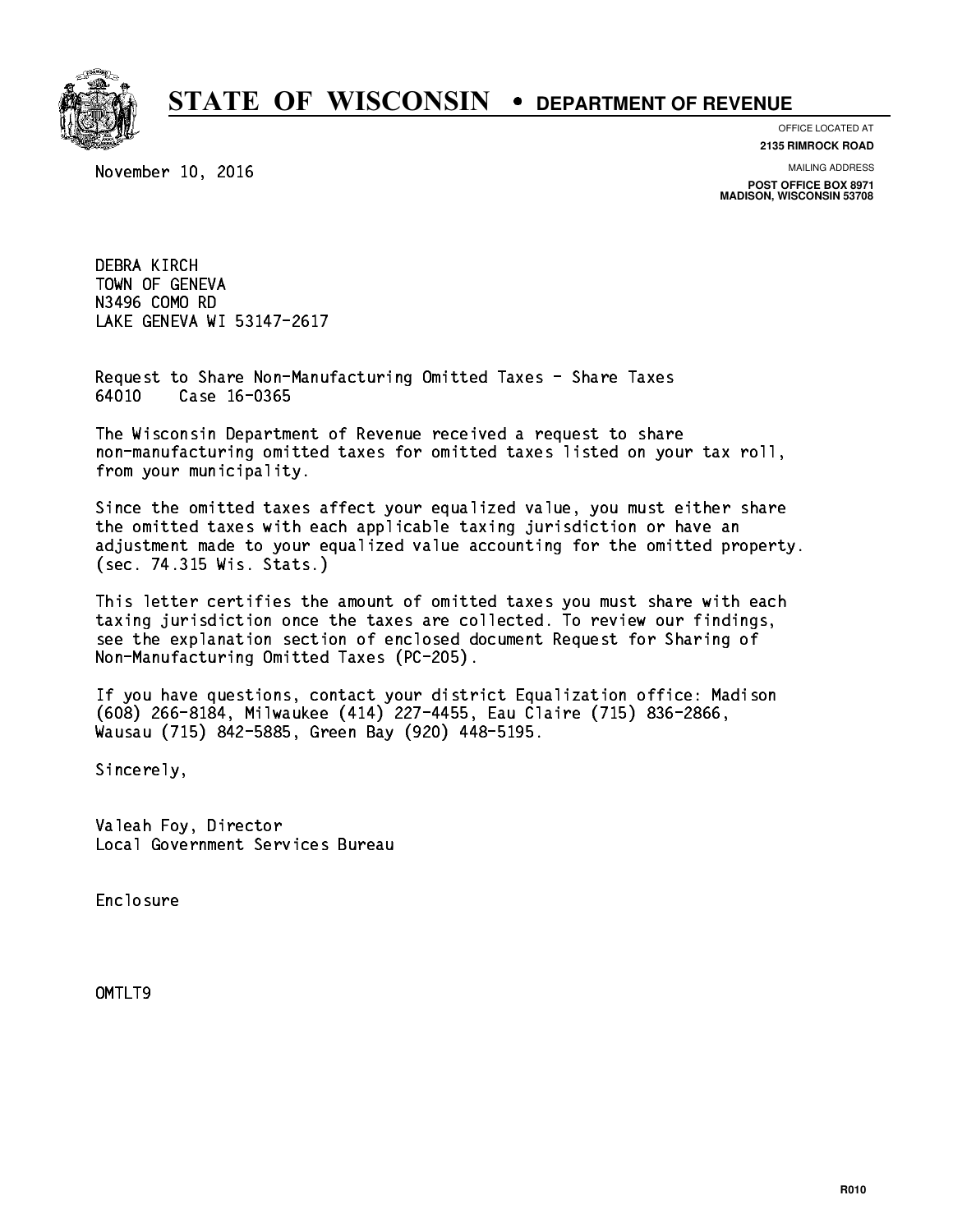# STATE OF WISCONSIN • DEPARTMENT OF REVENUE

OFFICE LOCATED AT
**2135 RIMROCK ROAD**

MAILING ADDRESS
**POST OFFICE BOX 8971**
**MADISON, WISCONSIN 53708**

November 10, 2016

DEBRA KIRCH
TOWN OF GENEVA
N3496 COMO RD
LAKE GENEVA WI 53147-2617

Request to Share Non-Manufacturing Omitted Taxes - Share Taxes
64010 Case 16-0365

The Wisconsin Department of Revenue received a request to share non-manufacturing omitted taxes for omitted taxes listed on your tax roll, from your municipality.

Since the omitted taxes affect your equalized value, you must either share the omitted taxes with each applicable taxing jurisdiction or have an adjustment made to your equalized value accounting for the omitted property. (sec. 74.315 Wis. Stats.)

This letter certifies the amount of omitted taxes you must share with each taxing jurisdiction once the taxes are collected. To review our findings, see the explanation section of enclosed document Request for Sharing of Non-Manufacturing Omitted Taxes (PC-205).

If you have questions, contact your district Equalization office: Madison (608) 266-8184, Milwaukee (414) 227-4455, Eau Claire (715) 836-2866, Wausau (715) 842-5885, Green Bay (920) 448-5195.

Sincerely,

Valeah Foy, Director
Local Government Services Bureau

Enclosure

OMTLT9

R010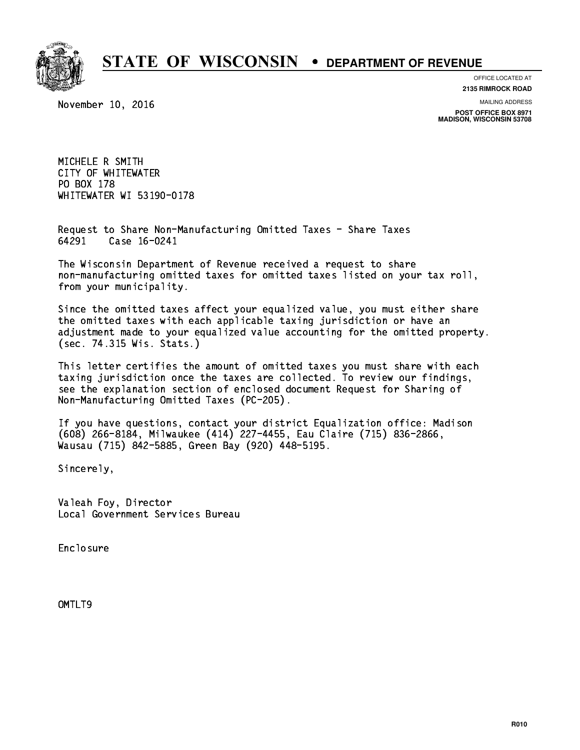# STATE OF WISCONSIN • DEPARTMENT OF REVENUE

OFFICE LOCATED AT
**2135 RIMROCK ROAD**

MAILING ADDRESS
**POST OFFICE BOX 8971**
**MADISON, WISCONSIN 53708**

November 10, 2016

MICHELE R SMITH
CITY OF WHITEWATER
PO BOX 178
WHITEWATER WI 53190-0178

Request to Share Non-Manufacturing Omitted Taxes - Share Taxes
64291    Case 16-0241

The Wisconsin Department of Revenue received a request to share non-manufacturing omitted taxes for omitted taxes listed on your tax roll, from your municipality.

Since the omitted taxes affect your equalized value, you must either share the omitted taxes with each applicable taxing jurisdiction or have an adjustment made to your equalized value accounting for the omitted property. (sec. 74.315 Wis. Stats.)

This letter certifies the amount of omitted taxes you must share with each taxing jurisdiction once the taxes are collected. To review our findings, see the explanation section of enclosed document Request for Sharing of Non-Manufacturing Omitted Taxes (PC-205).

If you have questions, contact your district Equalization office: Madison (608) 266-8184, Milwaukee (414) 227-4455, Eau Claire (715) 836-2866, Wausau (715) 842-5885, Green Bay (920) 448-5195.

Sincerely,

Valeah Foy, Director
Local Government Services Bureau

Enclosure

OMTLT9

R010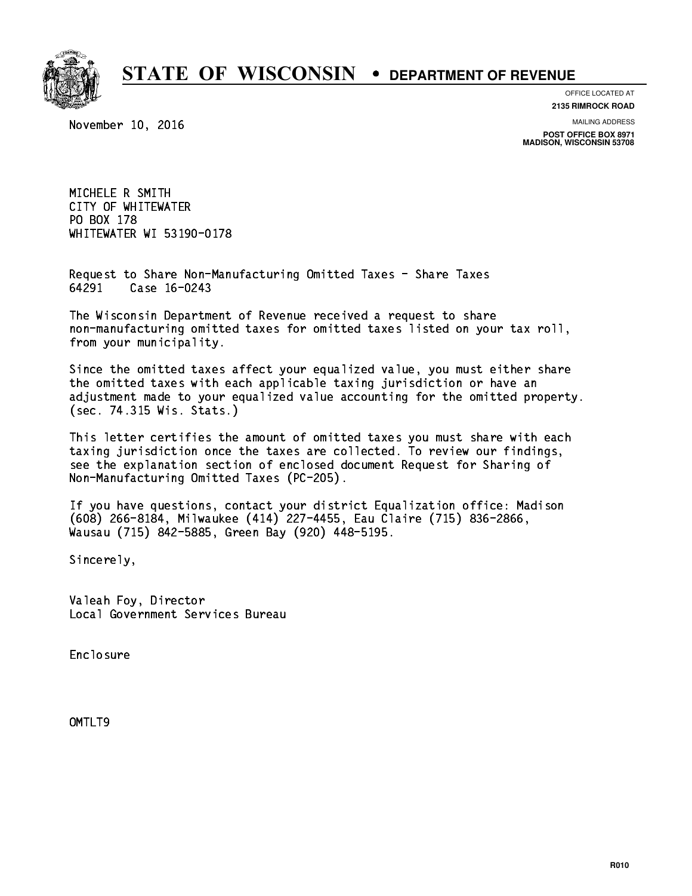# STATE OF WISCONSIN • DEPARTMENT OF REVENUE

OFFICE LOCATED AT
**2135 RIMROCK ROAD**

MAILING ADDRESS
**POST OFFICE BOX 8971**
**MADISON, WISCONSIN 53708**

November 10, 2016

MICHELE R SMITH
CITY OF WHITEWATER
PO BOX 178
WHITEWATER WI 53190-0178

Request to Share Non-Manufacturing Omitted Taxes - Share Taxes
64291 Case 16-0243

The Wisconsin Department of Revenue received a request to share non-manufacturing omitted taxes for omitted taxes listed on your tax roll, from your municipality.

Since the omitted taxes affect your equalized value, you must either share the omitted taxes with each applicable taxing jurisdiction or have an adjustment made to your equalized value accounting for the omitted property. (sec. 74.315 Wis. Stats.)

This letter certifies the amount of omitted taxes you must share with each taxing jurisdiction once the taxes are collected. To review our findings, see the explanation section of enclosed document Request for Sharing of Non-Manufacturing Omitted Taxes (PC-205).

If you have questions, contact your district Equalization office: Madison (608) 266-8184, Milwaukee (414) 227-4455, Eau Claire (715) 836-2866, Wausau (715) 842-5885, Green Bay (920) 448-5195.

Sincerely,

Valeah Foy, Director
Local Government Services Bureau

Enclosure

OMTLT9

R010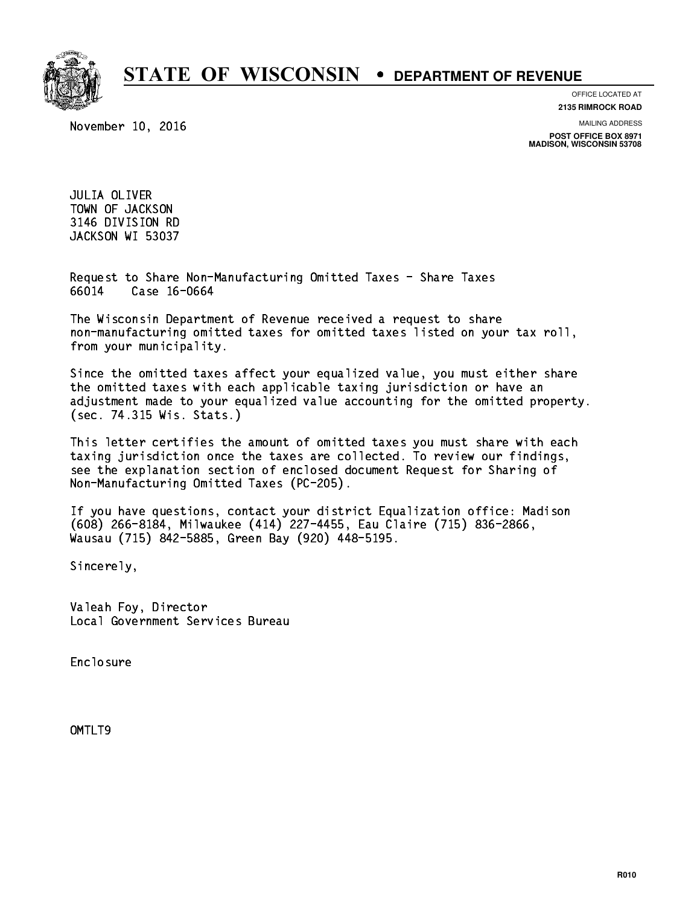# STATE OF WISCONSIN • DEPARTMENT OF REVENUE

OFFICE LOCATED AT
**2135 RIMROCK ROAD**

MAILING ADDRESS
**POST OFFICE BOX 8971**
**MADISON, WISCONSIN 53708**

November 10, 2016

JULIA OLIVER
TOWN OF JACKSON
3146 DIVISION RD
JACKSON WI 53037

Request to Share Non-Manufacturing Omitted Taxes - Share Taxes
66014 Case 16-0664

The Wisconsin Department of Revenue received a request to share non-manufacturing omitted taxes for omitted taxes listed on your tax roll, from your municipality.

Since the omitted taxes affect your equalized value, you must either share the omitted taxes with each applicable taxing jurisdiction or have an adjustment made to your equalized value accounting for the omitted property. (sec. 74.315 Wis. Stats.)

This letter certifies the amount of omitted taxes you must share with each taxing jurisdiction once the taxes are collected. To review our findings, see the explanation section of enclosed document Request for Sharing of Non-Manufacturing Omitted Taxes (PC-205).

If you have questions, contact your district Equalization office: Madison (608) 266-8184, Milwaukee (414) 227-4455, Eau Claire (715) 836-2866, Wausau (715) 842-5885, Green Bay (920) 448-5195.

Sincerely,

Valeah Foy, Director
Local Government Services Bureau

Enclosure

OMTLT9

R010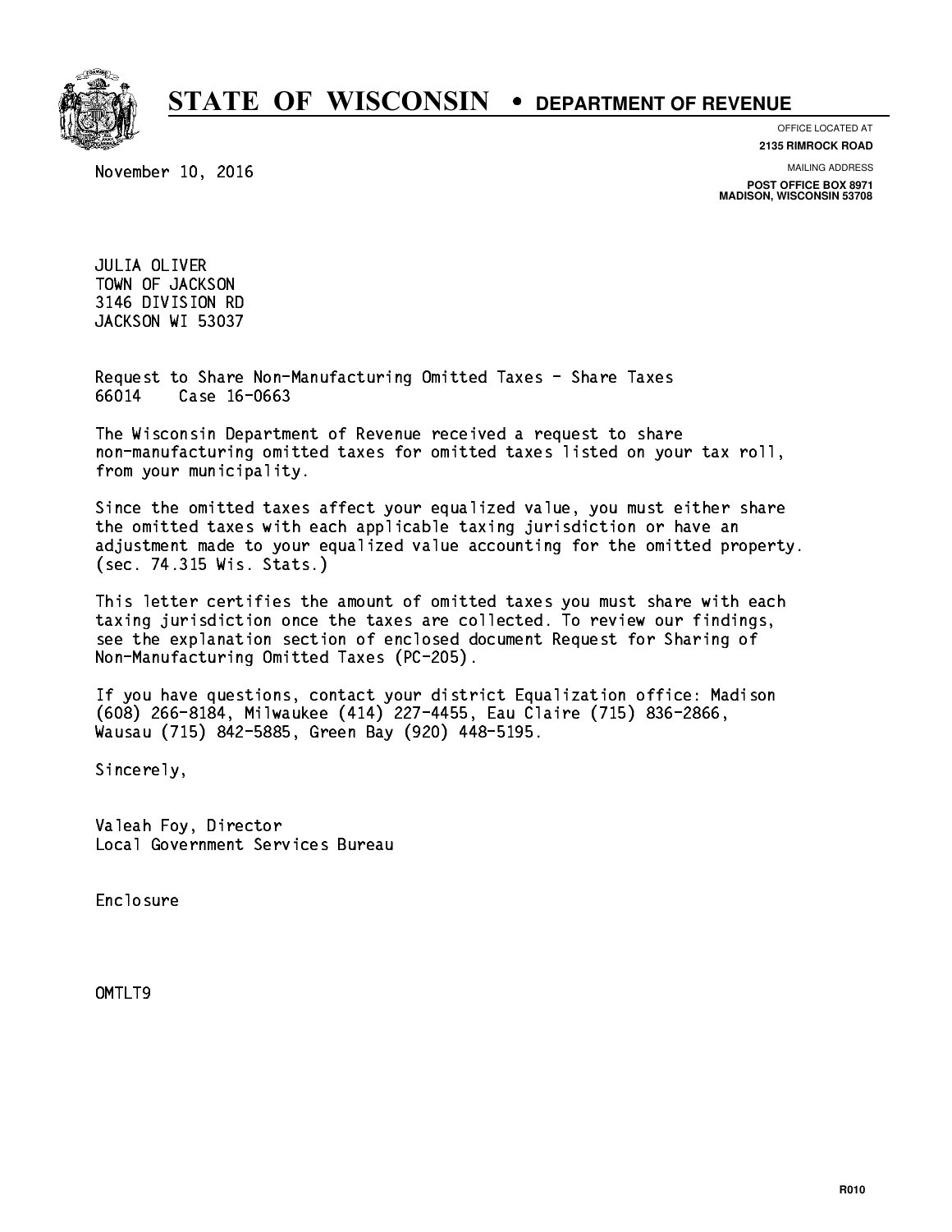# STATE OF WISCONSIN • DEPARTMENT OF REVENUE

OFFICE LOCATED AT
**2135 RIMROCK ROAD**

MAILING ADDRESS
**POST OFFICE BOX 8971**
**MADISON, WISCONSIN 53708**

November 10, 2016

JULIA OLIVER
TOWN OF JACKSON
3146 DIVISION RD
JACKSON WI 53037

Request to Share Non-Manufacturing Omitted Taxes - Share Taxes
66014 Case 16-0663

The Wisconsin Department of Revenue received a request to share non-manufacturing omitted taxes for omitted taxes listed on your tax roll, from your municipality.

Since the omitted taxes affect your equalized value, you must either share the omitted taxes with each applicable taxing jurisdiction or have an adjustment made to your equalized value accounting for the omitted property. (sec. 74.315 Wis. Stats.)

This letter certifies the amount of omitted taxes you must share with each taxing jurisdiction once the taxes are collected. To review our findings, see the explanation section of enclosed document Request for Sharing of Non-Manufacturing Omitted Taxes (PC-205).

If you have questions, contact your district Equalization office: Madison (608) 266-8184, Milwaukee (414) 227-4455, Eau Claire (715) 836-2866, Wausau (715) 842-5885, Green Bay (920) 448-5195.

Sincerely,

Valeah Foy, Director
Local Government Services Bureau

Enclosure

OMTLT9

R010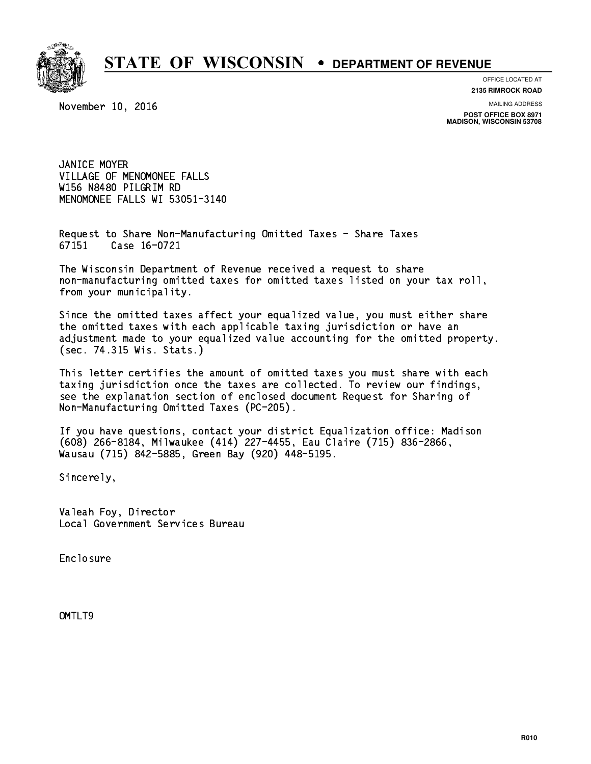# STATE OF WISCONSIN • DEPARTMENT OF REVENUE

OFFICE LOCATED AT
**2135 RIMROCK ROAD**

MAILING ADDRESS
**POST OFFICE BOX 8971**
**MADISON, WISCONSIN 53708**

November 10, 2016

JANICE MOYER
VILLAGE OF MENOMONEE FALLS
W156 N8480 PILGRIM RD
MENOMONEE FALLS WI 53051-3140

Request to Share Non-Manufacturing Omitted Taxes - Share Taxes
67151 Case 16-0721

The Wisconsin Department of Revenue received a request to share non-manufacturing omitted taxes for omitted taxes listed on your tax roll, from your municipality.

Since the omitted taxes affect your equalized value, you must either share the omitted taxes with each applicable taxing jurisdiction or have an adjustment made to your equalized value accounting for the omitted property. (sec. 74.315 Wis. Stats.)

This letter certifies the amount of omitted taxes you must share with each taxing jurisdiction once the taxes are collected. To review our findings, see the explanation section of enclosed document Request for Sharing of Non-Manufacturing Omitted Taxes (PC-205).

If you have questions, contact your district Equalization office: Madison (608) 266-8184, Milwaukee (414) 227-4455, Eau Claire (715) 836-2866, Wausau (715) 842-5885, Green Bay (920) 448-5195.

Sincerely,

Valeah Foy, Director
Local Government Services Bureau

Enclosure

OMTLT9

R010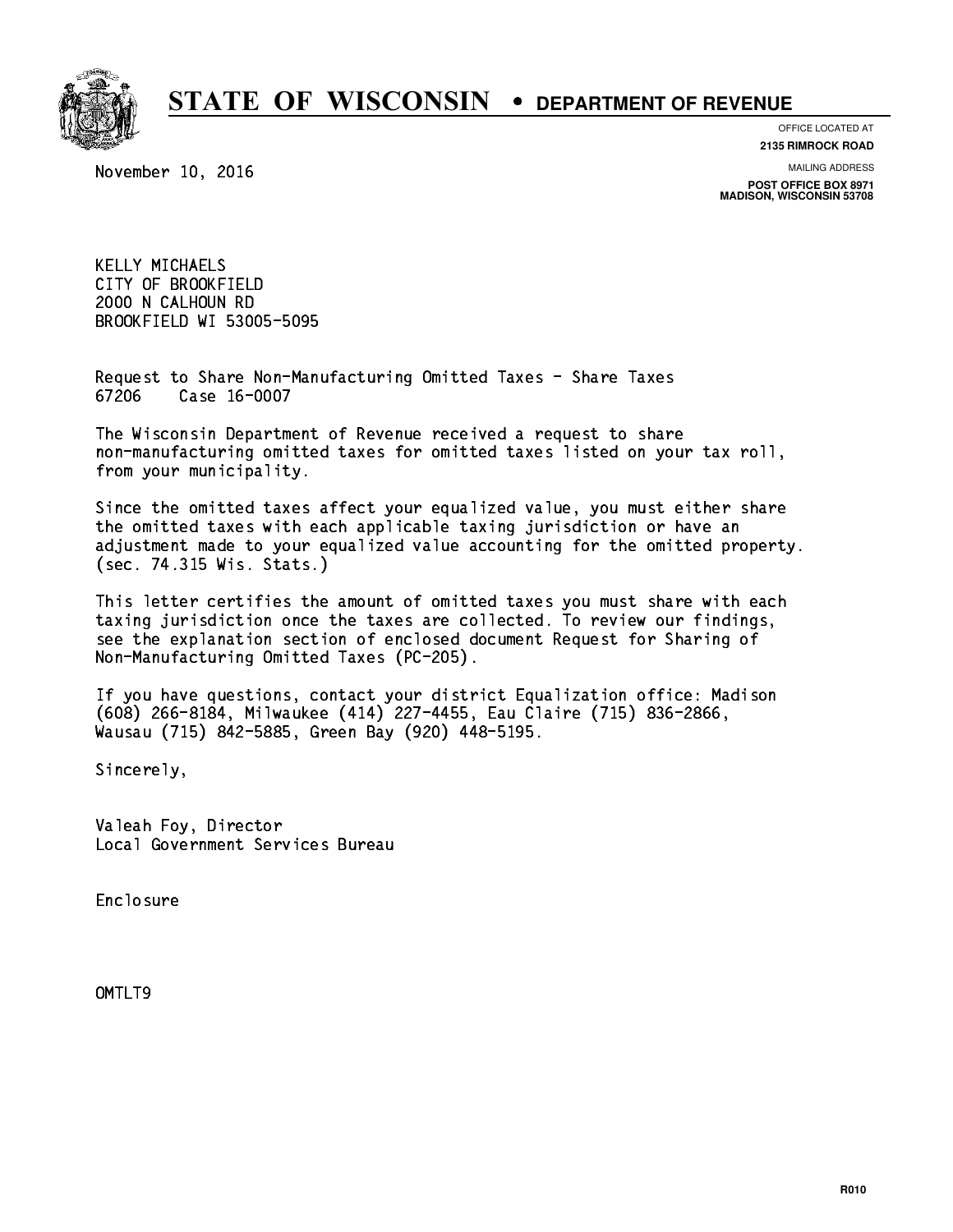# STATE OF WISCONSIN • DEPARTMENT OF REVENUE

OFFICE LOCATED AT
**2135 RIMROCK ROAD**

MAILING ADDRESS
**POST OFFICE BOX 8971**
**MADISON, WISCONSIN 53708**

November 10, 2016

KELLY MICHAELS
CITY OF BROOKFIELD
2000 N CALHOUN RD
BROOKFIELD WI 53005-5095

Request to Share Non-Manufacturing Omitted Taxes - Share Taxes
67206 Case 16-0007

The Wisconsin Department of Revenue received a request to share non-manufacturing omitted taxes for omitted taxes listed on your tax roll, from your municipality.

Since the omitted taxes affect your equalized value, you must either share the omitted taxes with each applicable taxing jurisdiction or have an adjustment made to your equalized value accounting for the omitted property. (sec. 74.315 Wis. Stats.)

This letter certifies the amount of omitted taxes you must share with each taxing jurisdiction once the taxes are collected. To review our findings, see the explanation section of enclosed document Request for Sharing of Non-Manufacturing Omitted Taxes (PC-205).

If you have questions, contact your district Equalization office: Madison (608) 266-8184, Milwaukee (414) 227-4455, Eau Claire (715) 836-2866, Wausau (715) 842-5885, Green Bay (920) 448-5195.

Sincerely,

Valeah Foy, Director
Local Government Services Bureau

Enclosure

OMTLT9

R010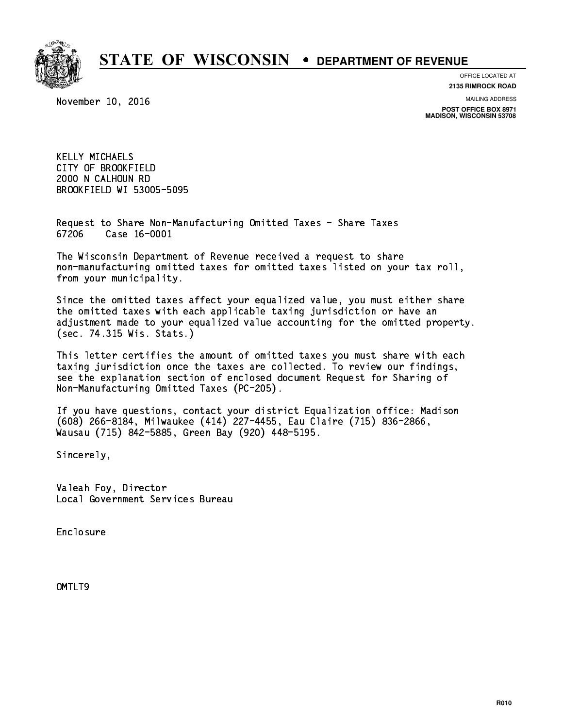# STATE OF WISCONSIN • DEPARTMENT OF REVENUE

OFFICE LOCATED AT
**2135 RIMROCK ROAD**

MAILING ADDRESS
**POST OFFICE BOX 8971**
**MADISON, WISCONSIN 53708**

November 10, 2016

KELLY MICHAELS
CITY OF BROOKFIELD
2000 N CALHOUN RD
BROOKFIELD WI 53005-5095

Request to Share Non-Manufacturing Omitted Taxes - Share Taxes
67206 Case 16-0001

The Wisconsin Department of Revenue received a request to share non-manufacturing omitted taxes for omitted taxes listed on your tax roll, from your municipality.

Since the omitted taxes affect your equalized value, you must either share the omitted taxes with each applicable taxing jurisdiction or have an adjustment made to your equalized value accounting for the omitted property. (sec. 74.315 Wis. Stats.)

This letter certifies the amount of omitted taxes you must share with each taxing jurisdiction once the taxes are collected. To review our findings, see the explanation section of enclosed document Request for Sharing of Non-Manufacturing Omitted Taxes (PC-205).

If you have questions, contact your district Equalization office: Madison (608) 266-8184, Milwaukee (414) 227-4455, Eau Claire (715) 836-2866, Wausau (715) 842-5885, Green Bay (920) 448-5195.

Sincerely,

Valeah Foy, Director
Local Government Services Bureau

Enclosure

OMTLT9

R010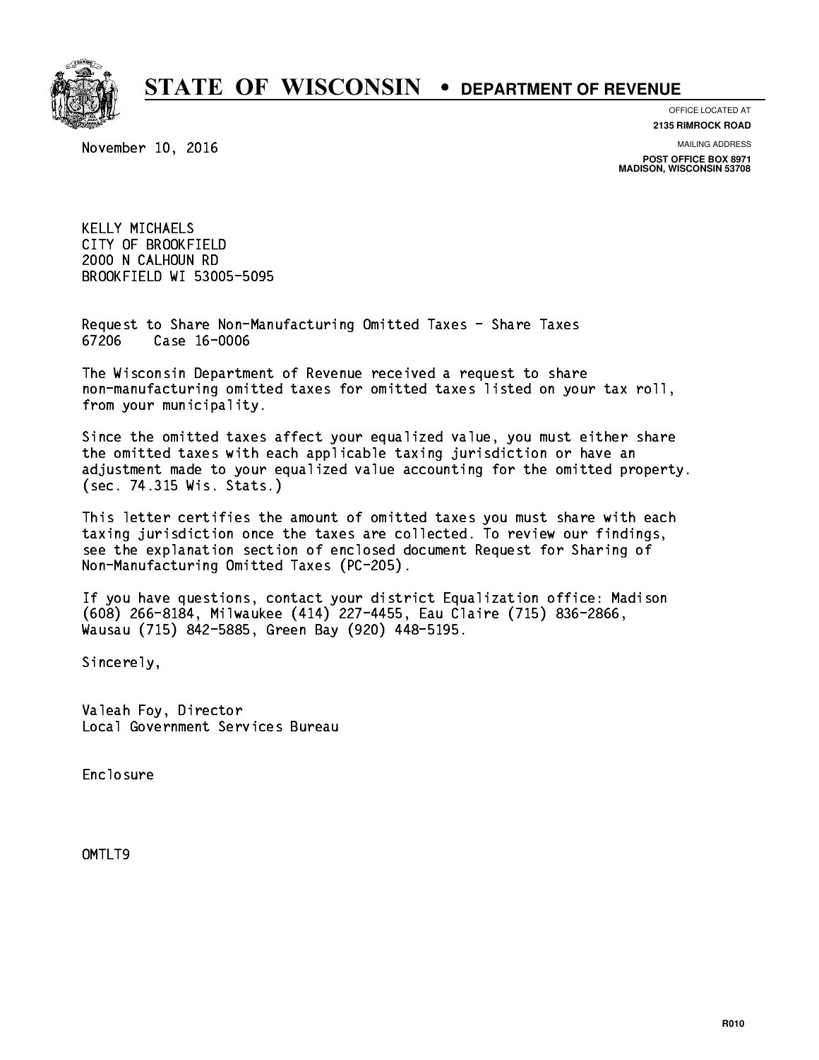# STATE OF WISCONSIN • DEPARTMENT OF REVENUE

OFFICE LOCATED AT
**2135 RIMROCK ROAD**

MAILING ADDRESS
**POST OFFICE BOX 8971**
**MADISON, WISCONSIN 53708**

November 10, 2016

KELLY MICHAELS
CITY OF BROOKFIELD
2000 N CALHOUN RD
BROOKFIELD WI 53005-5095

Request to Share Non-Manufacturing Omitted Taxes - Share Taxes
67206 Case 16-0006

The Wisconsin Department of Revenue received a request to share non-manufacturing omitted taxes for omitted taxes listed on your tax roll, from your municipality.

Since the omitted taxes affect your equalized value, you must either share the omitted taxes with each applicable taxing jurisdiction or have an adjustment made to your equalized value accounting for the omitted property. (sec. 74.315 Wis. Stats.)

This letter certifies the amount of omitted taxes you must share with each taxing jurisdiction once the taxes are collected. To review our findings, see the explanation section of enclosed document Request for Sharing of Non-Manufacturing Omitted Taxes (PC-205).

If you have questions, contact your district Equalization office: Madison (608) 266-8184, Milwaukee (414) 227-4455, Eau Claire (715) 836-2866, Wausau (715) 842-5885, Green Bay (920) 448-5195.

Sincerely,

Valeah Foy, Director
Local Government Services Bureau

Enclosure

OMTLT9

R010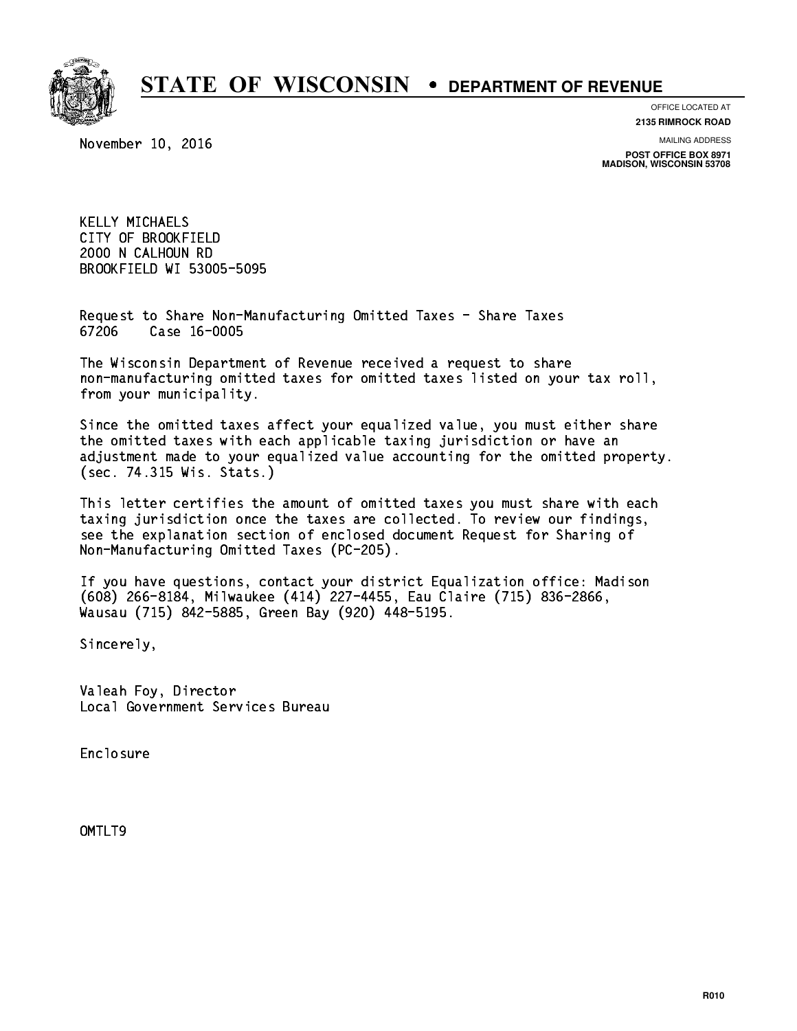# STATE OF WISCONSIN • DEPARTMENT OF REVENUE

OFFICE LOCATED AT
**2135 RIMROCK ROAD**

MAILING ADDRESS
**POST OFFICE BOX 8971**
**MADISON, WISCONSIN 53708**

November 10, 2016

KELLY MICHAELS
CITY OF BROOKFIELD
2000 N CALHOUN RD
BROOKFIELD WI 53005-5095

Request to Share Non-Manufacturing Omitted Taxes - Share Taxes
67206 Case 16-0005

The Wisconsin Department of Revenue received a request to share non-manufacturing omitted taxes for omitted taxes listed on your tax roll, from your municipality.

Since the omitted taxes affect your equalized value, you must either share the omitted taxes with each applicable taxing jurisdiction or have an adjustment made to your equalized value accounting for the omitted property. (sec. 74.315 Wis. Stats.)

This letter certifies the amount of omitted taxes you must share with each taxing jurisdiction once the taxes are collected. To review our findings, see the explanation section of enclosed document Request for Sharing of Non-Manufacturing Omitted Taxes (PC-205).

If you have questions, contact your district Equalization office: Madison (608) 266-8184, Milwaukee (414) 227-4455, Eau Claire (715) 836-2866, Wausau (715) 842-5885, Green Bay (920) 448-5195.

Sincerely,

Valeah Foy, Director
Local Government Services Bureau

Enclosure

OMTLT9

R010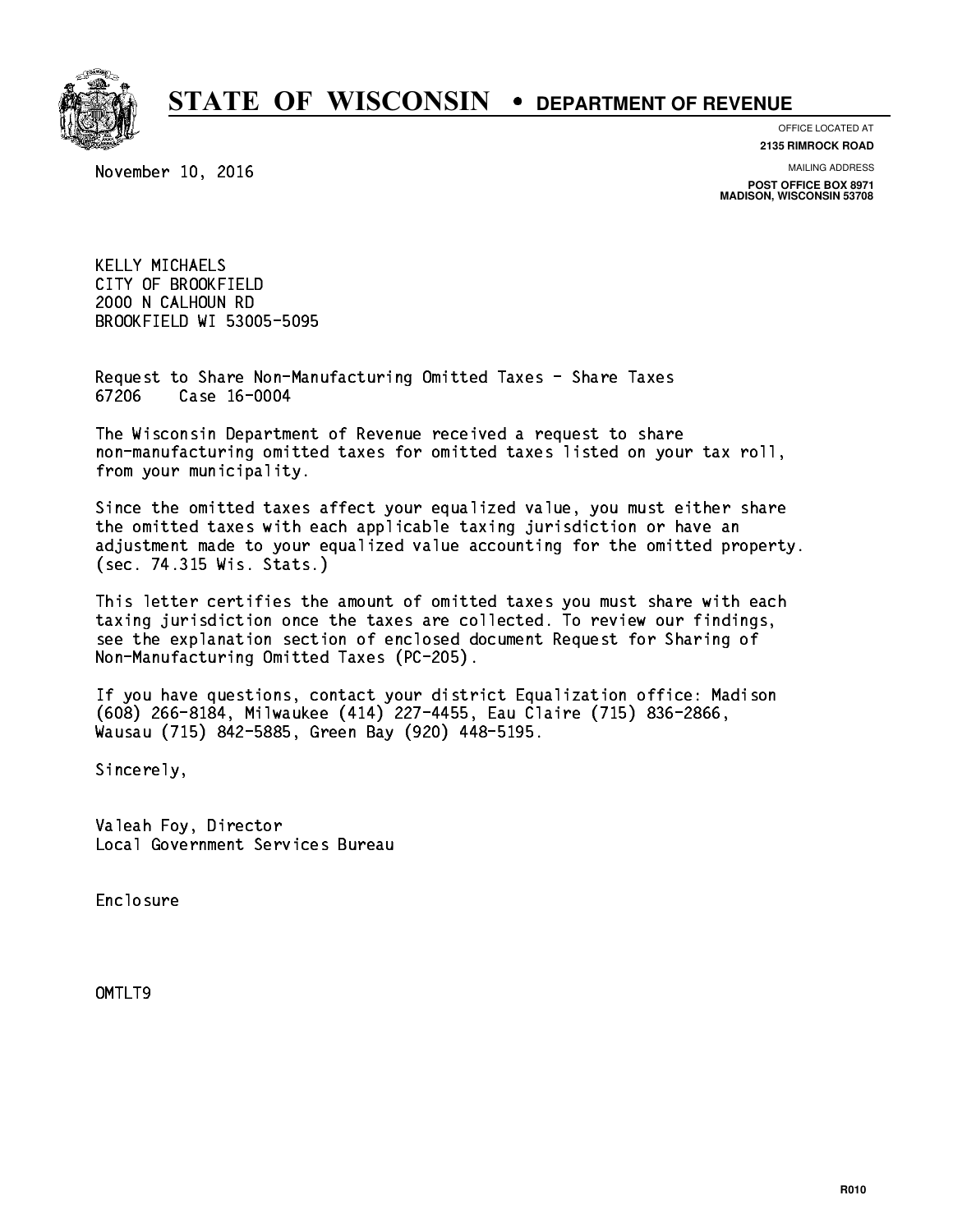# STATE OF WISCONSIN • DEPARTMENT OF REVENUE

OFFICE LOCATED AT
**2135 RIMROCK ROAD**

MAILING ADDRESS
**POST OFFICE BOX 8971**
**MADISON, WISCONSIN 53708**

November 10, 2016

KELLY MICHAELS
CITY OF BROOKFIELD
2000 N CALHOUN RD
BROOKFIELD WI 53005-5095

Request to Share Non-Manufacturing Omitted Taxes - Share Taxes
67206    Case 16-0004

The Wisconsin Department of Revenue received a request to share non-manufacturing omitted taxes for omitted taxes listed on your tax roll, from your municipality.

Since the omitted taxes affect your equalized value, you must either share the omitted taxes with each applicable taxing jurisdiction or have an adjustment made to your equalized value accounting for the omitted property. (sec. 74.315 Wis. Stats.)

This letter certifies the amount of omitted taxes you must share with each taxing jurisdiction once the taxes are collected. To review our findings, see the explanation section of enclosed document Request for Sharing of Non-Manufacturing Omitted Taxes (PC-205).

If you have questions, contact your district Equalization office: Madison (608) 266-8184, Milwaukee (414) 227-4455, Eau Claire (715) 836-2866, Wausau (715) 842-5885, Green Bay (920) 448-5195.

Sincerely,

Valeah Foy, Director
Local Government Services Bureau

Enclosure

OMTLT9

R010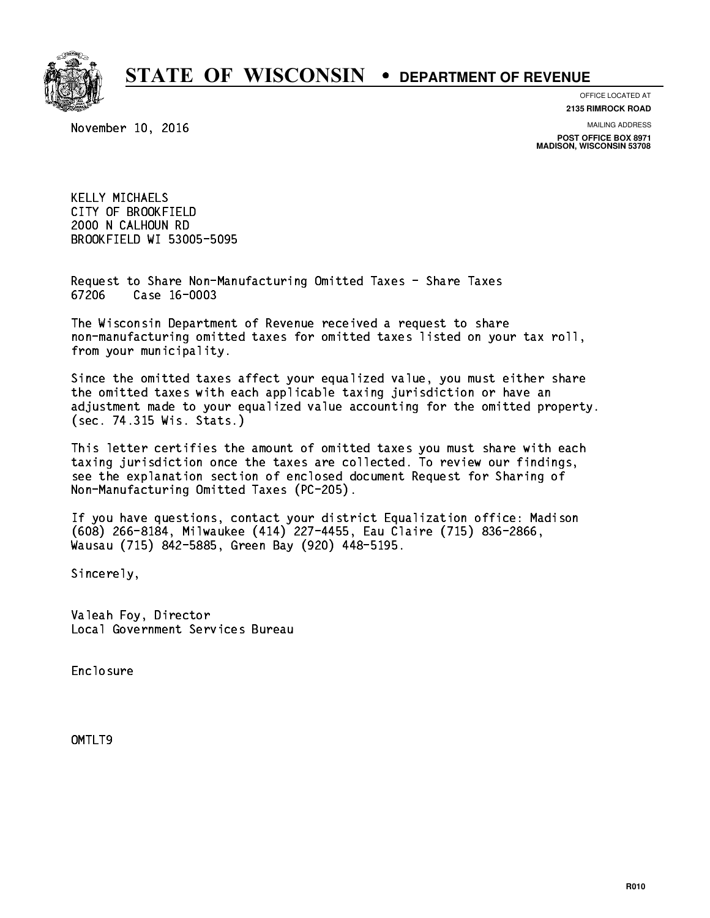# STATE OF WISCONSIN • DEPARTMENT OF REVENUE

OFFICE LOCATED AT
**2135 RIMROCK ROAD**

MAILING ADDRESS
**POST OFFICE BOX 8971**
**MADISON, WISCONSIN 53708**

November 10, 2016

KELLY MICHAELS
CITY OF BROOKFIELD
2000 N CALHOUN RD
BROOKFIELD WI 53005-5095

Request to Share Non-Manufacturing Omitted Taxes - Share Taxes
67206 Case 16-0003

The Wisconsin Department of Revenue received a request to share non-manufacturing omitted taxes for omitted taxes listed on your tax roll, from your municipality.

Since the omitted taxes affect your equalized value, you must either share the omitted taxes with each applicable taxing jurisdiction or have an adjustment made to your equalized value accounting for the omitted property. (sec. 74.315 Wis. Stats.)

This letter certifies the amount of omitted taxes you must share with each taxing jurisdiction once the taxes are collected. To review our findings, see the explanation section of enclosed document Request for Sharing of Non-Manufacturing Omitted Taxes (PC-205).

If you have questions, contact your district Equalization office: Madison (608) 266-8184, Milwaukee (414) 227-4455, Eau Claire (715) 836-2866, Wausau (715) 842-5885, Green Bay (920) 448-5195.

Sincerely,

Valeah Foy, Director
Local Government Services Bureau

Enclosure

OMTLT9

R010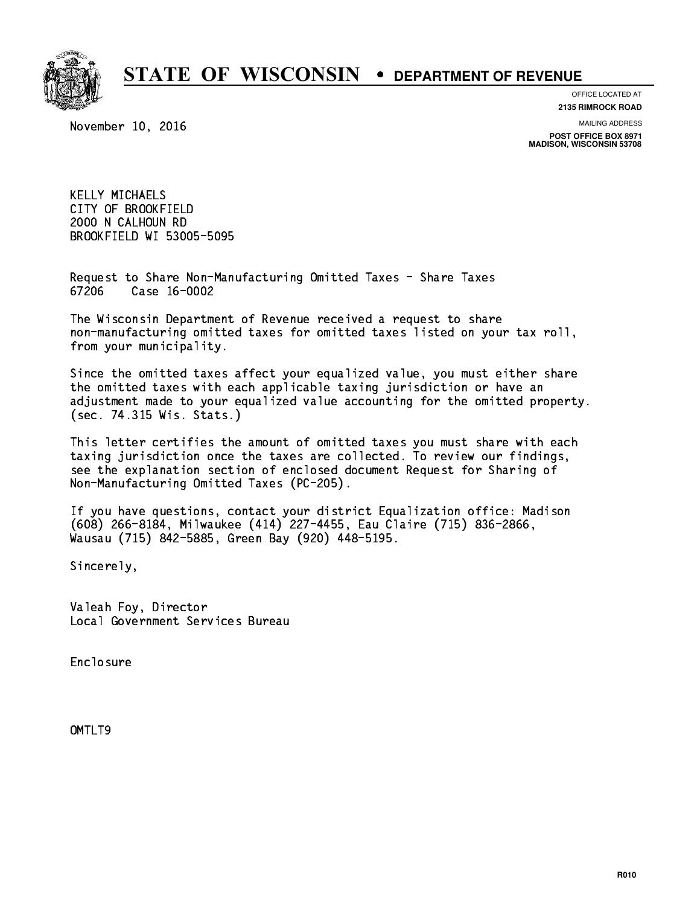# STATE OF WISCONSIN • DEPARTMENT OF REVENUE

OFFICE LOCATED AT
**2135 RIMROCK ROAD**

MAILING ADDRESS
**POST OFFICE BOX 8971**
**MADISON, WISCONSIN 53708**

November 10, 2016

KELLY MICHAELS
CITY OF BROOKFIELD
2000 N CALHOUN RD
BROOKFIELD WI 53005-5095

Request to Share Non-Manufacturing Omitted Taxes - Share Taxes
67206 Case 16-0002

The Wisconsin Department of Revenue received a request to share non-manufacturing omitted taxes for omitted taxes listed on your tax roll, from your municipality.

Since the omitted taxes affect your equalized value, you must either share the omitted taxes with each applicable taxing jurisdiction or have an adjustment made to your equalized value accounting for the omitted property. (sec. 74.315 Wis. Stats.)

This letter certifies the amount of omitted taxes you must share with each taxing jurisdiction once the taxes are collected. To review our findings, see the explanation section of enclosed document Request for Sharing of Non-Manufacturing Omitted Taxes (PC-205).

If you have questions, contact your district Equalization office: Madison (608) 266-8184, Milwaukee (414) 227-4455, Eau Claire (715) 836-2866, Wausau (715) 842-5885, Green Bay (920) 448-5195.

Sincerely,

Valeah Foy, Director
Local Government Services Bureau

Enclosure

OMTLT9

R010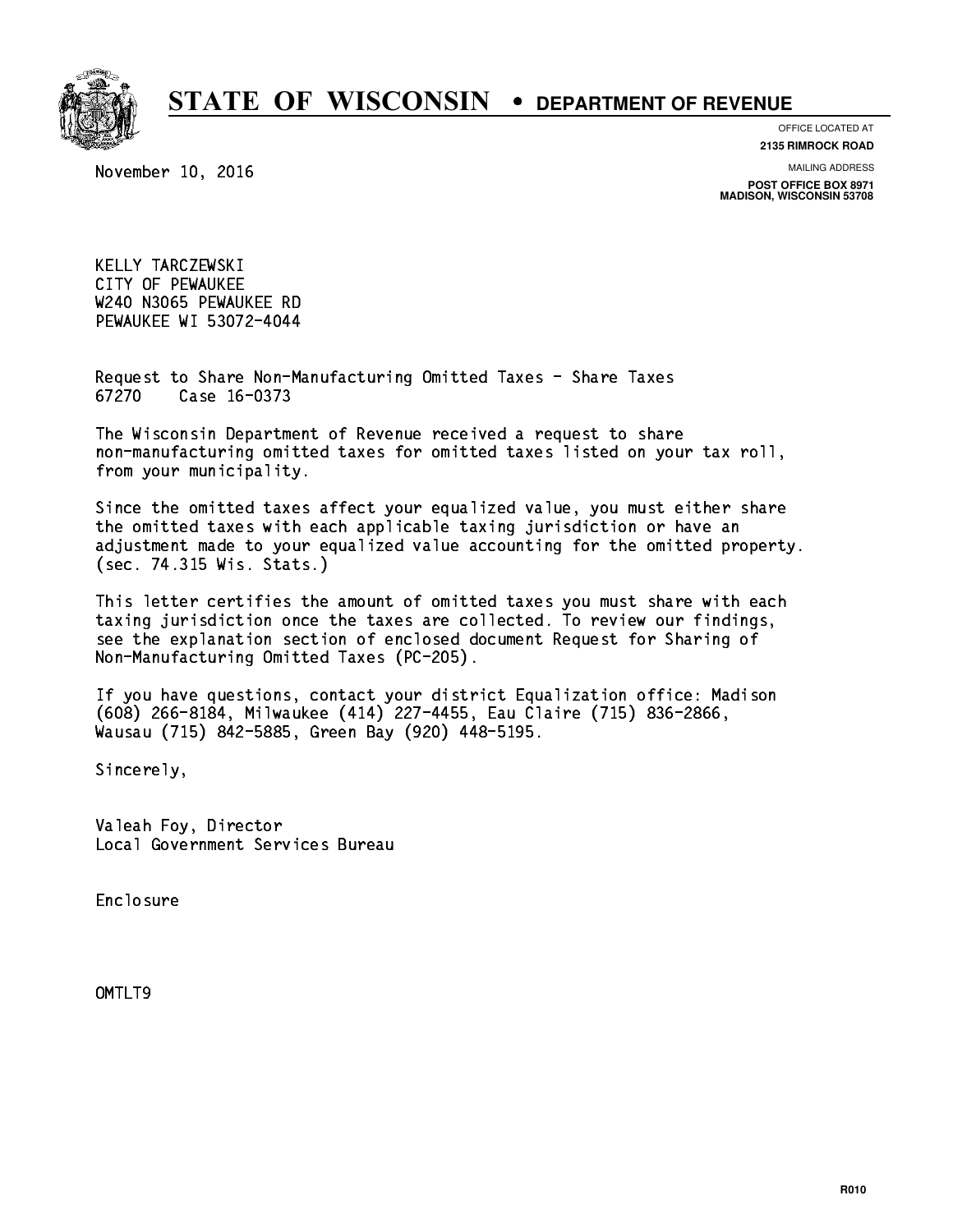# STATE OF WISCONSIN • DEPARTMENT OF REVENUE

OFFICE LOCATED AT
**2135 RIMROCK ROAD**

MAILING ADDRESS
**POST OFFICE BOX 8971**
**MADISON, WISCONSIN 53708**

November 10, 2016

KELLY TARCZEWSKI
CITY OF PEWAUKEE
W240 N3065 PEWAUKEE RD
PEWAUKEE WI 53072-4044

Request to Share Non-Manufacturing Omitted Taxes - Share Taxes
67270 Case 16-0373

The Wisconsin Department of Revenue received a request to share non-manufacturing omitted taxes for omitted taxes listed on your tax roll, from your municipality.

Since the omitted taxes affect your equalized value, you must either share the omitted taxes with each applicable taxing jurisdiction or have an adjustment made to your equalized value accounting for the omitted property. (sec. 74.315 Wis. Stats.)

This letter certifies the amount of omitted taxes you must share with each taxing jurisdiction once the taxes are collected. To review our findings, see the explanation section of enclosed document Request for Sharing of Non-Manufacturing Omitted Taxes (PC-205).

If you have questions, contact your district Equalization office: Madison (608) 266-8184, Milwaukee (414) 227-4455, Eau Claire (715) 836-2866, Wausau (715) 842-5885, Green Bay (920) 448-5195.

Sincerely,

Valeah Foy, Director
Local Government Services Bureau

Enclosure

OMTLT9

R010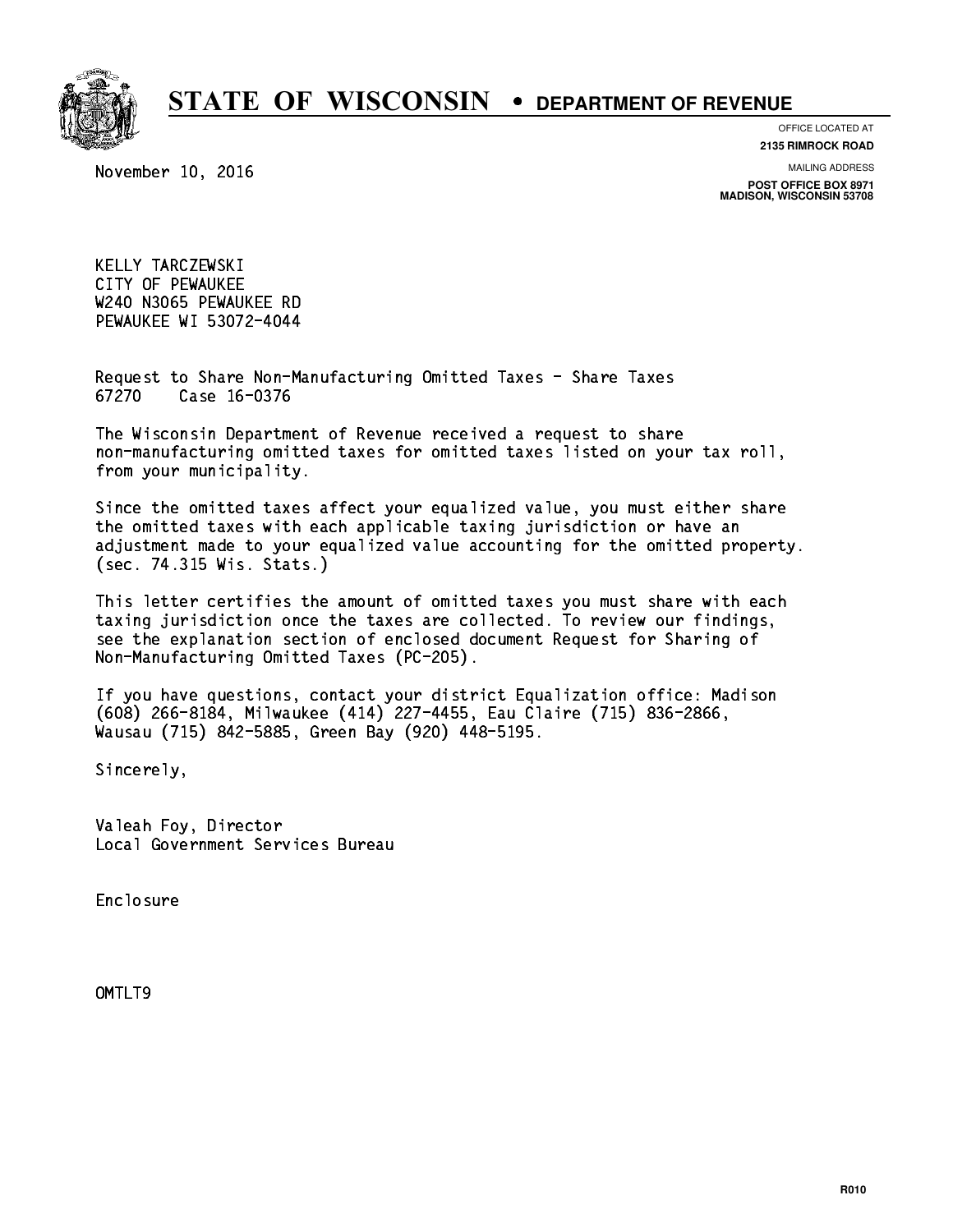# STATE OF WISCONSIN • DEPARTMENT OF REVENUE

OFFICE LOCATED AT
**2135 RIMROCK ROAD**

MAILING ADDRESS
**POST OFFICE BOX 8971**
**MADISON, WISCONSIN 53708**

November 10, 2016

KELLY TARCZEWSKI
CITY OF PEWAUKEE
W240 N3065 PEWAUKEE RD
PEWAUKEE WI 53072-4044

Request to Share Non-Manufacturing Omitted Taxes - Share Taxes
67270 Case 16-0376

The Wisconsin Department of Revenue received a request to share non-manufacturing omitted taxes for omitted taxes listed on your tax roll, from your municipality.

Since the omitted taxes affect your equalized value, you must either share the omitted taxes with each applicable taxing jurisdiction or have an adjustment made to your equalized value accounting for the omitted property. (sec. 74.315 Wis. Stats.)

This letter certifies the amount of omitted taxes you must share with each taxing jurisdiction once the taxes are collected. To review our findings, see the explanation section of enclosed document Request for Sharing of Non-Manufacturing Omitted Taxes (PC-205).

If you have questions, contact your district Equalization office: Madison (608) 266-8184, Milwaukee (414) 227-4455, Eau Claire (715) 836-2866, Wausau (715) 842-5885, Green Bay (920) 448-5195.

Sincerely,

Valeah Foy, Director
Local Government Services Bureau

Enclosure

OMTLT9

R010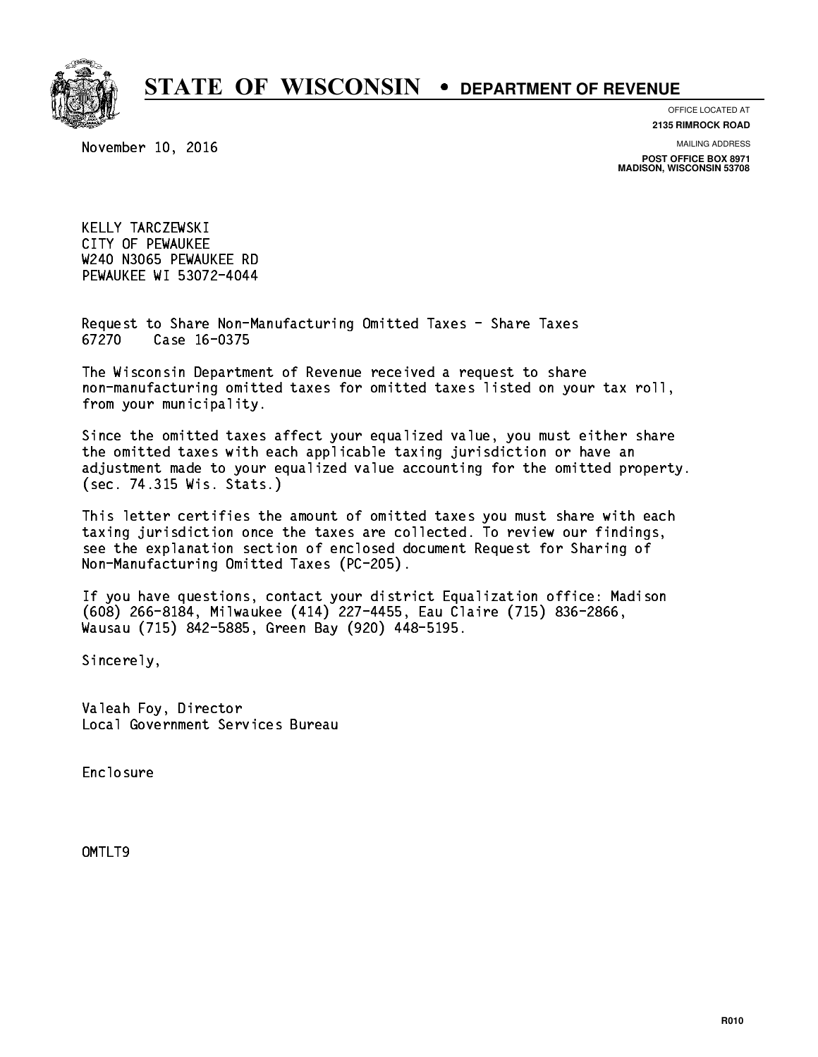# STATE OF WISCONSIN • DEPARTMENT OF REVENUE

OFFICE LOCATED AT
**2135 RIMROCK ROAD**

MAILING ADDRESS
**POST OFFICE BOX 8971**
**MADISON, WISCONSIN 53708**

November 10, 2016

KELLY TARCZEWSKI
CITY OF PEWAUKEE
W240 N3065 PEWAUKEE RD
PEWAUKEE WI 53072-4044

Request to Share Non-Manufacturing Omitted Taxes - Share Taxes
67270 Case 16-0375

The Wisconsin Department of Revenue received a request to share non-manufacturing omitted taxes for omitted taxes listed on your tax roll, from your municipality.

Since the omitted taxes affect your equalized value, you must either share the omitted taxes with each applicable taxing jurisdiction or have an adjustment made to your equalized value accounting for the omitted property. (sec. 74.315 Wis. Stats.)

This letter certifies the amount of omitted taxes you must share with each taxing jurisdiction once the taxes are collected. To review our findings, see the explanation section of enclosed document Request for Sharing of Non-Manufacturing Omitted Taxes (PC-205).

If you have questions, contact your district Equalization office: Madison (608) 266-8184, Milwaukee (414) 227-4455, Eau Claire (715) 836-2866, Wausau (715) 842-5885, Green Bay (920) 448-5195.

Sincerely,

Valeah Foy, Director
Local Government Services Bureau

Enclosure

OMTLT9

R010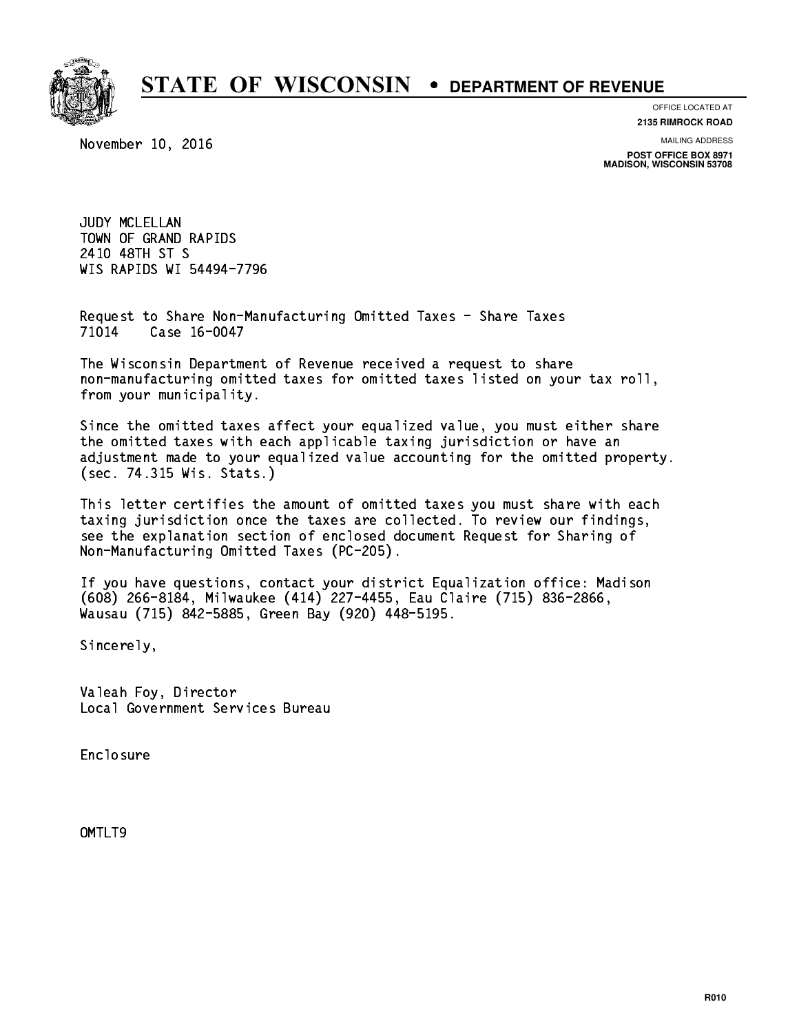# STATE OF WISCONSIN • DEPARTMENT OF REVENUE

OFFICE LOCATED AT
**2135 RIMROCK ROAD**

MAILING ADDRESS
**POST OFFICE BOX 8971**
**MADISON, WISCONSIN 53708**

November 10, 2016

JUDY MCLELLAN
TOWN OF GRAND RAPIDS
2410 48TH ST S
WIS RAPIDS WI 54494-7796

Request to Share Non-Manufacturing Omitted Taxes - Share Taxes
71014 Case 16-0047

The Wisconsin Department of Revenue received a request to share non-manufacturing omitted taxes for omitted taxes listed on your tax roll, from your municipality.

Since the omitted taxes affect your equalized value, you must either share the omitted taxes with each applicable taxing jurisdiction or have an adjustment made to your equalized value accounting for the omitted property. (sec. 74.315 Wis. Stats.)

This letter certifies the amount of omitted taxes you must share with each taxing jurisdiction once the taxes are collected. To review our findings, see the explanation section of enclosed document Request for Sharing of Non-Manufacturing Omitted Taxes (PC-205).

If you have questions, contact your district Equalization office: Madison (608) 266-8184, Milwaukee (414) 227-4455, Eau Claire (715) 836-2866, Wausau (715) 842-5885, Green Bay (920) 448-5195.

Sincerely,

Valeah Foy, Director
Local Government Services Bureau

Enclosure

OMTLT9

R010